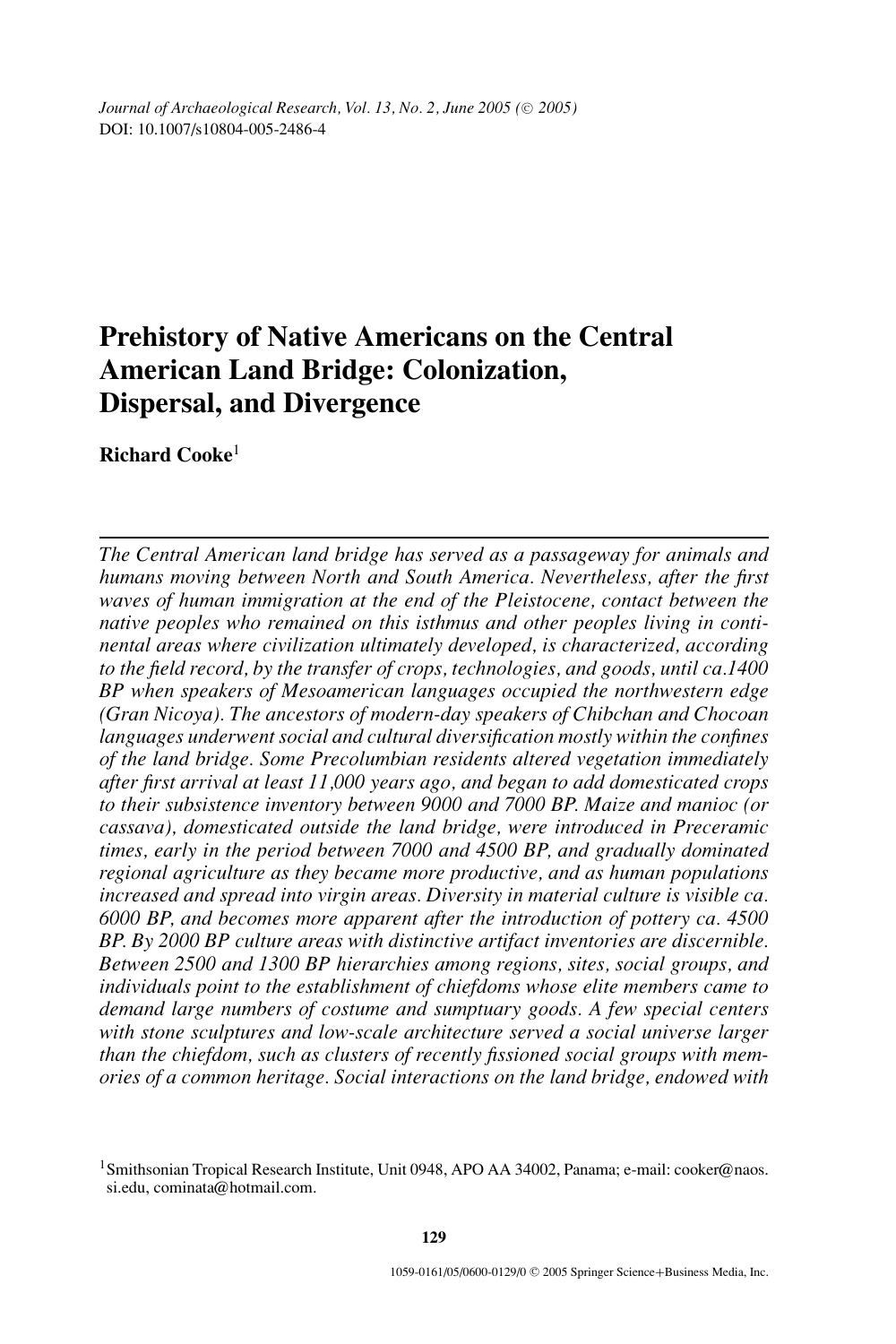Journal of Archaeological Research, Vol. 13, No. 2, June 2005 (© 2005)
DOI: 10.1007/s10804-005-2486-4

# Prehistory of Native Americans on the Central American Land Bridge: Colonization, Dispersal, and Divergence

**Richard Cooke**[1]

*The Central American land bridge has served as a passageway for animals and humans moving between North and South America. Nevertheless, after the first waves of human immigration at the end of the Pleistocene, contact between the native peoples who remained on this isthmus and other peoples living in continental areas where civilization ultimately developed, is characterized, according to the field record, by the transfer of crops, technologies, and goods, until ca.1400 BP when speakers of Mesoamerican languages occupied the northwestern edge (Gran Nicoya). The ancestors of modern-day speakers of Chibchan and Chocoan languages underwent social and cultural diversification mostly within the confines of the land bridge. Some Precolumbian residents altered vegetation immediately after first arrival at least 11,000 years ago, and began to add domesticated crops to their subsistence inventory between 9000 and 7000 BP. Maize and manioc (or cassava), domesticated outside the land bridge, were introduced in Preceramic times, early in the period between 7000 and 4500 BP, and gradually dominated regional agriculture as they became more productive, and as human populations increased and spread into virgin areas. Diversity in material culture is visible ca. 6000 BP, and becomes more apparent after the introduction of pottery ca. 4500 BP. By 2000 BP culture areas with distinctive artifact inventories are discernible. Between 2500 and 1300 BP hierarchies among regions, sites, social groups, and individuals point to the establishment of chiefdoms whose elite members came to demand large numbers of costume and sumptuary goods. A few special centers with stone sculptures and low-scale architecture served a social universe larger than the chiefdom, such as clusters of recently fissioned social groups with memories of a common heritage. Social interactions on the land bridge, endowed with*

[1] Smithsonian Tropical Research Institute, Unit 0948, APO AA 34002, Panama; e-mail: cooker@naos.si.edu, cominata@hotmail.com.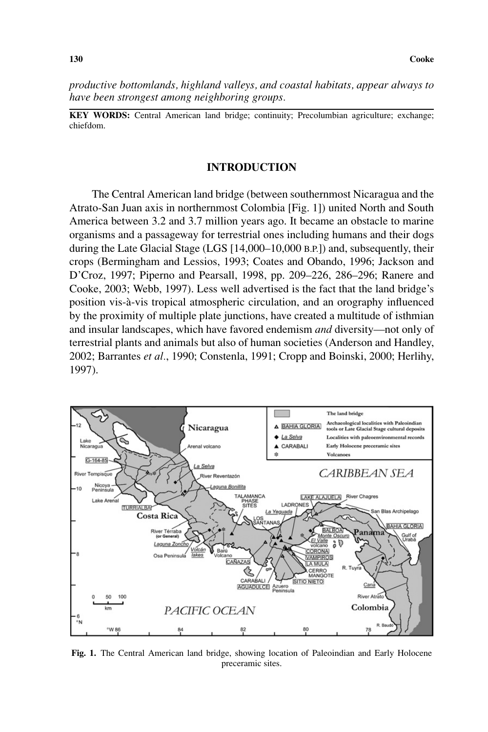*productive bottomlands, highland valleys, and coastal habitats, appear always to have been strongest among neighboring groups.*

**KEY WORDS:** Central American land bridge; continuity; Precolumbian agriculture; exchange; chiefdom.

## INTRODUCTION

The Central American land bridge (between southernmost Nicaragua and the Atrato-San Juan axis in northernmost Colombia [Fig. 1]) united North and South America between 3.2 and 3.7 million years ago. It became an obstacle to marine organisms and a passageway for terrestrial ones including humans and their dogs during the Late Glacial Stage (LGS [14,000–10,000 B.P.]) and, subsequently, their crops (Bermingham and Lessios, 1993; Coates and Obando, 1996; Jackson and D'Croz, 1997; Piperno and Pearsall, 1998, pp. 209–226, 286–296; Ranere and Cooke, 2003; Webb, 1997). Less well advertised is the fact that the land bridge's position vis-à-vis tropical atmospheric circulation, and an orography influenced by the proximity of multiple plate junctions, have created a multitude of isthmian and insular landscapes, which have favored endemism *and* diversity—not only of terrestrial plants and animals but also of human societies (Anderson and Handley, 2002; Barrantes *et al*., 1990; Constenla, 1991; Cropp and Boinski, 2000; Herlihy, 1997).

**Fig. 1.** The Central American land bridge, showing location of Paleoindian and Early Holocene preceramic sites.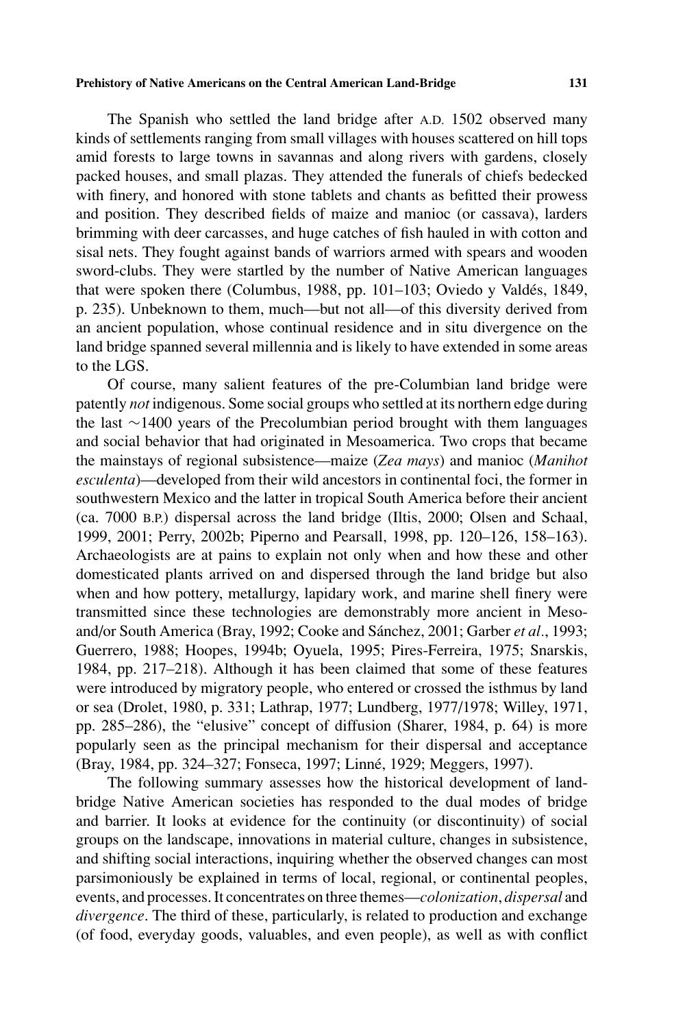The Spanish who settled the land bridge after A.D. 1502 observed many kinds of settlements ranging from small villages with houses scattered on hill tops amid forests to large towns in savannas and along rivers with gardens, closely packed houses, and small plazas. They attended the funerals of chiefs bedecked with finery, and honored with stone tablets and chants as befitted their prowess and position. They described fields of maize and manioc (or cassava), larders brimming with deer carcasses, and huge catches of fish hauled in with cotton and sisal nets. They fought against bands of warriors armed with spears and wooden sword-clubs. They were startled by the number of Native American languages that were spoken there (Columbus, 1988, pp. 101–103; Oviedo y Valdés, 1849, p. 235). Unbeknown to them, much—but not all—of this diversity derived from an ancient population, whose continual residence and in situ divergence on the land bridge spanned several millennia and is likely to have extended in some areas to the LGS.

Of course, many salient features of the pre-Columbian land bridge were patently *not* indigenous. Some social groups who settled at its northern edge during the last ∼1400 years of the Precolumbian period brought with them languages and social behavior that had originated in Mesoamerica. Two crops that became the mainstays of regional subsistence—maize (*Zea mays*) and manioc (*Manihot esculenta*)—developed from their wild ancestors in continental foci, the former in southwestern Mexico and the latter in tropical South America before their ancient (ca. 7000 B.P.) dispersal across the land bridge (Iltis, 2000; Olsen and Schaal, 1999, 2001; Perry, 2002b; Piperno and Pearsall, 1998, pp. 120–126, 158–163). Archaeologists are at pains to explain not only when and how these and other domesticated plants arrived on and dispersed through the land bridge but also when and how pottery, metallurgy, lapidary work, and marine shell finery were transmitted since these technologies are demonstrably more ancient in Meso- and/or South America (Bray, 1992; Cooke and Sánchez, 2001; Garber *et al.*, 1993; Guerrero, 1988; Hoopes, 1994b; Oyuela, 1995; Pires-Ferreira, 1975; Snarskis, 1984, pp. 217–218). Although it has been claimed that some of these features were introduced by migratory people, who entered or crossed the isthmus by land or sea (Drolet, 1980, p. 331; Lathrap, 1977; Lundberg, 1977/1978; Willey, 1971, pp. 285–286), the "elusive" concept of diffusion (Sharer, 1984, p. 64) is more popularly seen as the principal mechanism for their dispersal and acceptance (Bray, 1984, pp. 324–327; Fonseca, 1997; Linné, 1929; Meggers, 1997).

The following summary assesses how the historical development of land-bridge Native American societies has responded to the dual modes of bridge and barrier. It looks at evidence for the continuity (or discontinuity) of social groups on the landscape, innovations in material culture, changes in subsistence, and shifting social interactions, inquiring whether the observed changes can most parsimoniously be explained in terms of local, regional, or continental peoples, events, and processes. It concentrates on three themes—*colonization*, *dispersal* and *divergence*. The third of these, particularly, is related to production and exchange (of food, everyday goods, valuables, and even people), as well as with conflict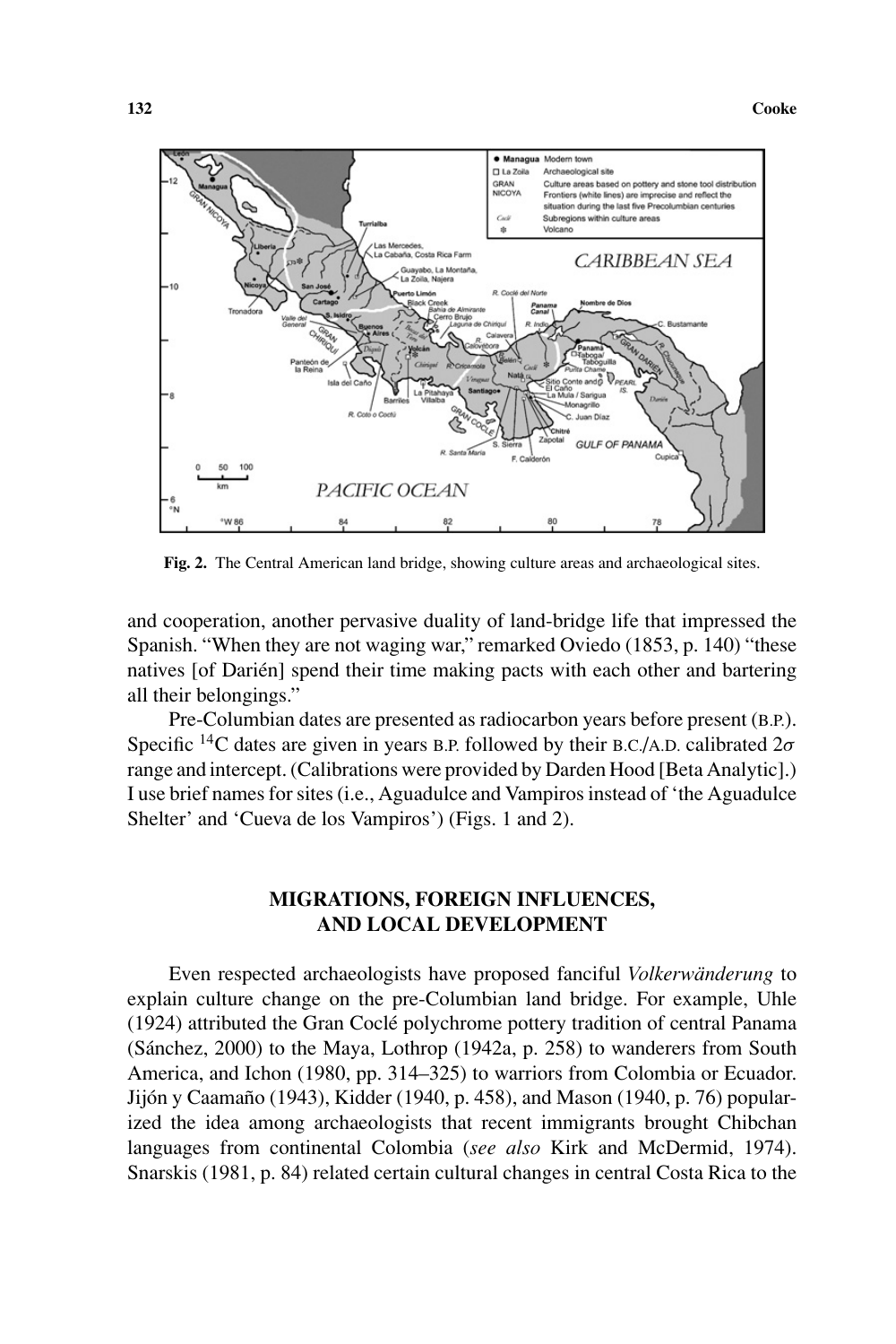**Fig. 2.** The Central American land bridge, showing culture areas and archaeological sites.

and cooperation, another pervasive duality of land-bridge life that impressed the Spanish. "When they are not waging war," remarked Oviedo (1853, p. 140) "these natives [of Darién] spend their time making pacts with each other and bartering all their belongings."

Pre-Columbian dates are presented as radiocarbon years before present (B.P.). Specific $^{14}C$ dates are given in years B.P. followed by their B.C./A.D. calibrated $2\sigma$ range and intercept. (Calibrations were provided by Darden Hood [Beta Analytic].) I use brief names for sites (i.e., Aguadulce and Vampiros instead of 'the Aguadulce Shelter' and 'Cueva de los Vampiros') (Figs. 1 and 2).

## MIGRATIONS, FOREIGN INFLUENCES, AND LOCAL DEVELOPMENT

Even respected archaeologists have proposed fanciful *Volkerwänderung* to explain culture change on the pre-Columbian land bridge. For example, Uhle (1924) attributed the Gran Coclé polychrome pottery tradition of central Panama (Sánchez, 2000) to the Maya, Lothrop (1942a, p. 258) to wanderers from South America, and Ichon (1980, pp. 314–325) to warriors from Colombia or Ecuador. Jijón y Caamaño (1943), Kidder (1940, p. 458), and Mason (1940, p. 76) popularized the idea among archaeologists that recent immigrants brought Chibchan languages from continental Colombia (*see also* Kirk and McDermid, 1974). Snarskis (1981, p. 84) related certain cultural changes in central Costa Rica to the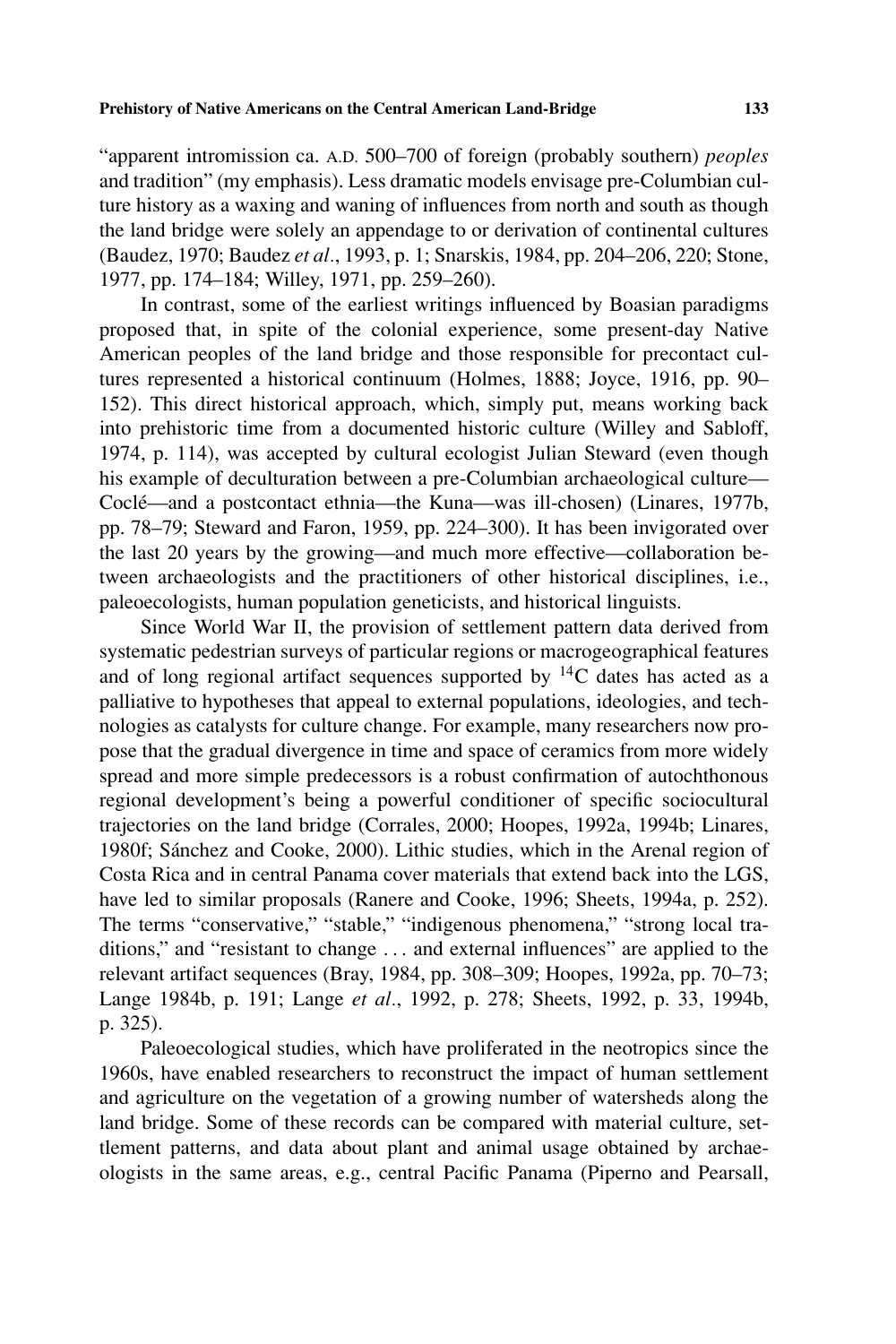"apparent intromission ca. A.D. 500–700 of foreign (probably southern) *peoples* and tradition" (my emphasis). Less dramatic models envisage pre-Columbian culture history as a waxing and waning of influences from north and south as though the land bridge were solely an appendage to or derivation of continental cultures (Baudez, 1970; Baudez *et al*., 1993, p. 1; Snarskis, 1984, pp. 204–206, 220; Stone, 1977, pp. 174–184; Willey, 1971, pp. 259–260).

In contrast, some of the earliest writings influenced by Boasian paradigms proposed that, in spite of the colonial experience, some present-day Native American peoples of the land bridge and those responsible for precontact cultures represented a historical continuum (Holmes, 1888; Joyce, 1916, pp. 90–152). This direct historical approach, which, simply put, means working back into prehistoric time from a documented historic culture (Willey and Sabloff, 1974, p. 114), was accepted by cultural ecologist Julian Steward (even though his example of deculturation between a pre-Columbian archaeological culture—Coclé—and a postcontact ethnia—the Kuna—was ill-chosen) (Linares, 1977b, pp. 78–79; Steward and Faron, 1959, pp. 224–300). It has been invigorated over the last 20 years by the growing—and much more effective—collaboration between archaeologists and the practitioners of other historical disciplines, i.e., paleoecologists, human population geneticists, and historical linguists.

Since World War II, the provision of settlement pattern data derived from systematic pedestrian surveys of particular regions or macrogeographical features and of long regional artifact sequences supported by $^{14}C$ dates has acted as a palliative to hypotheses that appeal to external populations, ideologies, and technologies as catalysts for culture change. For example, many researchers now propose that the gradual divergence in time and space of ceramics from more widely spread and more simple predecessors is a robust confirmation of autochthonous regional development's being a powerful conditioner of specific sociocultural trajectories on the land bridge (Corrales, 2000; Hoopes, 1992a, 1994b; Linares, 1980f; Sánchez and Cooke, 2000). Lithic studies, which in the Arenal region of Costa Rica and in central Panama cover materials that extend back into the LGS, have led to similar proposals (Ranere and Cooke, 1996; Sheets, 1994a, p. 252). The terms "conservative," "stable," "indigenous phenomena," "strong local traditions," and "resistant to change ... and external influences" are applied to the relevant artifact sequences (Bray, 1984, pp. 308–309; Hoopes, 1992a, pp. 70–73; Lange 1984b, p. 191; Lange *et al*., 1992, p. 278; Sheets, 1992, p. 33, 1994b, p. 325).

Paleoecological studies, which have proliferated in the neotropics since the 1960s, have enabled researchers to reconstruct the impact of human settlement and agriculture on the vegetation of a growing number of watersheds along the land bridge. Some of these records can be compared with material culture, settlement patterns, and data about plant and animal usage obtained by archaeologists in the same areas, e.g., central Pacific Panama (Piperno and Pearsall,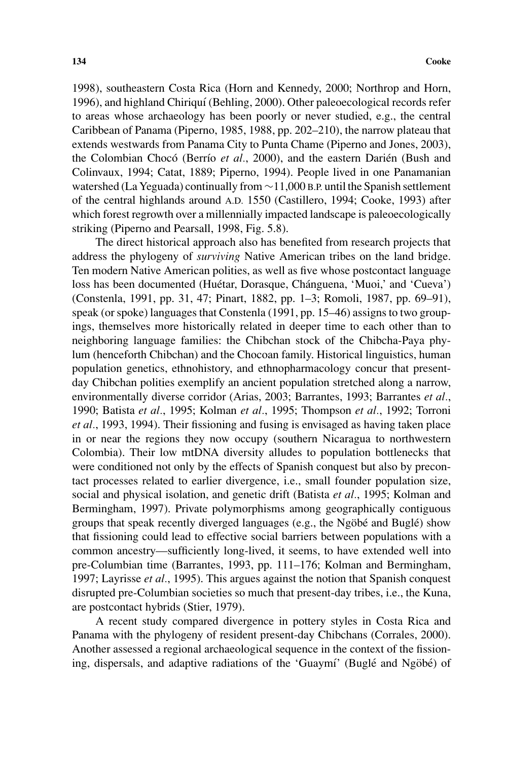1998), southeastern Costa Rica (Horn and Kennedy, 2000; Northrop and Horn, 1996), and highland Chiriquí (Behling, 2000). Other paleoecological records refer to areas whose archaeology has been poorly or never studied, e.g., the central Caribbean of Panama (Piperno, 1985, 1988, pp. 202–210), the narrow plateau that extends westwards from Panama City to Punta Chame (Piperno and Jones, 2003), the Colombian Chocó (Berrío *et al*., 2000), and the eastern Darién (Bush and Colinvaux, 1994; Catat, 1889; Piperno, 1994). People lived in one Panamanian watershed (La Yeguada) continually from ∼11,000 B.P. until the Spanish settlement of the central highlands around A.D. 1550 (Castillero, 1994; Cooke, 1993) after which forest regrowth over a millennially impacted landscape is paleoecologically striking (Piperno and Pearsall, 1998, Fig. 5.8).

The direct historical approach also has benefited from research projects that address the phylogeny of *surviving* Native American tribes on the land bridge. Ten modern Native American polities, as well as five whose postcontact language loss has been documented (Huétar, Dorasque, Chánguena, 'Muoi,' and 'Cueva') (Constenla, 1991, pp. 31, 47; Pinart, 1882, pp. 1–3; Romoli, 1987, pp. 69–91), speak (or spoke) languages that Constenla (1991, pp. 15–46) assigns to two groupings, themselves more historically related in deeper time to each other than to neighboring language families: the Chibchan stock of the Chibcha-Paya phylum (henceforth Chibchan) and the Chocoan family. Historical linguistics, human population genetics, ethnohistory, and ethnopharmacology concur that present-day Chibchan polities exemplify an ancient population stretched along a narrow, environmentally diverse corridor (Arias, 2003; Barrantes, 1993; Barrantes *et al*., 1990; Batista *et al*., 1995; Kolman *et al*., 1995; Thompson *et al*., 1992; Torroni *et al*., 1993, 1994). Their fissioning and fusing is envisaged as having taken place in or near the regions they now occupy (southern Nicaragua to northwestern Colombia). Their low mtDNA diversity alludes to population bottlenecks that were conditioned not only by the effects of Spanish conquest but also by precontact processes related to earlier divergence, i.e., small founder population size, social and physical isolation, and genetic drift (Batista *et al*., 1995; Kolman and Bermingham, 1997). Private polymorphisms among geographically contiguous groups that speak recently diverged languages (e.g., the Ngöbé and Buglé) show that fissioning could lead to effective social barriers between populations with a common ancestry—sufficiently long-lived, it seems, to have extended well into pre-Columbian time (Barrantes, 1993, pp. 111–176; Kolman and Bermingham, 1997; Layrisse *et al*., 1995). This argues against the notion that Spanish conquest disrupted pre-Columbian societies so much that present-day tribes, i.e., the Kuna, are postcontact hybrids (Stier, 1979).

A recent study compared divergence in pottery styles in Costa Rica and Panama with the phylogeny of resident present-day Chibchans (Corrales, 2000). Another assessed a regional archaeological sequence in the context of the fissioning, dispersals, and adaptive radiations of the 'Guaymí' (Buglé and Ngöbé) of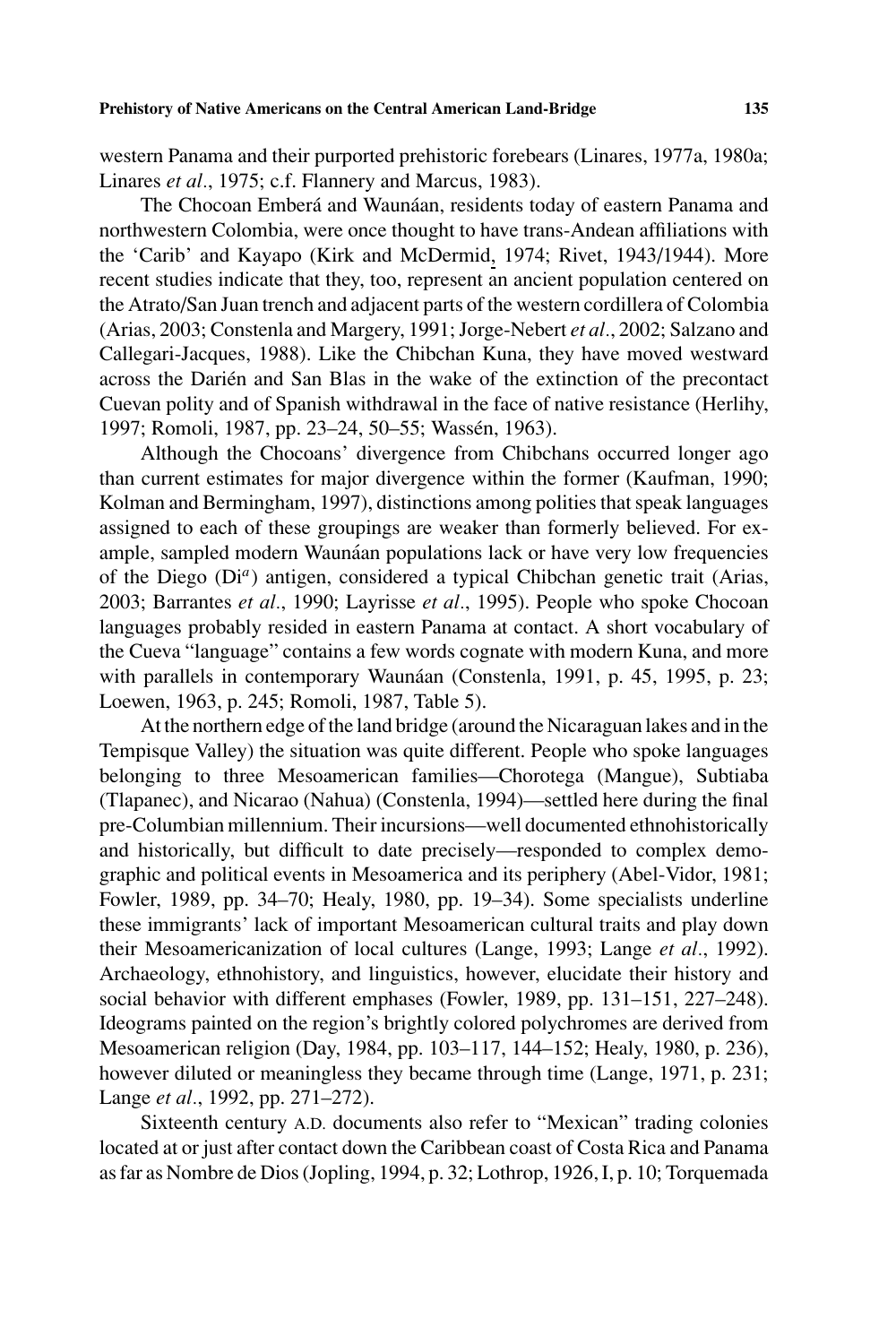western Panama and their purported prehistoric forebears (Linares, 1977a, 1980a; Linares *et al*., 1975; c.f. Flannery and Marcus, 1983).

The Chocoan Emberá and Waunáan, residents today of eastern Panama and northwestern Colombia, were once thought to have trans-Andean affiliations with the 'Carib' and Kayapo (Kirk and McDermid, 1974; Rivet, 1943/1944). More recent studies indicate that they, too, represent an ancient population centered on the Atrato/San Juan trench and adjacent parts of the western cordillera of Colombia (Arias, 2003; Constenla and Margery, 1991; Jorge-Nebert *et al*., 2002; Salzano and Callegari-Jacques, 1988). Like the Chibchan Kuna, they have moved westward across the Darién and San Blas in the wake of the extinction of the precontact Cuevan polity and of Spanish withdrawal in the face of native resistance (Herlihy, 1997; Romoli, 1987, pp. 23–24, 50–55; Wassén, 1963).

Although the Chocoans' divergence from Chibchans occurred longer ago than current estimates for major divergence within the former (Kaufman, 1990; Kolman and Bermingham, 1997), distinctions among polities that speak languages assigned to each of these groupings are weaker than formerly believed. For example, sampled modern Waunáan populations lack or have very low frequencies of the Diego ($Di^a$) antigen, considered a typical Chibchan genetic trait (Arias, 2003; Barrantes *et al*., 1990; Layrisse *et al*., 1995). People who spoke Chocoan languages probably resided in eastern Panama at contact. A short vocabulary of the Cueva "language" contains a few words cognate with modern Kuna, and more with parallels in contemporary Waunáan (Constenla, 1991, p. 45, 1995, p. 23; Loewen, 1963, p. 245; Romoli, 1987, Table 5).

At the northern edge of the land bridge (around the Nicaraguan lakes and in the Tempisque Valley) the situation was quite different. People who spoke languages belonging to three Mesoamerican families—Chorotega (Mangue), Subtiaba (Tlapanec), and Nicarao (Nahua) (Constenla, 1994)—settled here during the final pre-Columbian millennium. Their incursions—well documented ethnohistorically and historically, but difficult to date precisely—responded to complex demographic and political events in Mesoamerica and its periphery (Abel-Vidor, 1981; Fowler, 1989, pp. 34–70; Healy, 1980, pp. 19–34). Some specialists underline these immigrants' lack of important Mesoamerican cultural traits and play down their Mesoamericanization of local cultures (Lange, 1993; Lange *et al*., 1992). Archaeology, ethnohistory, and linguistics, however, elucidate their history and social behavior with different emphases (Fowler, 1989, pp. 131–151, 227–248). Ideograms painted on the region's brightly colored polychromes are derived from Mesoamerican religion (Day, 1984, pp. 103–117, 144–152; Healy, 1980, p. 236), however diluted or meaningless they became through time (Lange, 1971, p. 231; Lange *et al*., 1992, pp. 271–272).

Sixteenth century A.D. documents also refer to "Mexican" trading colonies located at or just after contact down the Caribbean coast of Costa Rica and Panama as far as Nombre de Dios (Jopling, 1994, p. 32; Lothrop, 1926, I, p. 10; Torquemada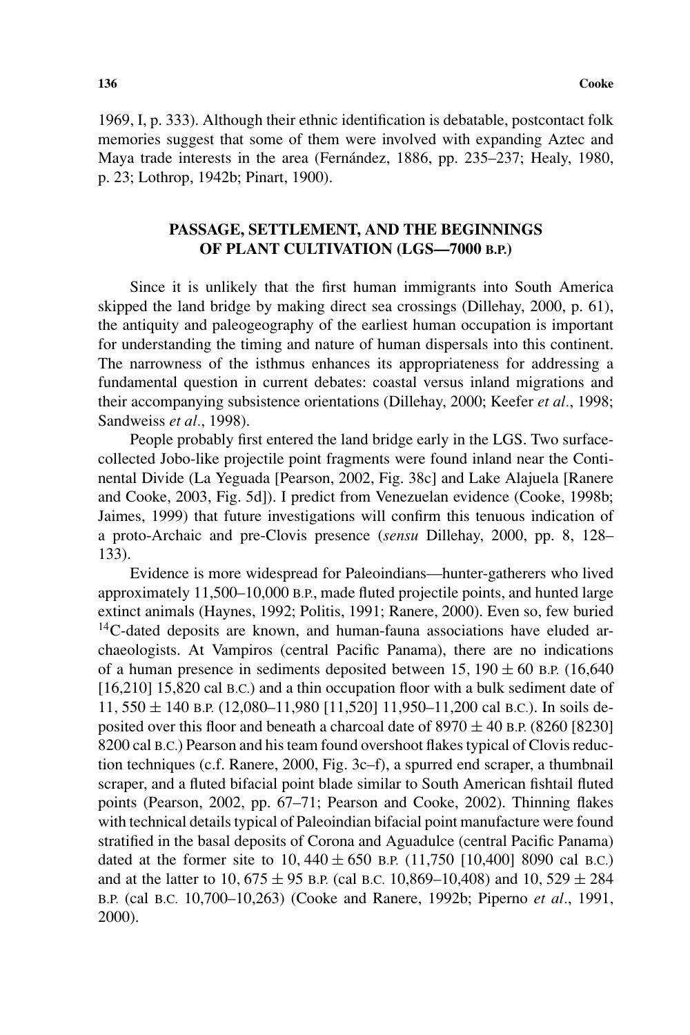1969, I, p. 333). Although their ethnic identification is debatable, postcontact folk memories suggest that some of them were involved with expanding Aztec and Maya trade interests in the area (Fernández, 1886, pp. 235–237; Healy, 1980, p. 23; Lothrop, 1942b; Pinart, 1900).

## PASSAGE, SETTLEMENT, AND THE BEGINNINGS OF PLANT CULTIVATION (LGS—7000 B.P.)

Since it is unlikely that the first human immigrants into South America skipped the land bridge by making direct sea crossings (Dillehay, 2000, p. 61), the antiquity and paleogeography of the earliest human occupation is important for understanding the timing and nature of human dispersals into this continent. The narrowness of the isthmus enhances its appropriateness for addressing a fundamental question in current debates: coastal versus inland migrations and their accompanying subsistence orientations (Dillehay, 2000; Keefer *et al*., 1998; Sandweiss *et al*., 1998).

People probably first entered the land bridge early in the LGS. Two surface-collected Jobo-like projectile point fragments were found inland near the Continental Divide (La Yeguada [Pearson, 2002, Fig. 38c] and Lake Alajuela [Ranere and Cooke, 2003, Fig. 5d]). I predict from Venezuelan evidence (Cooke, 1998b; Jaimes, 1999) that future investigations will confirm this tenuous indication of a proto-Archaic and pre-Clovis presence (*sensu* Dillehay, 2000, pp. 8, 128–133).

Evidence is more widespread for Paleoindians—hunter-gatherers who lived approximately 11,500–10,000 B.P., made fluted projectile points, and hunted large extinct animals (Haynes, 1992; Politis, 1991; Ranere, 2000). Even so, few buried $^{14}$C-dated deposits are known, and human-fauna associations have eluded archaeologists. At Vampiros (central Pacific Panama), there are no indications of a human presence in sediments deposited between $15,190 \pm 60$ B.P. (16,640 [16,210] 15,820 cal B.C.) and a thin occupation floor with a bulk sediment date of $11,550 \pm 140$ B.P. (12,080–11,980 [11,520] 11,950–11,200 cal B.C.). In soils deposited over this floor and beneath a charcoal date of $8970 \pm 40$ B.P. (8260 [8230] 8200 cal B.C.) Pearson and his team found overshoot flakes typical of Clovis reduction techniques (c.f. Ranere, 2000, Fig. 3c–f), a spurred end scraper, a thumbnail scraper, and a fluted bifacial point blade similar to South American fishtail fluted points (Pearson, 2002, pp. 67–71; Pearson and Cooke, 2002). Thinning flakes with technical details typical of Paleoindian bifacial point manufacture were found stratified in the basal deposits of Corona and Aguadulce (central Pacific Panama) dated at the former site to $10,440 \pm 650$ B.P. (11,750 [10,400] 8090 cal B.C.) and at the latter to $10,675 \pm 95$ B.P. (cal B.C. 10,869–10,408) and $10,529 \pm 284$ B.P. (cal B.C. 10,700–10,263) (Cooke and Ranere, 1992b; Piperno *et al*., 1991, 2000).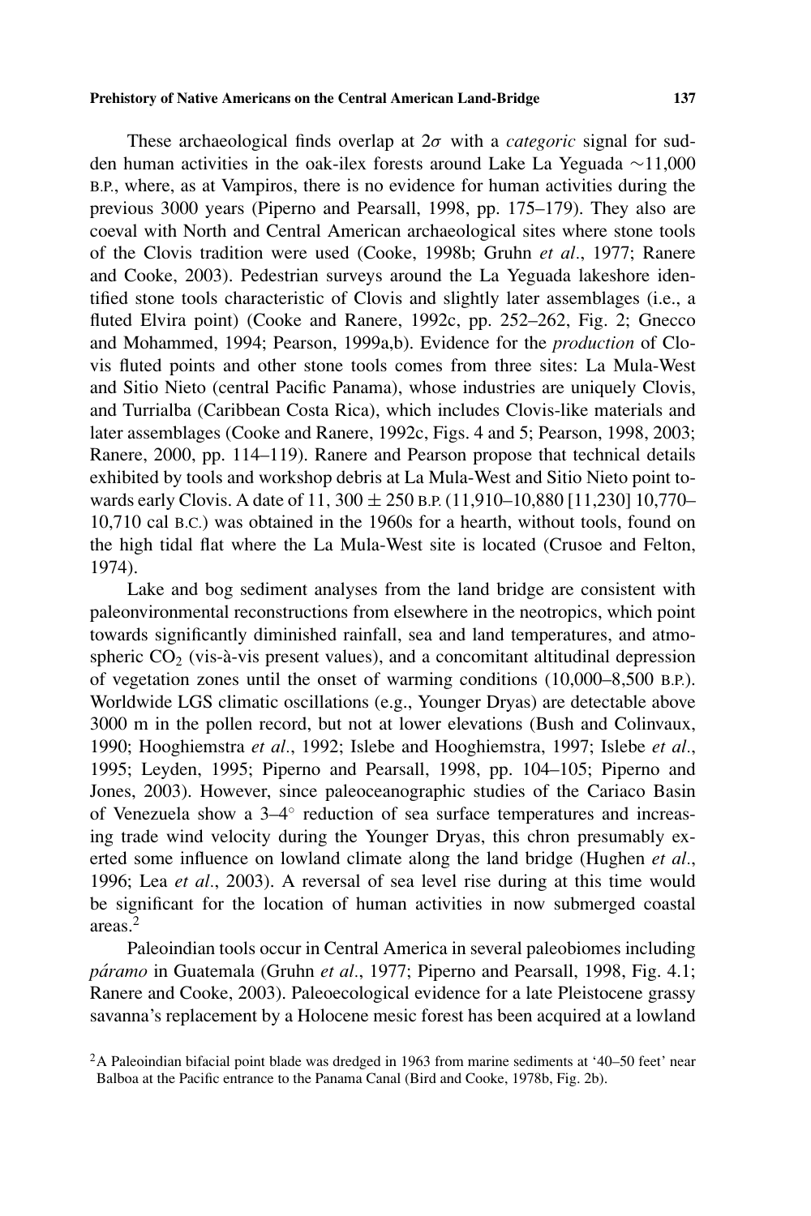These archaeological finds overlap at $2\sigma$ with a *categoric* signal for sudden human activities in the oak-ilex forests around Lake La Yeguada ∼11,000 B.P., where, as at Vampiros, there is no evidence for human activities during the previous 3000 years (Piperno and Pearsall, 1998, pp. 175–179). They also are coeval with North and Central American archaeological sites where stone tools of the Clovis tradition were used (Cooke, 1998b; Gruhn *et al*., 1977; Ranere and Cooke, 2003). Pedestrian surveys around the La Yeguada lakeshore identified stone tools characteristic of Clovis and slightly later assemblages (i.e., a fluted Elvira point) (Cooke and Ranere, 1992c, pp. 252–262, Fig. 2; Gnecco and Mohammed, 1994; Pearson, 1999a,b). Evidence for the *production* of Clovis fluted points and other stone tools comes from three sites: La Mula-West and Sitio Nieto (central Pacific Panama), whose industries are uniquely Clovis, and Turrialba (Caribbean Costa Rica), which includes Clovis-like materials and later assemblages (Cooke and Ranere, 1992c, Figs. 4 and 5; Pearson, 1998, 2003; Ranere, 2000, pp. 114–119). Ranere and Pearson propose that technical details exhibited by tools and workshop debris at La Mula-West and Sitio Nieto point towards early Clovis. A date of $11,300 \pm 250$ B.P. (11,910–10,880 [11,230] 10,770–10,710 cal B.C.) was obtained in the 1960s for a hearth, without tools, found on the high tidal flat where the La Mula-West site is located (Crusoe and Felton, 1974).

Lake and bog sediment analyses from the land bridge are consistent with paleonvironmental reconstructions from elsewhere in the neotropics, which point towards significantly diminished rainfall, sea and land temperatures, and atmospheric $CO_2$ (vis-à-vis present values), and a concomitant altitudinal depression of vegetation zones until the onset of warming conditions (10,000–8,500 B.P.). Worldwide LGS climatic oscillations (e.g., Younger Dryas) are detectable above 3000 m in the pollen record, but not at lower elevations (Bush and Colinvaux, 1990; Hooghiemstra *et al*., 1992; Islebe and Hooghiemstra, 1997; Islebe *et al*., 1995; Leyden, 1995; Piperno and Pearsall, 1998, pp. 104–105; Piperno and Jones, 2003). However, since paleoceanographic studies of the Cariaco Basin of Venezuela show a 3–4° reduction of sea surface temperatures and increasing trade wind velocity during the Younger Dryas, this chron presumably exerted some influence on lowland climate along the land bridge (Hughen *et al*., 1996; Lea *et al*., 2003). A reversal of sea level rise during at this time would be significant for the location of human activities in now submerged coastal areas.[2]

Paleoindian tools occur in Central America in several paleobiomes including *páramo* in Guatemala (Gruhn *et al*., 1977; Piperno and Pearsall, 1998, Fig. 4.1; Ranere and Cooke, 2003). Paleoecological evidence for a late Pleistocene grassy savanna's replacement by a Holocene mesic forest has been acquired at a lowland

[2]A Paleoindian bifacial point blade was dredged in 1963 from marine sediments at '40–50 feet' near Balboa at the Pacific entrance to the Panama Canal (Bird and Cooke, 1978b, Fig. 2b).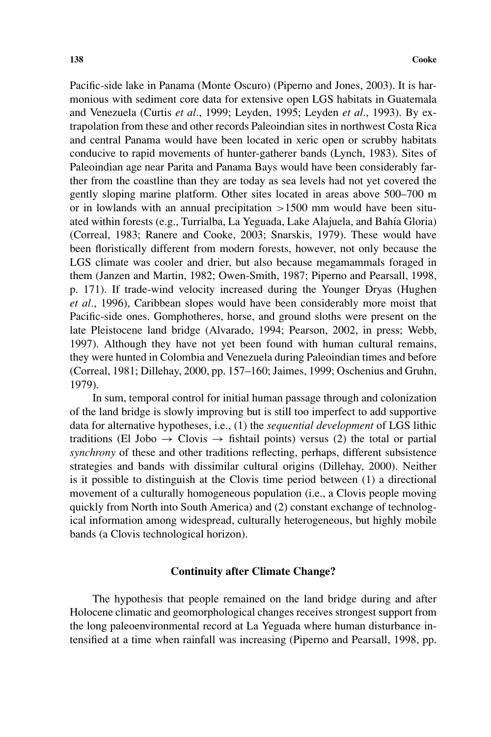Pacific-side lake in Panama (Monte Oscuro) (Piperno and Jones, 2003). It is harmonious with sediment core data for extensive open LGS habitats in Guatemala and Venezuela (Curtis *et al*., 1999; Leyden, 1995; Leyden *et al*., 1993). By extrapolation from these and other records Paleoindian sites in northwest Costa Rica and central Panama would have been located in xeric open or scrubby habitats conducive to rapid movements of hunter-gatherer bands (Lynch, 1983). Sites of Paleoindian age near Parita and Panama Bays would have been considerably farther from the coastline than they are today as sea levels had not yet covered the gently sloping marine platform. Other sites located in areas above 500–700 m or in lowlands with an annual precipitation >1500 mm would have been situated within forests (e.g., Turrialba, La Yeguada, Lake Alajuela, and Bahía Gloria) (Correal, 1983; Ranere and Cooke, 2003; Snarskis, 1979). These would have been floristically different from modern forests, however, not only because the LGS climate was cooler and drier, but also because megamammals foraged in them (Janzen and Martin, 1982; Owen-Smith, 1987; Piperno and Pearsall, 1998, p. 171). If trade-wind velocity increased during the Younger Dryas (Hughen *et al*., 1996), Caribbean slopes would have been considerably more moist that Pacific-side ones. Gomphotheres, horse, and ground sloths were present on the late Pleistocene land bridge (Alvarado, 1994; Pearson, 2002, in press; Webb, 1997). Although they have not yet been found with human cultural remains, they were hunted in Colombia and Venezuela during Paleoindian times and before (Correal, 1981; Dillehay, 2000, pp. 157–160; Jaimes, 1999; Oschenius and Gruhn, 1979).

In sum, temporal control for initial human passage through and colonization of the land bridge is slowly improving but is still too imperfect to add supportive data for alternative hypotheses, i.e., (1) the *sequential development* of LGS lithic traditions (El Jobo → Clovis → fishtail points) versus (2) the total or partial *synchrony* of these and other traditions reflecting, perhaps, different subsistence strategies and bands with dissimilar cultural origins (Dillehay, 2000). Neither is it possible to distinguish at the Clovis time period between (1) a directional movement of a culturally homogeneous population (i.e., a Clovis people moving quickly from North into South America) and (2) constant exchange of technological information among widespread, culturally heterogeneous, but highly mobile bands (a Clovis technological horizon).

## Continuity after Climate Change?

The hypothesis that people remained on the land bridge during and after Holocene climatic and geomorphological changes receives strongest support from the long paleoenvironmental record at La Yeguada where human disturbance intensified at a time when rainfall was increasing (Piperno and Pearsall, 1998, pp.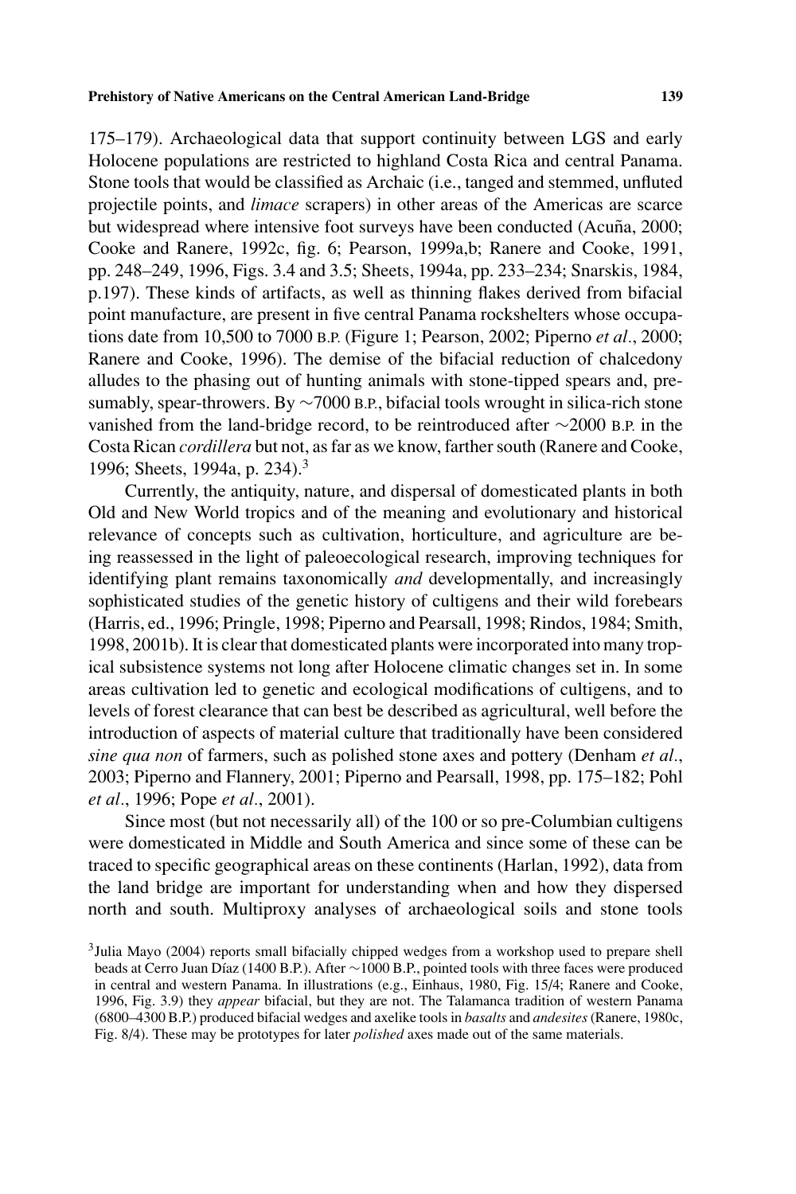175–179). Archaeological data that support continuity between LGS and early Holocene populations are restricted to highland Costa Rica and central Panama. Stone tools that would be classified as Archaic (i.e., tanged and stemmed, unfluted projectile points, and *limace* scrapers) in other areas of the Americas are scarce but widespread where intensive foot surveys have been conducted (Acuña, 2000; Cooke and Ranere, 1992c, fig. 6; Pearson, 1999a,b; Ranere and Cooke, 1991, pp. 248–249, 1996, Figs. 3.4 and 3.5; Sheets, 1994a, pp. 233–234; Snarskis, 1984, p.197). These kinds of artifacts, as well as thinning flakes derived from bifacial point manufacture, are present in five central Panama rockshelters whose occupations date from 10,500 to 7000 B.P. (Figure 1; Pearson, 2002; Piperno *et al*., 2000; Ranere and Cooke, 1996). The demise of the bifacial reduction of chalcedony alludes to the phasing out of hunting animals with stone-tipped spears and, presumably, spear-throwers. By ∼7000 B.P., bifacial tools wrought in silica-rich stone vanished from the land-bridge record, to be reintroduced after ∼2000 B.P. in the Costa Rican *cordillera* but not, as far as we know, farther south (Ranere and Cooke, 1996; Sheets, 1994a, p. 234).[3]

Currently, the antiquity, nature, and dispersal of domesticated plants in both Old and New World tropics and of the meaning and evolutionary and historical relevance of concepts such as cultivation, horticulture, and agriculture are being reassessed in the light of paleoecological research, improving techniques for identifying plant remains taxonomically *and* developmentally, and increasingly sophisticated studies of the genetic history of cultigens and their wild forebears (Harris, ed., 1996; Pringle, 1998; Piperno and Pearsall, 1998; Rindos, 1984; Smith, 1998, 2001b). It is clear that domesticated plants were incorporated into many tropical subsistence systems not long after Holocene climatic changes set in. In some areas cultivation led to genetic and ecological modifications of cultigens, and to levels of forest clearance that can best be described as agricultural, well before the introduction of aspects of material culture that traditionally have been considered *sine qua non* of farmers, such as polished stone axes and pottery (Denham *et al*., 2003; Piperno and Flannery, 2001; Piperno and Pearsall, 1998, pp. 175–182; Pohl *et al*., 1996; Pope *et al*., 2001).

Since most (but not necessarily all) of the 100 or so pre-Columbian cultigens were domesticated in Middle and South America and since some of these can be traced to specific geographical areas on these continents (Harlan, 1992), data from the land bridge are important for understanding when and how they dispersed north and south. Multiproxy analyses of archaeological soils and stone tools

[3] Julia Mayo (2004) reports small bifacially chipped wedges from a workshop used to prepare shell beads at Cerro Juan Díaz (1400 B.P.). After ∼1000 B.P., pointed tools with three faces were produced in central and western Panama. In illustrations (e.g., Einhaus, 1980, Fig. 15/4; Ranere and Cooke, 1996, Fig. 3.9) they *appear* bifacial, but they are not. The Talamanca tradition of western Panama (6800–4300 B.P.) produced bifacial wedges and axelike tools in *basalts* and *andesites* (Ranere, 1980c, Fig. 8/4). These may be prototypes for later *polished* axes made out of the same materials.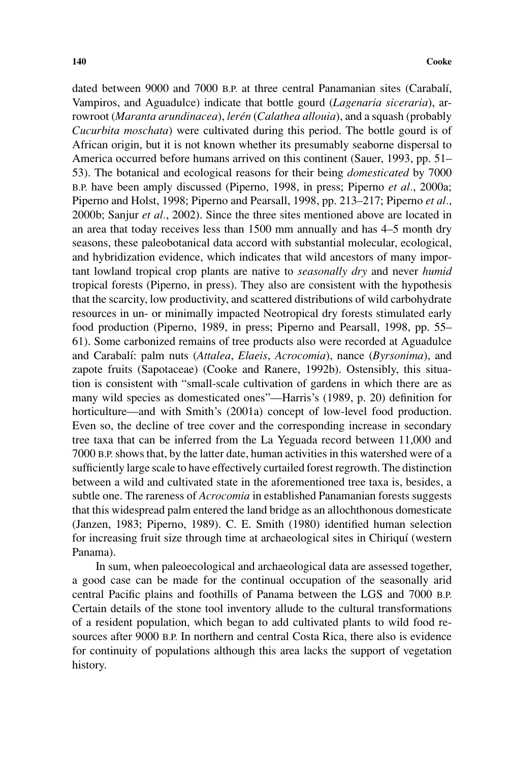dated between 9000 and 7000 B.P. at three central Panamanian sites (Carabalí, Vampiros, and Aguadulce) indicate that bottle gourd (*Lagenaria siceraria*), arrowroot (*Maranta arundinacea*), *lerén* (*Calathea allouia*), and a squash (probably *Cucurbita moschata*) were cultivated during this period. The bottle gourd is of African origin, but it is not known whether its presumably seaborne dispersal to America occurred before humans arrived on this continent (Sauer, 1993, pp. 51–53). The botanical and ecological reasons for their being *domesticated* by 7000 B.P. have been amply discussed (Piperno, 1998, in press; Piperno *et al*., 2000a; Piperno and Holst, 1998; Piperno and Pearsall, 1998, pp. 213–217; Piperno *et al*., 2000b; Sanjur *et al*., 2002). Since the three sites mentioned above are located in an area that today receives less than 1500 mm annually and has 4–5 month dry seasons, these paleobotanical data accord with substantial molecular, ecological, and hybridization evidence, which indicates that wild ancestors of many important lowland tropical crop plants are native to *seasonally dry* and never *humid* tropical forests (Piperno, in press). They also are consistent with the hypothesis that the scarcity, low productivity, and scattered distributions of wild carbohydrate resources in un- or minimally impacted Neotropical dry forests stimulated early food production (Piperno, 1989, in press; Piperno and Pearsall, 1998, pp. 55–61). Some carbonized remains of tree products also were recorded at Aguadulce and Carabalí: palm nuts (*Attalea*, *Elaeis*, *Acrocomia*), nance (*Byrsonima*), and zapote fruits (Sapotaceae) (Cooke and Ranere, 1992b). Ostensibly, this situation is consistent with "small-scale cultivation of gardens in which there are as many wild species as domesticated ones"—Harris's (1989, p. 20) definition for horticulture—and with Smith's (2001a) concept of low-level food production. Even so, the decline of tree cover and the corresponding increase in secondary tree taxa that can be inferred from the La Yeguada record between 11,000 and 7000 B.P. shows that, by the latter date, human activities in this watershed were of a sufficiently large scale to have effectively curtailed forest regrowth. The distinction between a wild and cultivated state in the aforementioned tree taxa is, besides, a subtle one. The rareness of *Acrocomia* in established Panamanian forests suggests that this widespread palm entered the land bridge as an allochthonous domesticate (Janzen, 1983; Piperno, 1989). C. E. Smith (1980) identified human selection for increasing fruit size through time at archaeological sites in Chiriquí (western Panama).

In sum, when paleoecological and archaeological data are assessed together, a good case can be made for the continual occupation of the seasonally arid central Pacific plains and foothills of Panama between the LGS and 7000 B.P. Certain details of the stone tool inventory allude to the cultural transformations of a resident population, which began to add cultivated plants to wild food resources after 9000 B.P. In northern and central Costa Rica, there also is evidence for continuity of populations although this area lacks the support of vegetation history.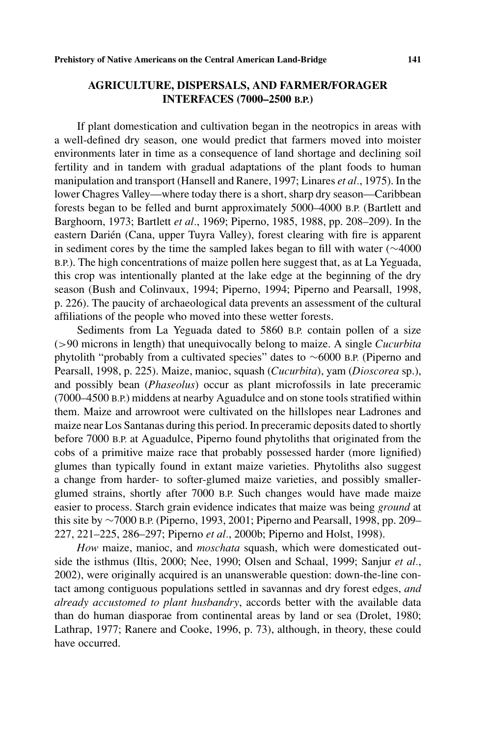## AGRICULTURE, DISPERSALS, AND FARMER/FORAGER INTERFACES (7000–2500 B.P.)

If plant domestication and cultivation began in the neotropics in areas with a well-defined dry season, one would predict that farmers moved into moister environments later in time as a consequence of land shortage and declining soil fertility and in tandem with gradual adaptations of the plant foods to human manipulation and transport (Hansell and Ranere, 1997; Linares *et al*., 1975). In the lower Chagres Valley—where today there is a short, sharp dry season—Caribbean forests began to be felled and burnt approximately 5000–4000 B.P. (Bartlett and Barghoorn, 1973; Bartlett *et al*., 1969; Piperno, 1985, 1988, pp. 208–209). In the eastern Darién (Cana, upper Tuyra Valley), forest clearing with fire is apparent in sediment cores by the time the sampled lakes began to fill with water (~4000 B.P.). The high concentrations of maize pollen here suggest that, as at La Yeguada, this crop was intentionally planted at the lake edge at the beginning of the dry season (Bush and Colinvaux, 1994; Piperno, 1994; Piperno and Pearsall, 1998, p. 226). The paucity of archaeological data prevents an assessment of the cultural affiliations of the people who moved into these wetter forests.

Sediments from La Yeguada dated to 5860 B.P. contain pollen of a size (>90 microns in length) that unequivocally belong to maize. A single *Cucurbita* phytolith "probably from a cultivated species" dates to ~6000 B.P. (Piperno and Pearsall, 1998, p. 225). Maize, manioc, squash (*Cucurbita*), yam (*Dioscorea* sp.), and possibly bean (*Phaseolus*) occur as plant microfossils in late preceramic (7000–4500 B.P.) middens at nearby Aguadulce and on stone tools stratified within them. Maize and arrowroot were cultivated on the hillslopes near Ladrones and maize near Los Santanas during this period. In preceramic deposits dated to shortly before 7000 B.P. at Aguadulce, Piperno found phytoliths that originated from the cobs of a primitive maize race that probably possessed harder (more lignified) glumes than typically found in extant maize varieties. Phytoliths also suggest a change from harder- to softer-glumed maize varieties, and possibly smaller-glumed strains, shortly after 7000 B.P. Such changes would have made maize easier to process. Starch grain evidence indicates that maize was being *ground* at this site by ~7000 B.P. (Piperno, 1993, 2001; Piperno and Pearsall, 1998, pp. 209–227, 221–225, 286–297; Piperno *et al*., 2000b; Piperno and Holst, 1998).

*How* maize, manioc, and *moschata* squash, which were domesticated outside the isthmus (Iltis, 2000; Nee, 1990; Olsen and Schaal, 1999; Sanjur *et al*., 2002), were originally acquired is an unanswerable question: down-the-line contact among contiguous populations settled in savannas and dry forest edges, *and already accustomed to plant husbandry*, accords better with the available data than do human diasporae from continental areas by land or sea (Drolet, 1980; Lathrap, 1977; Ranere and Cooke, 1996, p. 73), although, in theory, these could have occurred.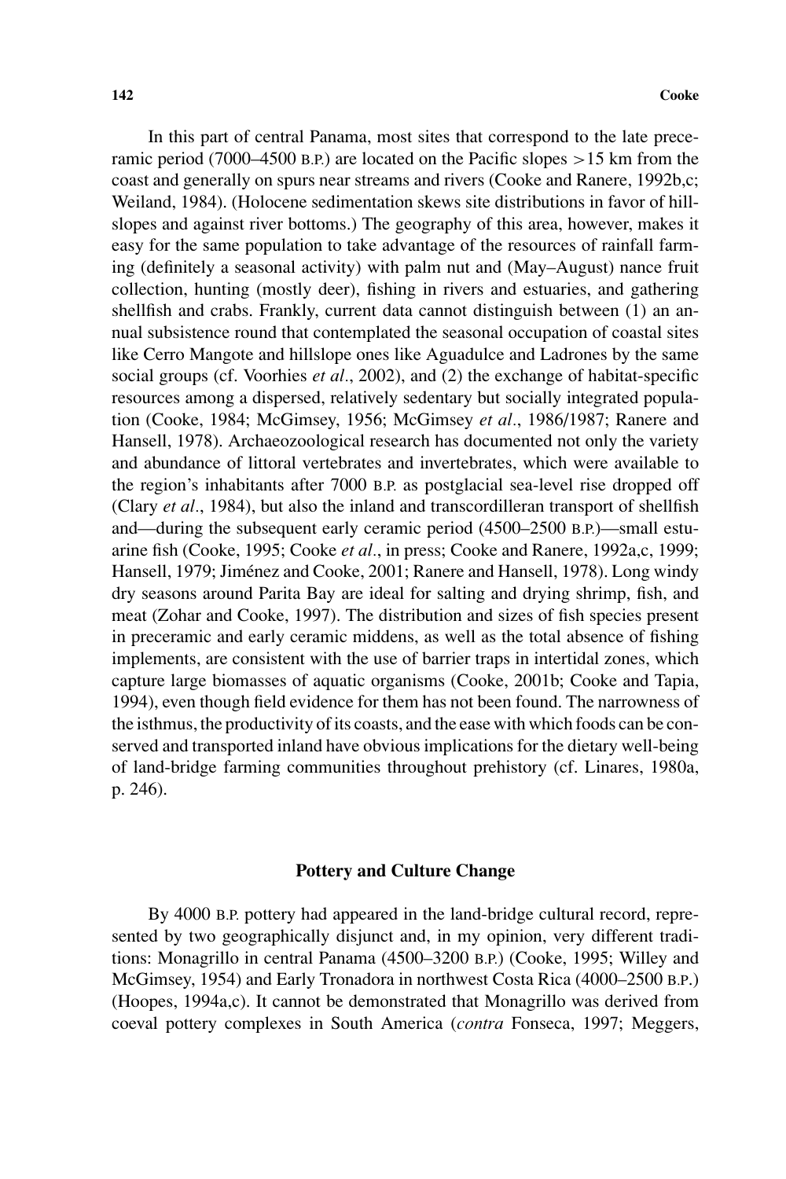In this part of central Panama, most sites that correspond to the late preceramic period (7000–4500 B.P.) are located on the Pacific slopes >15 km from the coast and generally on spurs near streams and rivers (Cooke and Ranere, 1992b,c; Weiland, 1984). (Holocene sedimentation skews site distributions in favor of hillslopes and against river bottoms.) The geography of this area, however, makes it easy for the same population to take advantage of the resources of rainfall farming (definitely a seasonal activity) with palm nut and (May–August) nance fruit collection, hunting (mostly deer), fishing in rivers and estuaries, and gathering shellfish and crabs. Frankly, current data cannot distinguish between (1) an annual subsistence round that contemplated the seasonal occupation of coastal sites like Cerro Mangote and hillslope ones like Aguadulce and Ladrones by the same social groups (cf. Voorhies *et al*., 2002), and (2) the exchange of habitat-specific resources among a dispersed, relatively sedentary but socially integrated population (Cooke, 1984; McGimsey, 1956; McGimsey *et al*., 1986/1987; Ranere and Hansell, 1978). Archaeozoological research has documented not only the variety and abundance of littoral vertebrates and invertebrates, which were available to the region's inhabitants after 7000 B.P. as postglacial sea-level rise dropped off (Clary *et al*., 1984), but also the inland and transcordilleran transport of shellfish and—during the subsequent early ceramic period (4500–2500 B.P.)—small estuarine fish (Cooke, 1995; Cooke *et al*., in press; Cooke and Ranere, 1992a,c, 1999; Hansell, 1979; Jiménez and Cooke, 2001; Ranere and Hansell, 1978). Long windy dry seasons around Parita Bay are ideal for salting and drying shrimp, fish, and meat (Zohar and Cooke, 1997). The distribution and sizes of fish species present in preceramic and early ceramic middens, as well as the total absence of fishing implements, are consistent with the use of barrier traps in intertidal zones, which capture large biomasses of aquatic organisms (Cooke, 2001b; Cooke and Tapia, 1994), even though field evidence for them has not been found. The narrowness of the isthmus, the productivity of its coasts, and the ease with which foods can be conserved and transported inland have obvious implications for the dietary well-being of land-bridge farming communities throughout prehistory (cf. Linares, 1980a, p. 246).

## Pottery and Culture Change

By 4000 B.P. pottery had appeared in the land-bridge cultural record, represented by two geographically disjunct and, in my opinion, very different traditions: Monagrillo in central Panama (4500–3200 B.P.) (Cooke, 1995; Willey and McGimsey, 1954) and Early Tronadora in northwest Costa Rica (4000–2500 B.P.) (Hoopes, 1994a,c). It cannot be demonstrated that Monagrillo was derived from coeval pottery complexes in South America (*contra* Fonseca, 1997; Meggers,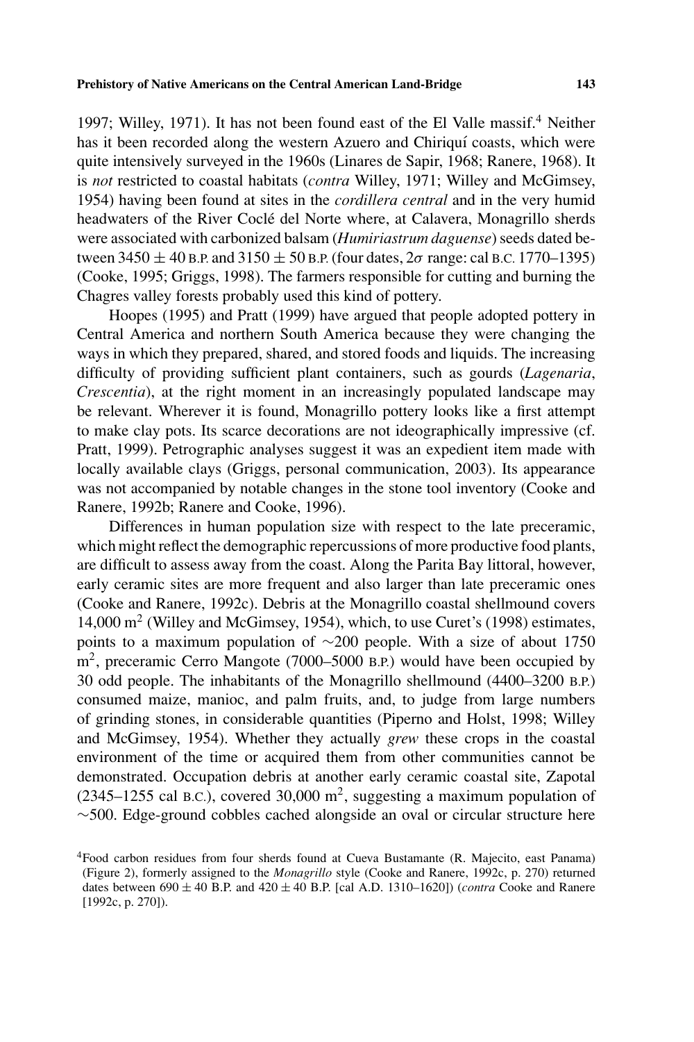1997; Willey, 1971). It has not been found east of the El Valle massif.[4] Neither has it been recorded along the western Azuero and Chiriquí coasts, which were quite intensively surveyed in the 1960s (Linares de Sapir, 1968; Ranere, 1968). It is *not* restricted to coastal habitats (*contra* Willey, 1971; Willey and McGimsey, 1954) having been found at sites in the *cordillera central* and in the very humid headwaters of the River Coclé del Norte where, at Calavera, Monagrillo sherds were associated with carbonized balsam (*Humiriastrum daguense*) seeds dated between 3450 ± 40 B.P. and 3150 ± 50 B.P. (four dates, $2\sigma$ range: cal B.C. 1770–1395) (Cooke, 1995; Griggs, 1998). The farmers responsible for cutting and burning the Chagres valley forests probably used this kind of pottery.

Hoopes (1995) and Pratt (1999) have argued that people adopted pottery in Central America and northern South America because they were changing the ways in which they prepared, shared, and stored foods and liquids. The increasing difficulty of providing sufficient plant containers, such as gourds (*Lagenaria*, *Crescentia*), at the right moment in an increasingly populated landscape may be relevant. Wherever it is found, Monagrillo pottery looks like a first attempt to make clay pots. Its scarce decorations are not ideographically impressive (cf. Pratt, 1999). Petrographic analyses suggest it was an expedient item made with locally available clays (Griggs, personal communication, 2003). Its appearance was not accompanied by notable changes in the stone tool inventory (Cooke and Ranere, 1992b; Ranere and Cooke, 1996).

Differences in human population size with respect to the late preceramic, which might reflect the demographic repercussions of more productive food plants, are difficult to assess away from the coast. Along the Parita Bay littoral, however, early ceramic sites are more frequent and also larger than late preceramic ones (Cooke and Ranere, 1992c). Debris at the Monagrillo coastal shellmound covers 14,000 $m^2$ (Willey and McGimsey, 1954), which, to use Curet's (1998) estimates, points to a maximum population of ~200 people. With a size of about 1750 $m^2$, preceramic Cerro Mangote (7000–5000 B.P.) would have been occupied by 30 odd people. The inhabitants of the Monagrillo shellmound (4400–3200 B.P.) consumed maize, manioc, and palm fruits, and, to judge from large numbers of grinding stones, in considerable quantities (Piperno and Holst, 1998; Willey and McGimsey, 1954). Whether they actually *grew* these crops in the coastal environment of the time or acquired them from other communities cannot be demonstrated. Occupation debris at another early ceramic coastal site, Zapotal (2345–1255 cal B.C.), covered 30,000 $m^2$, suggesting a maximum population of ~500. Edge-ground cobbles cached alongside an oval or circular structure here

[4] Food carbon residues from four sherds found at Cueva Bustamante (R. Majecito, east Panama) (Figure 2), formerly assigned to the *Monagrillo* style (Cooke and Ranere, 1992c, p. 270) returned dates between 690 ± 40 B.P. and 420 ± 40 B.P. [cal A.D. 1310–1620]) (*contra* Cooke and Ranere [1992c, p. 270]).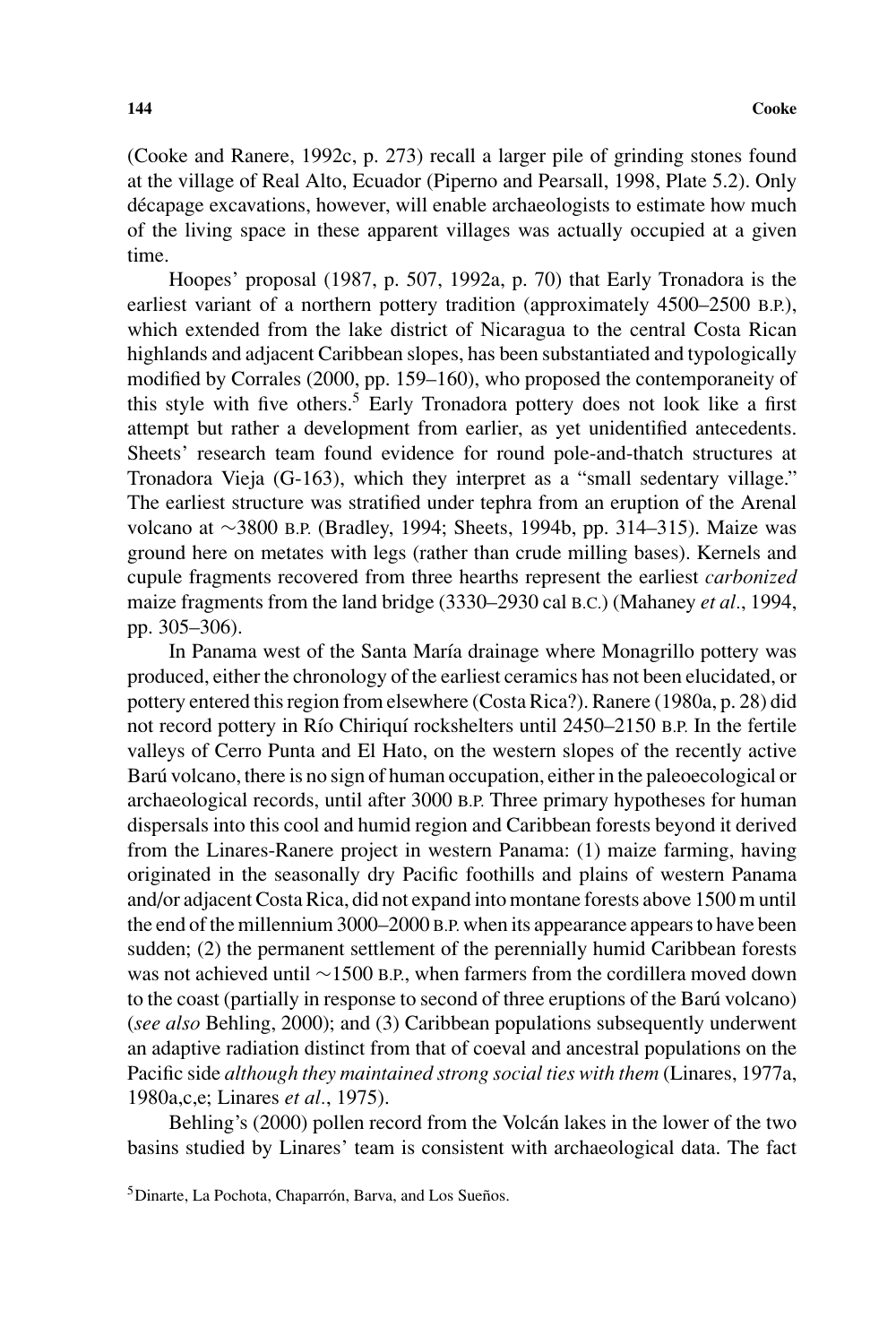(Cooke and Ranere, 1992c, p. 273) recall a larger pile of grinding stones found at the village of Real Alto, Ecuador (Piperno and Pearsall, 1998, Plate 5.2). Only décapage excavations, however, will enable archaeologists to estimate how much of the living space in these apparent villages was actually occupied at a given time.

Hoopes' proposal (1987, p. 507, 1992a, p. 70) that Early Tronadora is the earliest variant of a northern pottery tradition (approximately 4500–2500 B.P.), which extended from the lake district of Nicaragua to the central Costa Rican highlands and adjacent Caribbean slopes, has been substantiated and typologically modified by Corrales (2000, pp. 159–160), who proposed the contemporaneity of this style with five others.[5] Early Tronadora pottery does not look like a first attempt but rather a development from earlier, as yet unidentified antecedents. Sheets' research team found evidence for round pole-and-thatch structures at Tronadora Vieja (G-163), which they interpret as a "small sedentary village." The earliest structure was stratified under tephra from an eruption of the Arenal volcano at ∼3800 B.P. (Bradley, 1994; Sheets, 1994b, pp. 314–315). Maize was ground here on metates with legs (rather than crude milling bases). Kernels and cupule fragments recovered from three hearths represent the earliest *carbonized* maize fragments from the land bridge (3330–2930 cal B.C.) (Mahaney *et al*., 1994, pp. 305–306).

In Panama west of the Santa María drainage where Monagrillo pottery was produced, either the chronology of the earliest ceramics has not been elucidated, or pottery entered this region from elsewhere (Costa Rica?). Ranere (1980a, p. 28) did not record pottery in Río Chiriquí rockshelters until 2450–2150 B.P. In the fertile valleys of Cerro Punta and El Hato, on the western slopes of the recently active Barú volcano, there is no sign of human occupation, either in the paleoecological or archaeological records, until after 3000 B.P. Three primary hypotheses for human dispersals into this cool and humid region and Caribbean forests beyond it derived from the Linares-Ranere project in western Panama: (1) maize farming, having originated in the seasonally dry Pacific foothills and plains of western Panama and/or adjacent Costa Rica, did not expand into montane forests above 1500 m until the end of the millennium 3000–2000 B.P. when its appearance appears to have been sudden; (2) the permanent settlement of the perennially humid Caribbean forests was not achieved until ∼1500 B.P., when farmers from the cordillera moved down to the coast (partially in response to second of three eruptions of the Barú volcano) (*see also* Behling, 2000); and (3) Caribbean populations subsequently underwent an adaptive radiation distinct from that of coeval and ancestral populations on the Pacific side *although they maintained strong social ties with them* (Linares, 1977a, 1980a,c,e; Linares *et al*., 1975).

Behling's (2000) pollen record from the Volcán lakes in the lower of the two basins studied by Linares' team is consistent with archaeological data. The fact

[5] Dinarte, La Pochota, Chaparrón, Barva, and Los Sueños.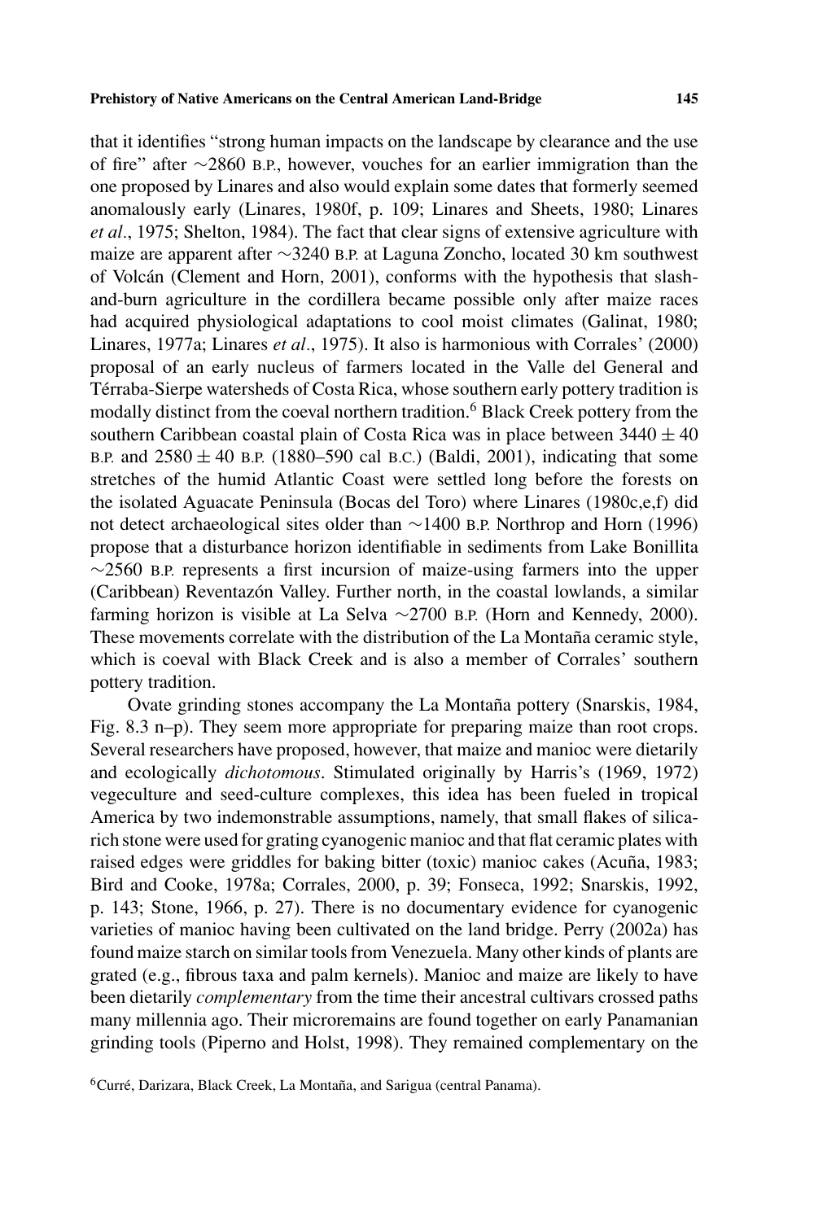that it identifies "strong human impacts on the landscape by clearance and the use of fire" after ~2860 B.P., however, vouches for an earlier immigration than the one proposed by Linares and also would explain some dates that formerly seemed anomalously early (Linares, 1980f, p. 109; Linares and Sheets, 1980; Linares *et al*., 1975; Shelton, 1984). The fact that clear signs of extensive agriculture with maize are apparent after ~3240 B.P. at Laguna Zoncho, located 30 km southwest of Volcán (Clement and Horn, 2001), conforms with the hypothesis that slash-and-burn agriculture in the cordillera became possible only after maize races had acquired physiological adaptations to cool moist climates (Galinat, 1980; Linares, 1977a; Linares *et al*., 1975). It also is harmonious with Corrales' (2000) proposal of an early nucleus of farmers located in the Valle del General and Térraba-Sierpe watersheds of Costa Rica, whose southern early pottery tradition is modally distinct from the coeval northern tradition.[6] Black Creek pottery from the southern Caribbean coastal plain of Costa Rica was in place between $3440 \pm 40$ B.P. and $2580 \pm 40$ B.P. (1880–590 cal B.C.) (Baldi, 2001), indicating that some stretches of the humid Atlantic Coast were settled long before the forests on the isolated Aguacate Peninsula (Bocas del Toro) where Linares (1980c,e,f) did not detect archaeological sites older than ~1400 B.P. Northrop and Horn (1996) propose that a disturbance horizon identifiable in sediments from Lake Bonillita ~2560 B.P. represents a first incursion of maize-using farmers into the upper (Caribbean) Reventazón Valley. Further north, in the coastal lowlands, a similar farming horizon is visible at La Selva ~2700 B.P. (Horn and Kennedy, 2000). These movements correlate with the distribution of the La Montaña ceramic style, which is coeval with Black Creek and is also a member of Corrales' southern pottery tradition.

Ovate grinding stones accompany the La Montaña pottery (Snarskis, 1984, Fig. 8.3 n–p). They seem more appropriate for preparing maize than root crops. Several researchers have proposed, however, that maize and manioc were dietarily and ecologically *dichotomous*. Stimulated originally by Harris's (1969, 1972) vegeculture and seed-culture complexes, this idea has been fueled in tropical America by two indemonstrable assumptions, namely, that small flakes of silica-rich stone were used for grating cyanogenic manioc and that flat ceramic plates with raised edges were griddles for baking bitter (toxic) manioc cakes (Acuña, 1983; Bird and Cooke, 1978a; Corrales, 2000, p. 39; Fonseca, 1992; Snarskis, 1992, p. 143; Stone, 1966, p. 27). There is no documentary evidence for cyanogenic varieties of manioc having been cultivated on the land bridge. Perry (2002a) has found maize starch on similar tools from Venezuela. Many other kinds of plants are grated (e.g., fibrous taxa and palm kernels). Manioc and maize are likely to have been dietarily *complementary* from the time their ancestral cultivars crossed paths many millennia ago. Their microremains are found together on early Panamanian grinding tools (Piperno and Holst, 1998). They remained complementary on the

[6] Curré, Darizara, Black Creek, La Montaña, and Sarigua (central Panama).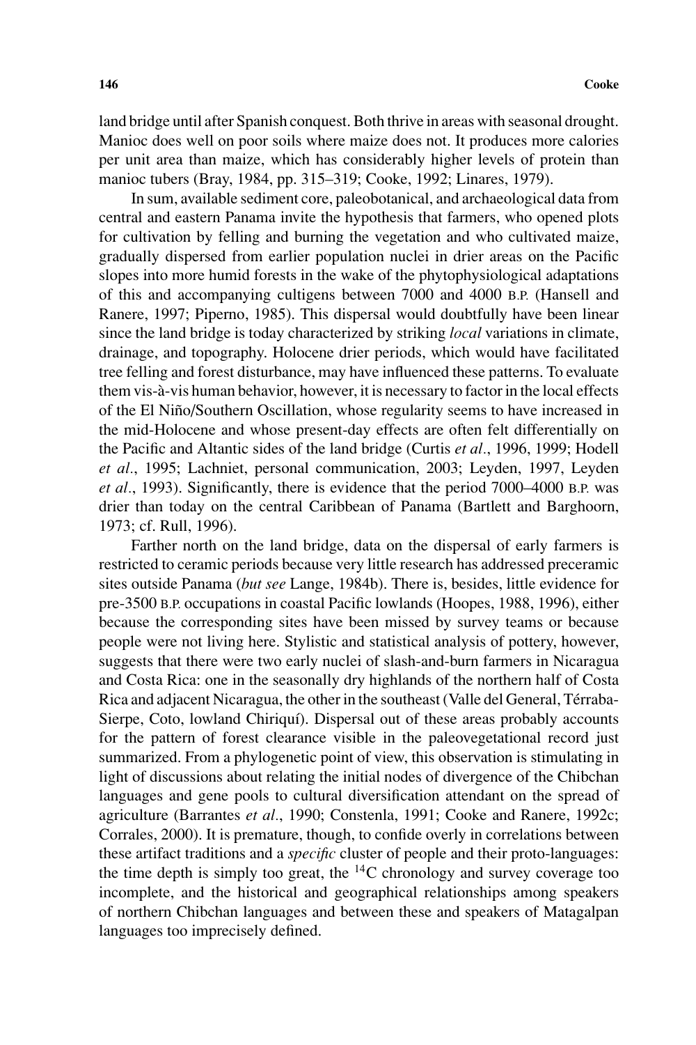land bridge until after Spanish conquest. Both thrive in areas with seasonal drought. Manioc does well on poor soils where maize does not. It produces more calories per unit area than maize, which has considerably higher levels of protein than manioc tubers (Bray, 1984, pp. 315–319; Cooke, 1992; Linares, 1979).

In sum, available sediment core, paleobotanical, and archaeological data from central and eastern Panama invite the hypothesis that farmers, who opened plots for cultivation by felling and burning the vegetation and who cultivated maize, gradually dispersed from earlier population nuclei in drier areas on the Pacific slopes into more humid forests in the wake of the phytophysiological adaptations of this and accompanying cultigens between 7000 and 4000 B.P. (Hansell and Ranere, 1997; Piperno, 1985). This dispersal would doubtfully have been linear since the land bridge is today characterized by striking *local* variations in climate, drainage, and topography. Holocene drier periods, which would have facilitated tree felling and forest disturbance, may have influenced these patterns. To evaluate them vis-à-vis human behavior, however, it is necessary to factor in the local effects of the El Niño/Southern Oscillation, whose regularity seems to have increased in the mid-Holocene and whose present-day effects are often felt differentially on the Pacific and Altantic sides of the land bridge (Curtis *et al*., 1996, 1999; Hodell *et al*., 1995; Lachniet, personal communication, 2003; Leyden, 1997, Leyden *et al*., 1993). Significantly, there is evidence that the period 7000–4000 B.P. was drier than today on the central Caribbean of Panama (Bartlett and Barghoorn, 1973; cf. Rull, 1996).

Farther north on the land bridge, data on the dispersal of early farmers is restricted to ceramic periods because very little research has addressed preceramic sites outside Panama (*but see* Lange, 1984b). There is, besides, little evidence for pre-3500 B.P. occupations in coastal Pacific lowlands (Hoopes, 1988, 1996), either because the corresponding sites have been missed by survey teams or because people were not living here. Stylistic and statistical analysis of pottery, however, suggests that there were two early nuclei of slash-and-burn farmers in Nicaragua and Costa Rica: one in the seasonally dry highlands of the northern half of Costa Rica and adjacent Nicaragua, the other in the southeast (Valle del General, Térraba-Sierpe, Coto, lowland Chiriquí). Dispersal out of these areas probably accounts for the pattern of forest clearance visible in the paleovegetational record just summarized. From a phylogenetic point of view, this observation is stimulating in light of discussions about relating the initial nodes of divergence of the Chibchan languages and gene pools to cultural diversification attendant on the spread of agriculture (Barrantes *et al*., 1990; Constenla, 1991; Cooke and Ranere, 1992c; Corrales, 2000). It is premature, though, to confide overly in correlations between these artifact traditions and a *specific* cluster of people and their proto-languages: the time depth is simply too great, the $^{14}C$ chronology and survey coverage too incomplete, and the historical and geographical relationships among speakers of northern Chibchan languages and between these and speakers of Matagalpan languages too imprecisely defined.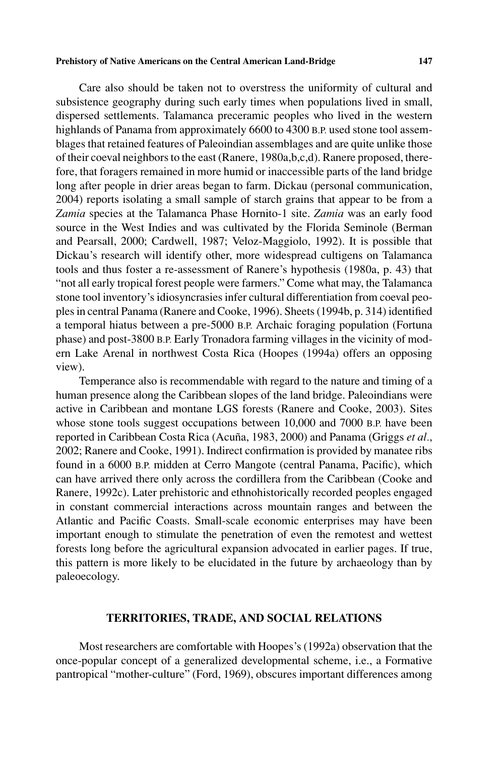Care also should be taken not to overstress the uniformity of cultural and subsistence geography during such early times when populations lived in small, dispersed settlements. Talamanca preceramic peoples who lived in the western highlands of Panama from approximately 6600 to 4300 B.P. used stone tool assemblages that retained features of Paleoindian assemblages and are quite unlike those of their coeval neighbors to the east (Ranere, 1980a,b,c,d). Ranere proposed, therefore, that foragers remained in more humid or inaccessible parts of the land bridge long after people in drier areas began to farm. Dickau (personal communication, 2004) reports isolating a small sample of starch grains that appear to be from a *Zamia* species at the Talamanca Phase Hornito-1 site. *Zamia* was an early food source in the West Indies and was cultivated by the Florida Seminole (Berman and Pearsall, 2000; Cardwell, 1987; Veloz-Maggiolo, 1992). It is possible that Dickau's research will identify other, more widespread cultigens on Talamanca tools and thus foster a re-assessment of Ranere's hypothesis (1980a, p. 43) that "not all early tropical forest people were farmers." Come what may, the Talamanca stone tool inventory's idiosyncrasies infer cultural differentiation from coeval peoples in central Panama (Ranere and Cooke, 1996). Sheets (1994b, p. 314) identified a temporal hiatus between a pre-5000 B.P. Archaic foraging population (Fortuna phase) and post-3800 B.P. Early Tronadora farming villages in the vicinity of modern Lake Arenal in northwest Costa Rica (Hoopes (1994a) offers an opposing view).

Temperance also is recommendable with regard to the nature and timing of a human presence along the Caribbean slopes of the land bridge. Paleoindians were active in Caribbean and montane LGS forests (Ranere and Cooke, 2003). Sites whose stone tools suggest occupations between 10,000 and 7000 B.P. have been reported in Caribbean Costa Rica (Acuña, 1983, 2000) and Panama (Griggs *et al.*, 2002; Ranere and Cooke, 1991). Indirect confirmation is provided by manatee ribs found in a 6000 B.P. midden at Cerro Mangote (central Panama, Pacific), which can have arrived there only across the cordillera from the Caribbean (Cooke and Ranere, 1992c). Later prehistoric and ethnohistorically recorded peoples engaged in constant commercial interactions across mountain ranges and between the Atlantic and Pacific Coasts. Small-scale economic enterprises may have been important enough to stimulate the penetration of even the remotest and wettest forests long before the agricultural expansion advocated in earlier pages. If true, this pattern is more likely to be elucidated in the future by archaeology than by paleoecology.

## TERRITORIES, TRADE, AND SOCIAL RELATIONS

Most researchers are comfortable with Hoopes's (1992a) observation that the once-popular concept of a generalized developmental scheme, i.e., a Formative pantropical "mother-culture" (Ford, 1969), obscures important differences among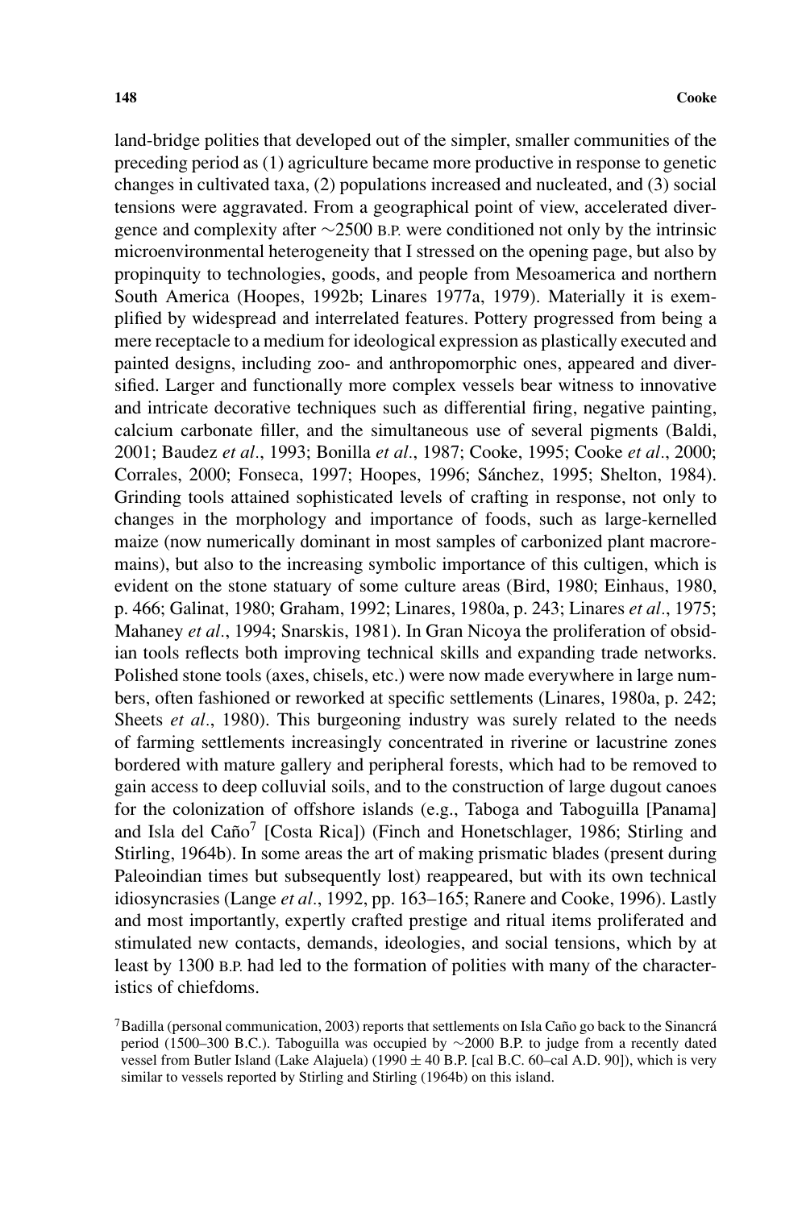land-bridge polities that developed out of the simpler, smaller communities of the preceding period as (1) agriculture became more productive in response to genetic changes in cultivated taxa, (2) populations increased and nucleated, and (3) social tensions were aggravated. From a geographical point of view, accelerated divergence and complexity after ∼2500 B.P. were conditioned not only by the intrinsic microenvironmental heterogeneity that I stressed on the opening page, but also by propinquity to technologies, goods, and people from Mesoamerica and northern South America (Hoopes, 1992b; Linares 1977a, 1979). Materially it is exemplified by widespread and interrelated features. Pottery progressed from being a mere receptacle to a medium for ideological expression as plastically executed and painted designs, including zoo- and anthropomorphic ones, appeared and diversified. Larger and functionally more complex vessels bear witness to innovative and intricate decorative techniques such as differential firing, negative painting, calcium carbonate filler, and the simultaneous use of several pigments (Baldi, 2001; Baudez *et al*., 1993; Bonilla *et al*., 1987; Cooke, 1995; Cooke *et al*., 2000; Corrales, 2000; Fonseca, 1997; Hoopes, 1996; Sánchez, 1995; Shelton, 1984). Grinding tools attained sophisticated levels of crafting in response, not only to changes in the morphology and importance of foods, such as large-kernelled maize (now numerically dominant in most samples of carbonized plant macroremains), but also to the increasing symbolic importance of this cultigen, which is evident on the stone statuary of some culture areas (Bird, 1980; Einhaus, 1980, p. 466; Galinat, 1980; Graham, 1992; Linares, 1980a, p. 243; Linares *et al*., 1975; Mahaney *et al*., 1994; Snarskis, 1981). In Gran Nicoya the proliferation of obsidian tools reflects both improving technical skills and expanding trade networks. Polished stone tools (axes, chisels, etc.) were now made everywhere in large numbers, often fashioned or reworked at specific settlements (Linares, 1980a, p. 242; Sheets *et al*., 1980). This burgeoning industry was surely related to the needs of farming settlements increasingly concentrated in riverine or lacustrine zones bordered with mature gallery and peripheral forests, which had to be removed to gain access to deep colluvial soils, and to the construction of large dugout canoes for the colonization of offshore islands (e.g., Taboga and Taboguilla [Panama] and Isla del Caño[7] [Costa Rica]) (Finch and Honetschlager, 1986; Stirling and Stirling, 1964b). In some areas the art of making prismatic blades (present during Paleoindian times but subsequently lost) reappeared, but with its own technical idiosyncrasies (Lange *et al*., 1992, pp. 163–165; Ranere and Cooke, 1996). Lastly and most importantly, expertly crafted prestige and ritual items proliferated and stimulated new contacts, demands, ideologies, and social tensions, which by at least by 1300 B.P. had led to the formation of polities with many of the characteristics of chiefdoms.

[7] Badilla (personal communication, 2003) reports that settlements on Isla Caño go back to the Sinancrá period (1500–300 B.C.). Taboguilla was occupied by ∼2000 B.P. to judge from a recently dated vessel from Butler Island (Lake Alajuela) (1990 ± 40 B.P. [cal B.C. 60–cal A.D. 90]), which is very similar to vessels reported by Stirling and Stirling (1964b) on this island.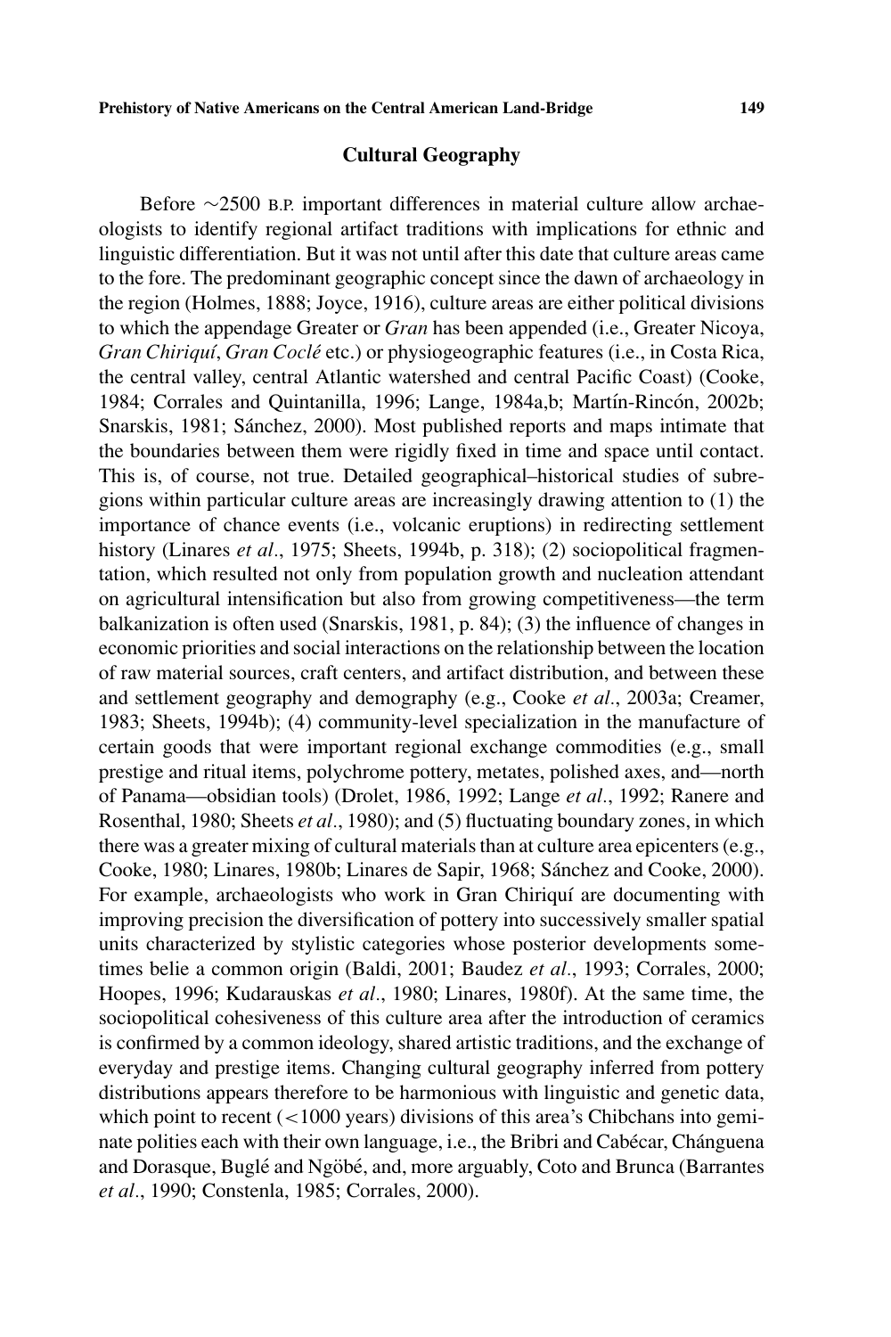## Cultural Geography

Before ~2500 B.P. important differences in material culture allow archaeologists to identify regional artifact traditions with implications for ethnic and linguistic differentiation. But it was not until after this date that culture areas came to the fore. The predominant geographic concept since the dawn of archaeology in the region (Holmes, 1888; Joyce, 1916), culture areas are either political divisions to which the appendage Greater or *Gran* has been appended (i.e., Greater Nicoya, *Gran Chiriquí*, *Gran Coclé* etc.) or physiogeographic features (i.e., in Costa Rica, the central valley, central Atlantic watershed and central Pacific Coast) (Cooke, 1984; Corrales and Quintanilla, 1996; Lange, 1984a,b; Martín-Rincón, 2002b; Snarskis, 1981; Sánchez, 2000). Most published reports and maps intimate that the boundaries between them were rigidly fixed in time and space until contact. This is, of course, not true. Detailed geographical–historical studies of subregions within particular culture areas are increasingly drawing attention to (1) the importance of chance events (i.e., volcanic eruptions) in redirecting settlement history (Linares *et al*., 1975; Sheets, 1994b, p. 318); (2) sociopolitical fragmentation, which resulted not only from population growth and nucleation attendant on agricultural intensification but also from growing competitiveness—the term balkanization is often used (Snarskis, 1981, p. 84); (3) the influence of changes in economic priorities and social interactions on the relationship between the location of raw material sources, craft centers, and artifact distribution, and between these and settlement geography and demography (e.g., Cooke *et al*., 2003a; Creamer, 1983; Sheets, 1994b); (4) community-level specialization in the manufacture of certain goods that were important regional exchange commodities (e.g., small prestige and ritual items, polychrome pottery, metates, polished axes, and—north of Panama—obsidian tools) (Drolet, 1986, 1992; Lange *et al*., 1992; Ranere and Rosenthal, 1980; Sheets *et al*., 1980); and (5) fluctuating boundary zones, in which there was a greater mixing of cultural materials than at culture area epicenters (e.g., Cooke, 1980; Linares, 1980b; Linares de Sapir, 1968; Sánchez and Cooke, 2000). For example, archaeologists who work in Gran Chiriquí are documenting with improving precision the diversification of pottery into successively smaller spatial units characterized by stylistic categories whose posterior developments sometimes belie a common origin (Baldi, 2001; Baudez *et al*., 1993; Corrales, 2000; Hoopes, 1996; Kudarauskas *et al*., 1980; Linares, 1980f). At the same time, the sociopolitical cohesiveness of this culture area after the introduction of ceramics is confirmed by a common ideology, shared artistic traditions, and the exchange of everyday and prestige items. Changing cultural geography inferred from pottery distributions appears therefore to be harmonious with linguistic and genetic data, which point to recent (<1000 years) divisions of this area's Chibchans into geminate polities each with their own language, i.e., the Bribri and Cabécar, Chánguena and Dorasque, Buglé and Ngöbé, and, more arguably, Coto and Brunca (Barrantes *et al*., 1990; Constenla, 1985; Corrales, 2000).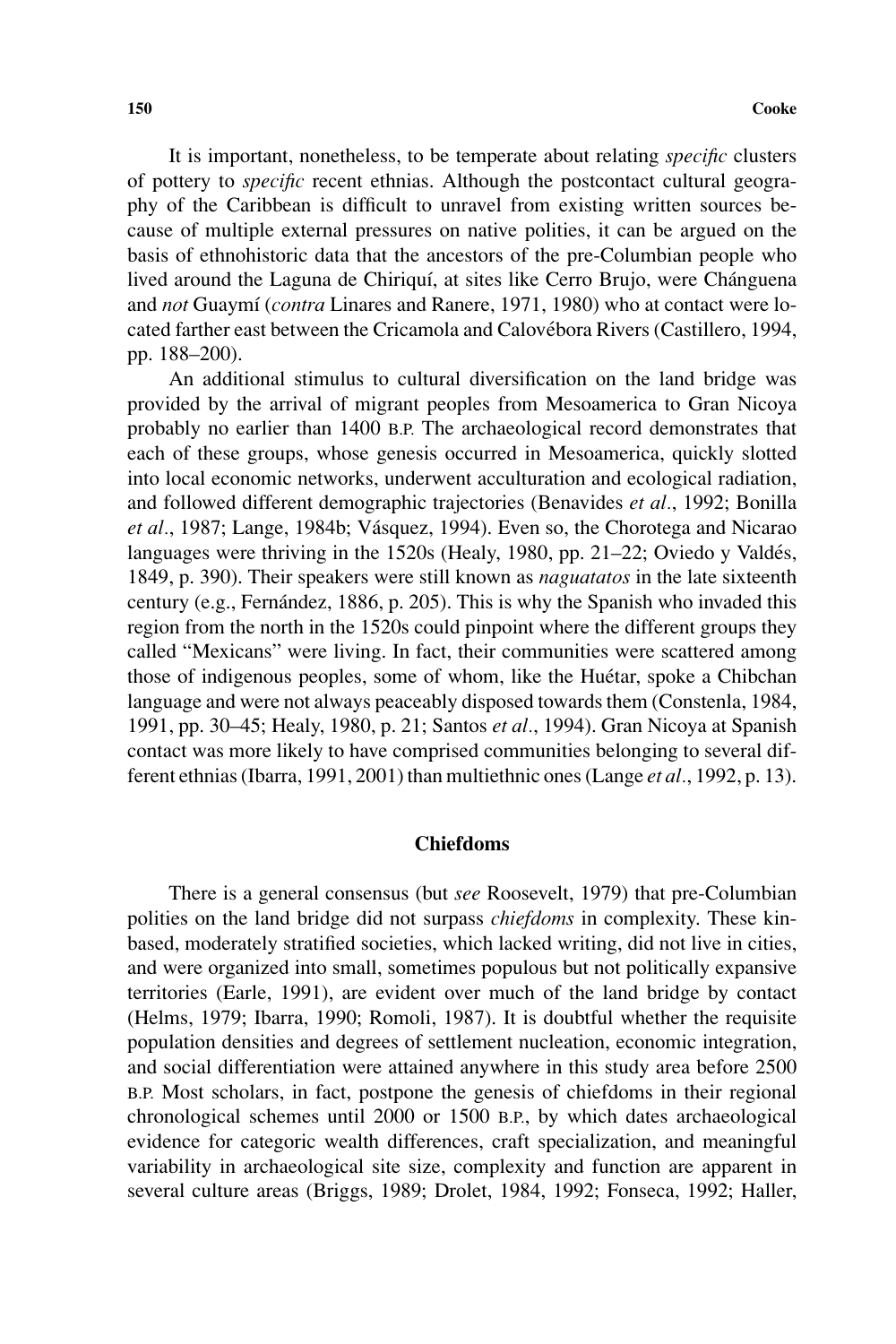It is important, nonetheless, to be temperate about relating *specific* clusters of pottery to *specific* recent ethnias. Although the postcontact cultural geography of the Caribbean is difficult to unravel from existing written sources because of multiple external pressures on native polities, it can be argued on the basis of ethnohistoric data that the ancestors of the pre-Columbian people who lived around the Laguna de Chiriquí, at sites like Cerro Brujo, were Chánguena and *not* Guaymí (*contra* Linares and Ranere, 1971, 1980) who at contact were located farther east between the Cricamola and Calovébora Rivers (Castillero, 1994, pp. 188–200).

An additional stimulus to cultural diversification on the land bridge was provided by the arrival of migrant peoples from Mesoamerica to Gran Nicoya probably no earlier than 1400 B.P. The archaeological record demonstrates that each of these groups, whose genesis occurred in Mesoamerica, quickly slotted into local economic networks, underwent acculturation and ecological radiation, and followed different demographic trajectories (Benavides *et al*., 1992; Bonilla *et al*., 1987; Lange, 1984b; Vásquez, 1994). Even so, the Chorotega and Nicarao languages were thriving in the 1520s (Healy, 1980, pp. 21–22; Oviedo y Valdés, 1849, p. 390). Their speakers were still known as *naguatatos* in the late sixteenth century (e.g., Fernández, 1886, p. 205). This is why the Spanish who invaded this region from the north in the 1520s could pinpoint where the different groups they called "Mexicans" were living. In fact, their communities were scattered among those of indigenous peoples, some of whom, like the Huétar, spoke a Chibchan language and were not always peaceably disposed towards them (Constenla, 1984, 1991, pp. 30–45; Healy, 1980, p. 21; Santos *et al*., 1994). Gran Nicoya at Spanish contact was more likely to have comprised communities belonging to several different ethnias (Ibarra, 1991, 2001) than multiethnic ones (Lange *et al*., 1992, p. 13).

## Chiefdoms

There is a general consensus (but *see* Roosevelt, 1979) that pre-Columbian polities on the land bridge did not surpass *chiefdoms* in complexity. These kin-based, moderately stratified societies, which lacked writing, did not live in cities, and were organized into small, sometimes populous but not politically expansive territories (Earle, 1991), are evident over much of the land bridge by contact (Helms, 1979; Ibarra, 1990; Romoli, 1987). It is doubtful whether the requisite population densities and degrees of settlement nucleation, economic integration, and social differentiation were attained anywhere in this study area before 2500 B.P. Most scholars, in fact, postpone the genesis of chiefdoms in their regional chronological schemes until 2000 or 1500 B.P., by which dates archaeological evidence for categoric wealth differences, craft specialization, and meaningful variability in archaeological site size, complexity and function are apparent in several culture areas (Briggs, 1989; Drolet, 1984, 1992; Fonseca, 1992; Haller,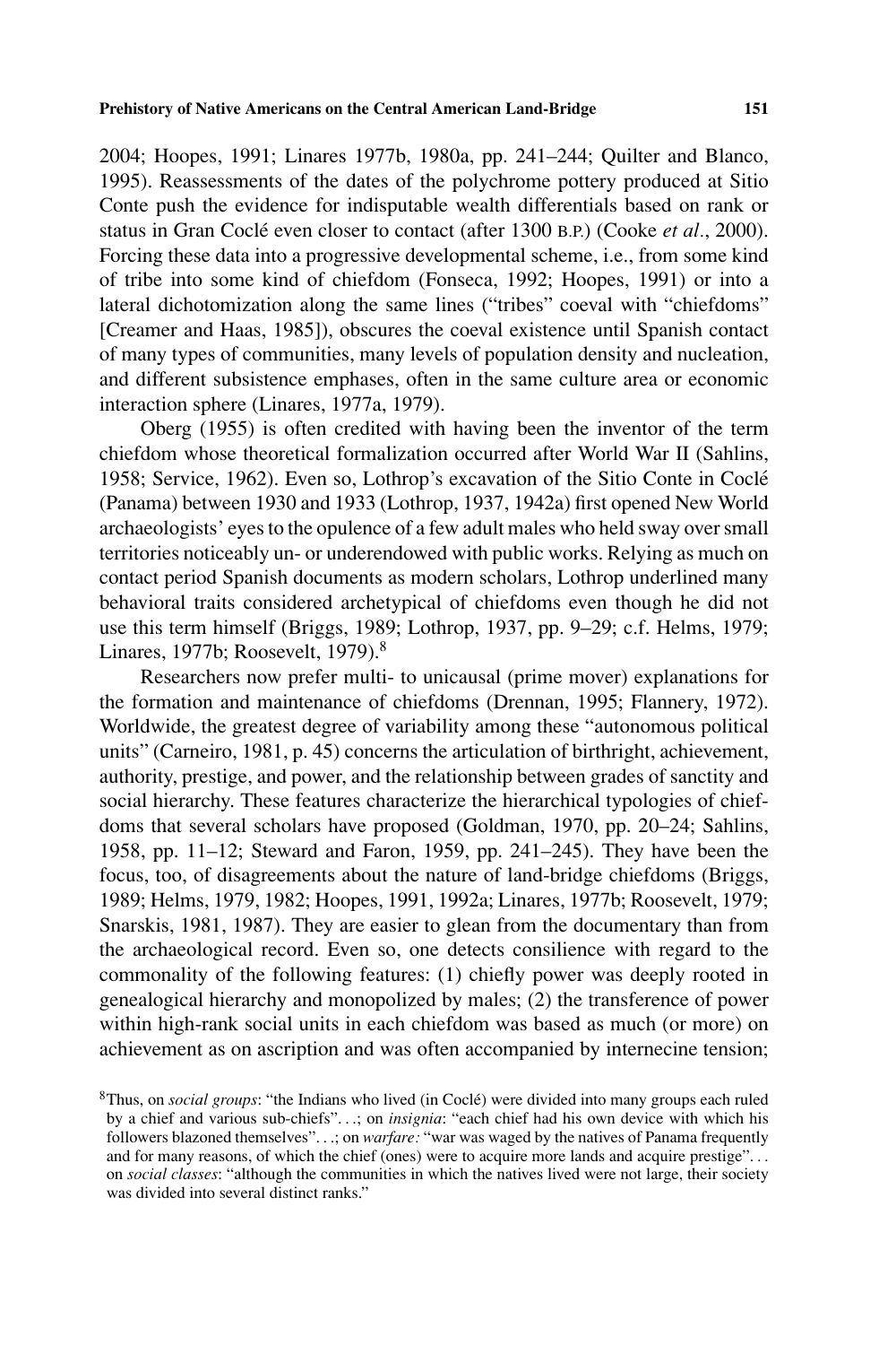2004; Hoopes, 1991; Linares 1977b, 1980a, pp. 241–244; Quilter and Blanco, 1995). Reassessments of the dates of the polychrome pottery produced at Sitio Conte push the evidence for indisputable wealth differentials based on rank or status in Gran Coclé even closer to contact (after 1300 B.P.) (Cooke *et al*., 2000). Forcing these data into a progressive developmental scheme, i.e., from some kind of tribe into some kind of chiefdom (Fonseca, 1992; Hoopes, 1991) or into a lateral dichotomization along the same lines ("tribes" coeval with "chiefdoms" [Creamer and Haas, 1985]), obscures the coeval existence until Spanish contact of many types of communities, many levels of population density and nucleation, and different subsistence emphases, often in the same culture area or economic interaction sphere (Linares, 1977a, 1979).

Oberg (1955) is often credited with having been the inventor of the term chiefdom whose theoretical formalization occurred after World War II (Sahlins, 1958; Service, 1962). Even so, Lothrop's excavation of the Sitio Conte in Coclé (Panama) between 1930 and 1933 (Lothrop, 1937, 1942a) first opened New World archaeologists' eyes to the opulence of a few adult males who held sway over small territories noticeably un- or underendowed with public works. Relying as much on contact period Spanish documents as modern scholars, Lothrop underlined many behavioral traits considered archetypical of chiefdoms even though he did not use this term himself (Briggs, 1989; Lothrop, 1937, pp. 9–29; c.f. Helms, 1979; Linares, 1977b; Roosevelt, 1979).[8]

Researchers now prefer multi- to unicausal (prime mover) explanations for the formation and maintenance of chiefdoms (Drennan, 1995; Flannery, 1972). Worldwide, the greatest degree of variability among these "autonomous political units" (Carneiro, 1981, p. 45) concerns the articulation of birthright, achievement, authority, prestige, and power, and the relationship between grades of sanctity and social hierarchy. These features characterize the hierarchical typologies of chiefdoms that several scholars have proposed (Goldman, 1970, pp. 20–24; Sahlins, 1958, pp. 11–12; Steward and Faron, 1959, pp. 241–245). They have been the focus, too, of disagreements about the nature of land-bridge chiefdoms (Briggs, 1989; Helms, 1979, 1982; Hoopes, 1991, 1992a; Linares, 1977b; Roosevelt, 1979; Snarskis, 1981, 1987). They are easier to glean from the documentary than from the archaeological record. Even so, one detects consilience with regard to the commonality of the following features: (1) chiefly power was deeply rooted in genealogical hierarchy and monopolized by males; (2) the transference of power within high-rank social units in each chiefdom was based as much (or more) on achievement as on ascription and was often accompanied by internecine tension;

[8]Thus, on *social groups*: "the Indians who lived (in Coclé) were divided into many groups each ruled by a chief and various sub-chiefs"...; on *insignia*: "each chief had his own device with which his followers blazoned themselves"...; on *warfare:* "war was waged by the natives of Panama frequently and for many reasons, of which the chief (ones) were to acquire more lands and acquire prestige"... on *social classes*: "although the communities in which the natives lived were not large, their society was divided into several distinct ranks."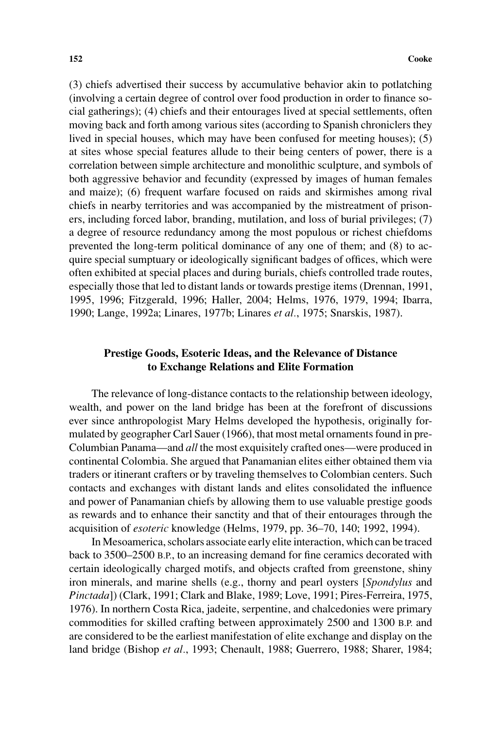(3) chiefs advertised their success by accumulative behavior akin to potlatching (involving a certain degree of control over food production in order to finance social gatherings); (4) chiefs and their entourages lived at special settlements, often moving back and forth among various sites (according to Spanish chroniclers they lived in special houses, which may have been confused for meeting houses); (5) at sites whose special features allude to their being centers of power, there is a correlation between simple architecture and monolithic sculpture, and symbols of both aggressive behavior and fecundity (expressed by images of human females and maize); (6) frequent warfare focused on raids and skirmishes among rival chiefs in nearby territories and was accompanied by the mistreatment of prisoners, including forced labor, branding, mutilation, and loss of burial privileges; (7) a degree of resource redundancy among the most populous or richest chiefdoms prevented the long-term political dominance of any one of them; and (8) to acquire special sumptuary or ideologically significant badges of offices, which were often exhibited at special places and during burials, chiefs controlled trade routes, especially those that led to distant lands or towards prestige items (Drennan, 1991, 1995, 1996; Fitzgerald, 1996; Haller, 2004; Helms, 1976, 1979, 1994; Ibarra, 1990; Lange, 1992a; Linares, 1977b; Linares *et al*., 1975; Snarskis, 1987).

## Prestige Goods, Esoteric Ideas, and the Relevance of Distance to Exchange Relations and Elite Formation

The relevance of long-distance contacts to the relationship between ideology, wealth, and power on the land bridge has been at the forefront of discussions ever since anthropologist Mary Helms developed the hypothesis, originally formulated by geographer Carl Sauer (1966), that most metal ornaments found in pre-Columbian Panama—and *all* the most exquisitely crafted ones—were produced in continental Colombia. She argued that Panamanian elites either obtained them via traders or itinerant crafters or by traveling themselves to Colombian centers. Such contacts and exchanges with distant lands and elites consolidated the influence and power of Panamanian chiefs by allowing them to use valuable prestige goods as rewards and to enhance their sanctity and that of their entourages through the acquisition of *esoteric* knowledge (Helms, 1979, pp. 36–70, 140; 1992, 1994).

In Mesoamerica, scholars associate early elite interaction, which can be traced back to 3500–2500 B.P., to an increasing demand for fine ceramics decorated with certain ideologically charged motifs, and objects crafted from greenstone, shiny iron minerals, and marine shells (e.g., thorny and pearl oysters [*Spondylus* and *Pinctada*]) (Clark, 1991; Clark and Blake, 1989; Love, 1991; Pires-Ferreira, 1975, 1976). In northern Costa Rica, jadeite, serpentine, and chalcedonies were primary commodities for skilled crafting between approximately 2500 and 1300 B.P. and are considered to be the earliest manifestation of elite exchange and display on the land bridge (Bishop *et al*., 1993; Chenault, 1988; Guerrero, 1988; Sharer, 1984;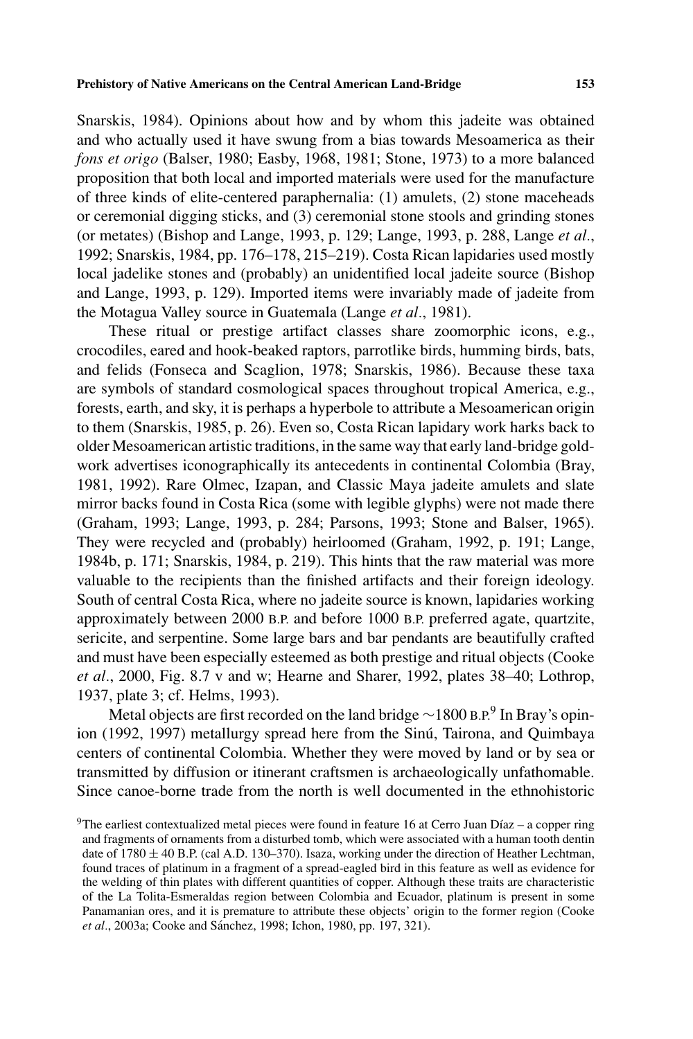Snarskis, 1984). Opinions about how and by whom this jadeite was obtained and who actually used it have swung from a bias towards Mesoamerica as their *fons et origo* (Balser, 1980; Easby, 1968, 1981; Stone, 1973) to a more balanced proposition that both local and imported materials were used for the manufacture of three kinds of elite-centered paraphernalia: (1) amulets, (2) stone maceheads or ceremonial digging sticks, and (3) ceremonial stone stools and grinding stones (or metates) (Bishop and Lange, 1993, p. 129; Lange, 1993, p. 288, Lange *et al*., 1992; Snarskis, 1984, pp. 176–178, 215–219). Costa Rican lapidaries used mostly local jadelike stones and (probably) an unidentified local jadeite source (Bishop and Lange, 1993, p. 129). Imported items were invariably made of jadeite from the Motagua Valley source in Guatemala (Lange *et al*., 1981).

These ritual or prestige artifact classes share zoomorphic icons, e.g., crocodiles, eared and hook-beaked raptors, parrotlike birds, humming birds, bats, and felids (Fonseca and Scaglion, 1978; Snarskis, 1986). Because these taxa are symbols of standard cosmological spaces throughout tropical America, e.g., forests, earth, and sky, it is perhaps a hyperbole to attribute a Mesoamerican origin to them (Snarskis, 1985, p. 26). Even so, Costa Rican lapidary work harks back to older Mesoamerican artistic traditions, in the same way that early land-bridge goldwork advertises iconographically its antecedents in continental Colombia (Bray, 1981, 1992). Rare Olmec, Izapan, and Classic Maya jadeite amulets and slate mirror backs found in Costa Rica (some with legible glyphs) were not made there (Graham, 1993; Lange, 1993, p. 284; Parsons, 1993; Stone and Balser, 1965). They were recycled and (probably) heirloomed (Graham, 1992, p. 191; Lange, 1984b, p. 171; Snarskis, 1984, p. 219). This hints that the raw material was more valuable to the recipients than the finished artifacts and their foreign ideology. South of central Costa Rica, where no jadeite source is known, lapidaries working approximately between 2000 B.P. and before 1000 B.P. preferred agate, quartzite, sericite, and serpentine. Some large bars and bar pendants are beautifully crafted and must have been especially esteemed as both prestige and ritual objects (Cooke *et al*., 2000, Fig. 8.7 v and w; Hearne and Sharer, 1992, plates 38–40; Lothrop, 1937, plate 3; cf. Helms, 1993).

Metal objects are first recorded on the land bridge ∼1800 B.P.[9] In Bray's opinion (1992, 1997) metallurgy spread here from the Sinú, Tairona, and Quimbaya centers of continental Colombia. Whether they were moved by land or by sea or transmitted by diffusion or itinerant craftsmen is archaeologically unfathomable. Since canoe-borne trade from the north is well documented in the ethnohistoric

[9]The earliest contextualized metal pieces were found in feature 16 at Cerro Juan Díaz – a copper ring and fragments of ornaments from a disturbed tomb, which were associated with a human tooth dentin date of 1780 ± 40 B.P. (cal A.D. 130–370). Isaza, working under the direction of Heather Lechtman, found traces of platinum in a fragment of a spread-eagled bird in this feature as well as evidence for the welding of thin plates with different quantities of copper. Although these traits are characteristic of the La Tolita-Esmeraldas region between Colombia and Ecuador, platinum is present in some Panamanian ores, and it is premature to attribute these objects' origin to the former region (Cooke *et al*., 2003a; Cooke and Sánchez, 1998; Ichon, 1980, pp. 197, 321).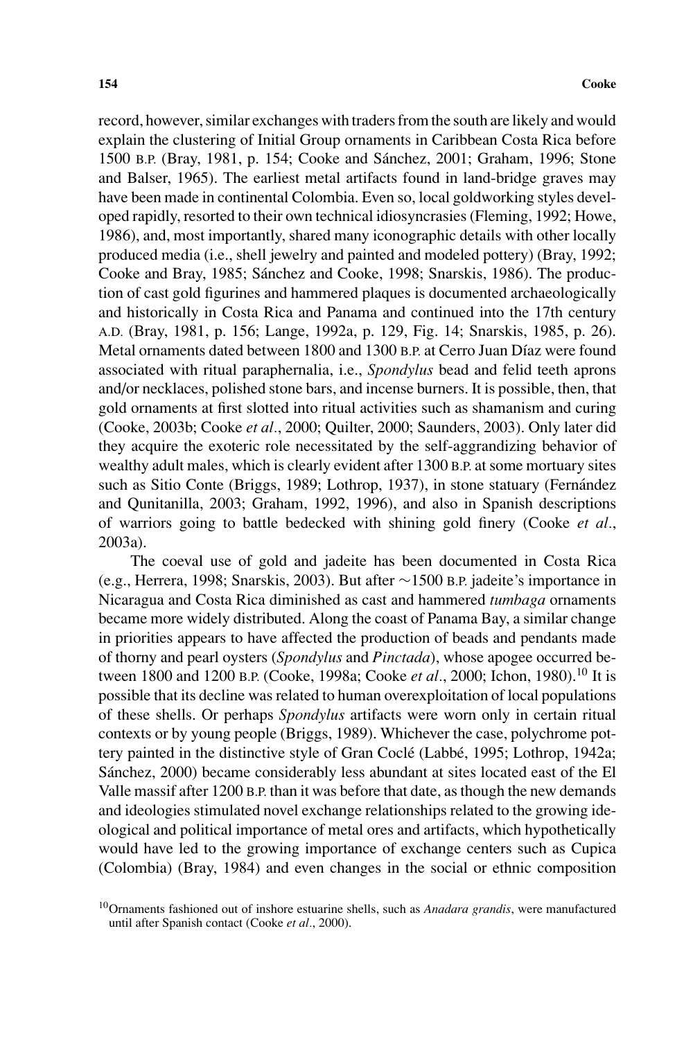record, however, similar exchanges with traders from the south are likely and would explain the clustering of Initial Group ornaments in Caribbean Costa Rica before 1500 B.P. (Bray, 1981, p. 154; Cooke and Sánchez, 2001; Graham, 1996; Stone and Balser, 1965). The earliest metal artifacts found in land-bridge graves may have been made in continental Colombia. Even so, local goldworking styles developed rapidly, resorted to their own technical idiosyncrasies (Fleming, 1992; Howe, 1986), and, most importantly, shared many iconographic details with other locally produced media (i.e., shell jewelry and painted and modeled pottery) (Bray, 1992; Cooke and Bray, 1985; Sánchez and Cooke, 1998; Snarskis, 1986). The production of cast gold figurines and hammered plaques is documented archaeologically and historically in Costa Rica and Panama and continued into the 17th century A.D. (Bray, 1981, p. 156; Lange, 1992a, p. 129, Fig. 14; Snarskis, 1985, p. 26). Metal ornaments dated between 1800 and 1300 B.P. at Cerro Juan Díaz were found associated with ritual paraphernalia, i.e., *Spondylus* bead and felid teeth aprons and/or necklaces, polished stone bars, and incense burners. It is possible, then, that gold ornaments at first slotted into ritual activities such as shamanism and curing (Cooke, 2003b; Cooke *et al*., 2000; Quilter, 2000; Saunders, 2003). Only later did they acquire the exoteric role necessitated by the self-aggrandizing behavior of wealthy adult males, which is clearly evident after 1300 B.P. at some mortuary sites such as Sitio Conte (Briggs, 1989; Lothrop, 1937), in stone statuary (Fernández and Qunitanilla, 2003; Graham, 1992, 1996), and also in Spanish descriptions of warriors going to battle bedecked with shining gold finery (Cooke *et al*., 2003a).

The coeval use of gold and jadeite has been documented in Costa Rica (e.g., Herrera, 1998; Snarskis, 2003). But after ~1500 B.P. jadeite's importance in Nicaragua and Costa Rica diminished as cast and hammered *tumbaga* ornaments became more widely distributed. Along the coast of Panama Bay, a similar change in priorities appears to have affected the production of beads and pendants made of thorny and pearl oysters (*Spondylus* and *Pinctada*), whose apogee occurred between 1800 and 1200 B.P. (Cooke, 1998a; Cooke *et al*., 2000; Ichon, 1980).[10] It is possible that its decline was related to human overexploitation of local populations of these shells. Or perhaps *Spondylus* artifacts were worn only in certain ritual contexts or by young people (Briggs, 1989). Whichever the case, polychrome pottery painted in the distinctive style of Gran Coclé (Labbé, 1995; Lothrop, 1942a; Sánchez, 2000) became considerably less abundant at sites located east of the El Valle massif after 1200 B.P. than it was before that date, as though the new demands and ideologies stimulated novel exchange relationships related to the growing ideological and political importance of metal ores and artifacts, which hypothetically would have led to the growing importance of exchange centers such as Cupica (Colombia) (Bray, 1984) and even changes in the social or ethnic composition

[10] Ornaments fashioned out of inshore estuarine shells, such as *Anadara grandis*, were manufactured until after Spanish contact (Cooke *et al*., 2000).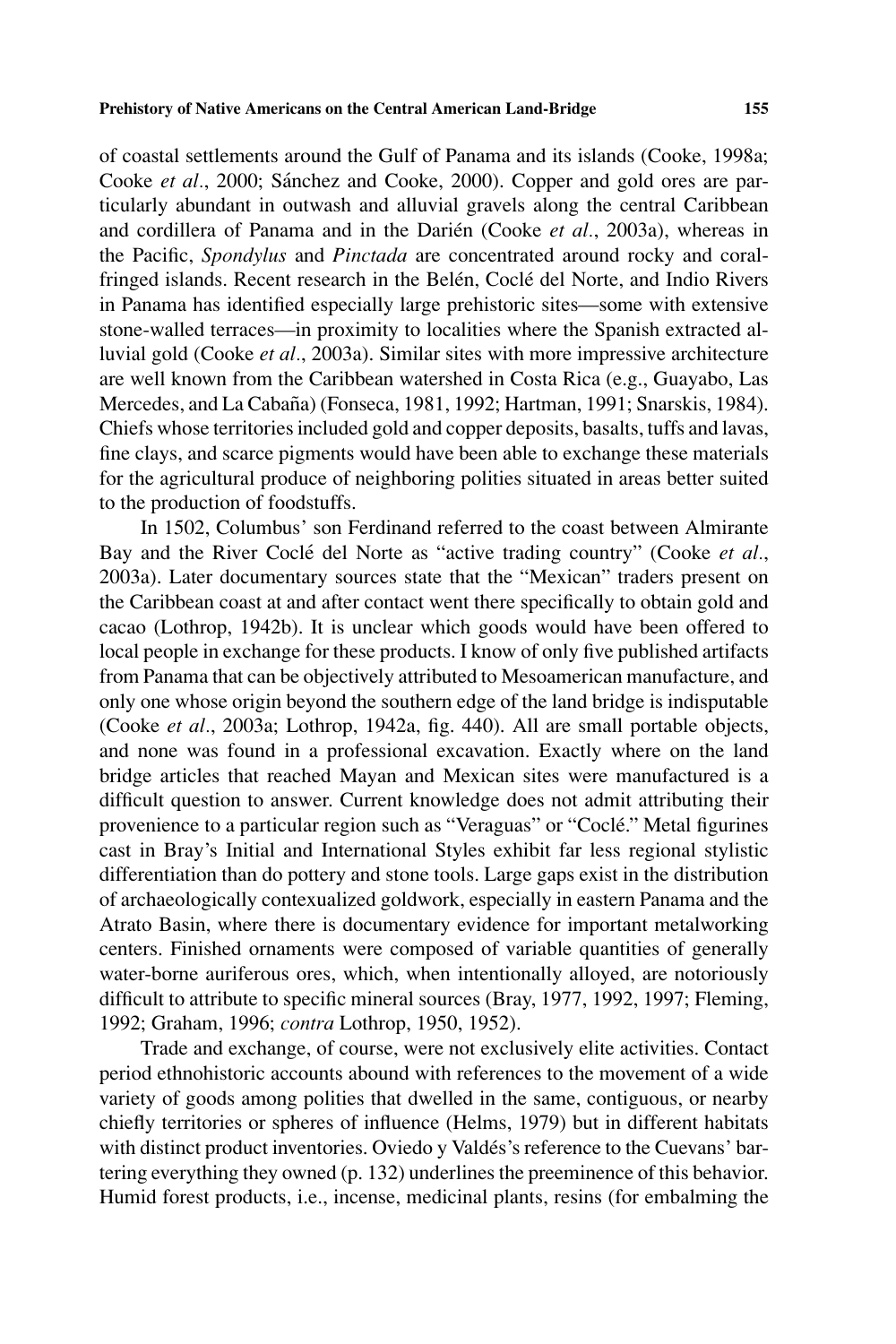of coastal settlements around the Gulf of Panama and its islands (Cooke, 1998a; Cooke *et al*., 2000; Sánchez and Cooke, 2000). Copper and gold ores are particularly abundant in outwash and alluvial gravels along the central Caribbean and cordillera of Panama and in the Darién (Cooke *et al*., 2003a), whereas in the Pacific, *Spondylus* and *Pinctada* are concentrated around rocky and coral-fringed islands. Recent research in the Belén, Coclé del Norte, and Indio Rivers in Panama has identified especially large prehistoric sites—some with extensive stone-walled terraces—in proximity to localities where the Spanish extracted alluvial gold (Cooke *et al*., 2003a). Similar sites with more impressive architecture are well known from the Caribbean watershed in Costa Rica (e.g., Guayabo, Las Mercedes, and La Cabaña) (Fonseca, 1981, 1992; Hartman, 1991; Snarskis, 1984). Chiefs whose territories included gold and copper deposits, basalts, tuffs and lavas, fine clays, and scarce pigments would have been able to exchange these materials for the agricultural produce of neighboring polities situated in areas better suited to the production of foodstuffs.

In 1502, Columbus' son Ferdinand referred to the coast between Almirante Bay and the River Coclé del Norte as "active trading country" (Cooke *et al*., 2003a). Later documentary sources state that the "Mexican" traders present on the Caribbean coast at and after contact went there specifically to obtain gold and cacao (Lothrop, 1942b). It is unclear which goods would have been offered to local people in exchange for these products. I know of only five published artifacts from Panama that can be objectively attributed to Mesoamerican manufacture, and only one whose origin beyond the southern edge of the land bridge is indisputable (Cooke *et al*., 2003a; Lothrop, 1942a, fig. 440). All are small portable objects, and none was found in a professional excavation. Exactly where on the land bridge articles that reached Mayan and Mexican sites were manufactured is a difficult question to answer. Current knowledge does not admit attributing their provenience to a particular region such as "Veraguas" or "Coclé." Metal figurines cast in Bray's Initial and International Styles exhibit far less regional stylistic differentiation than do pottery and stone tools. Large gaps exist in the distribution of archaeologically contexualized goldwork, especially in eastern Panama and the Atrato Basin, where there is documentary evidence for important metalworking centers. Finished ornaments were composed of variable quantities of generally water-borne auriferous ores, which, when intentionally alloyed, are notoriously difficult to attribute to specific mineral sources (Bray, 1977, 1992, 1997; Fleming, 1992; Graham, 1996; *contra* Lothrop, 1950, 1952).

Trade and exchange, of course, were not exclusively elite activities. Contact period ethnohistoric accounts abound with references to the movement of a wide variety of goods among polities that dwelled in the same, contiguous, or nearby chiefly territories or spheres of influence (Helms, 1979) but in different habitats with distinct product inventories. Oviedo y Valdés's reference to the Cuevans' bartering everything they owned (p. 132) underlines the preeminence of this behavior. Humid forest products, i.e., incense, medicinal plants, resins (for embalming the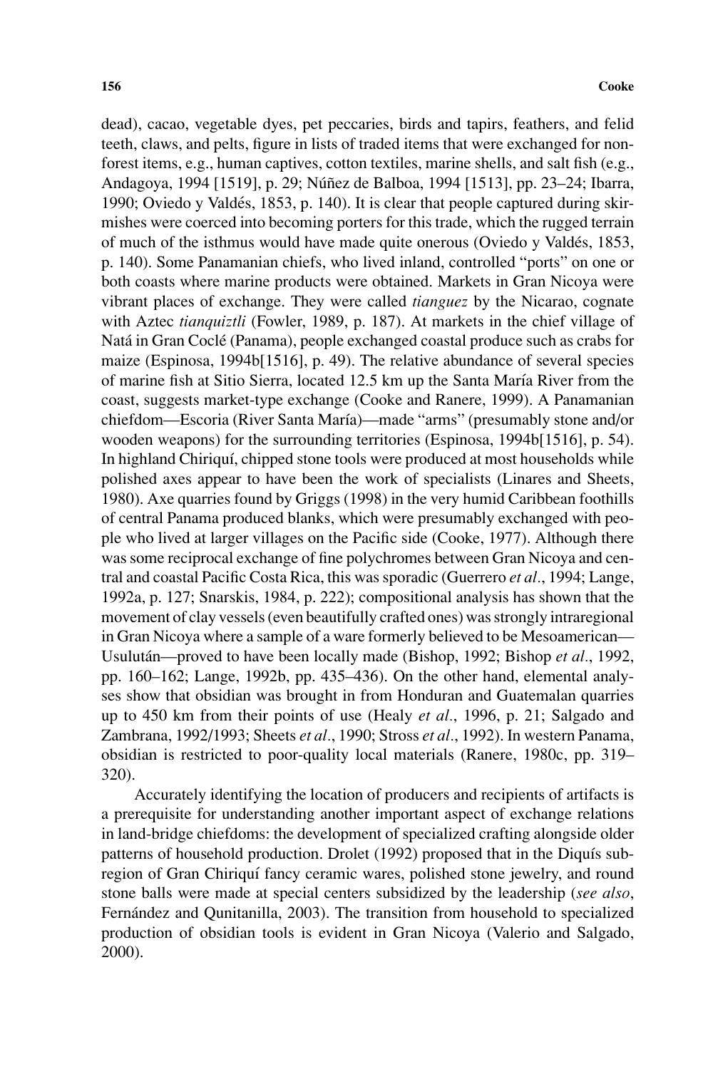dead), cacao, vegetable dyes, pet peccaries, birds and tapirs, feathers, and felid teeth, claws, and pelts, figure in lists of traded items that were exchanged for non-forest items, e.g., human captives, cotton textiles, marine shells, and salt fish (e.g., Andagoya, 1994 [1519], p. 29; Núñez de Balboa, 1994 [1513], pp. 23–24; Ibarra, 1990; Oviedo y Valdés, 1853, p. 140). It is clear that people captured during skirmishes were coerced into becoming porters for this trade, which the rugged terrain of much of the isthmus would have made quite onerous (Oviedo y Valdés, 1853, p. 140). Some Panamanian chiefs, who lived inland, controlled "ports" on one or both coasts where marine products were obtained. Markets in Gran Nicoya were vibrant places of exchange. They were called *tianguez* by the Nicarao, cognate with Aztec *tianquiztli* (Fowler, 1989, p. 187). At markets in the chief village of Natá in Gran Coclé (Panama), people exchanged coastal produce such as crabs for maize (Espinosa, 1994b[1516], p. 49). The relative abundance of several species of marine fish at Sitio Sierra, located 12.5 km up the Santa María River from the coast, suggests market-type exchange (Cooke and Ranere, 1999). A Panamanian chiefdom—Escoria (River Santa María)—made "arms" (presumably stone and/or wooden weapons) for the surrounding territories (Espinosa, 1994b[1516], p. 54). In highland Chiriquí, chipped stone tools were produced at most households while polished axes appear to have been the work of specialists (Linares and Sheets, 1980). Axe quarries found by Griggs (1998) in the very humid Caribbean foothills of central Panama produced blanks, which were presumably exchanged with people who lived at larger villages on the Pacific side (Cooke, 1977). Although there was some reciprocal exchange of fine polychromes between Gran Nicoya and central and coastal Pacific Costa Rica, this was sporadic (Guerrero *et al*., 1994; Lange, 1992a, p. 127; Snarskis, 1984, p. 222); compositional analysis has shown that the movement of clay vessels (even beautifully crafted ones) was strongly intraregional in Gran Nicoya where a sample of a ware formerly believed to be Mesoamerican—Usulután—proved to have been locally made (Bishop, 1992; Bishop *et al*., 1992, pp. 160–162; Lange, 1992b, pp. 435–436). On the other hand, elemental analyses show that obsidian was brought in from Honduran and Guatemalan quarries up to 450 km from their points of use (Healy *et al*., 1996, p. 21; Salgado and Zambrana, 1992/1993; Sheets *et al*., 1990; Stross *et al*., 1992). In western Panama, obsidian is restricted to poor-quality local materials (Ranere, 1980c, pp. 319–320).

Accurately identifying the location of producers and recipients of artifacts is a prerequisite for understanding another important aspect of exchange relations in land-bridge chiefdoms: the development of specialized crafting alongside older patterns of household production. Drolet (1992) proposed that in the Diquís subregion of Gran Chiriquí fancy ceramic wares, polished stone jewelry, and round stone balls were made at special centers subsidized by the leadership (*see also*, Fernández and Qunitanilla, 2003). The transition from household to specialized production of obsidian tools is evident in Gran Nicoya (Valerio and Salgado, 2000).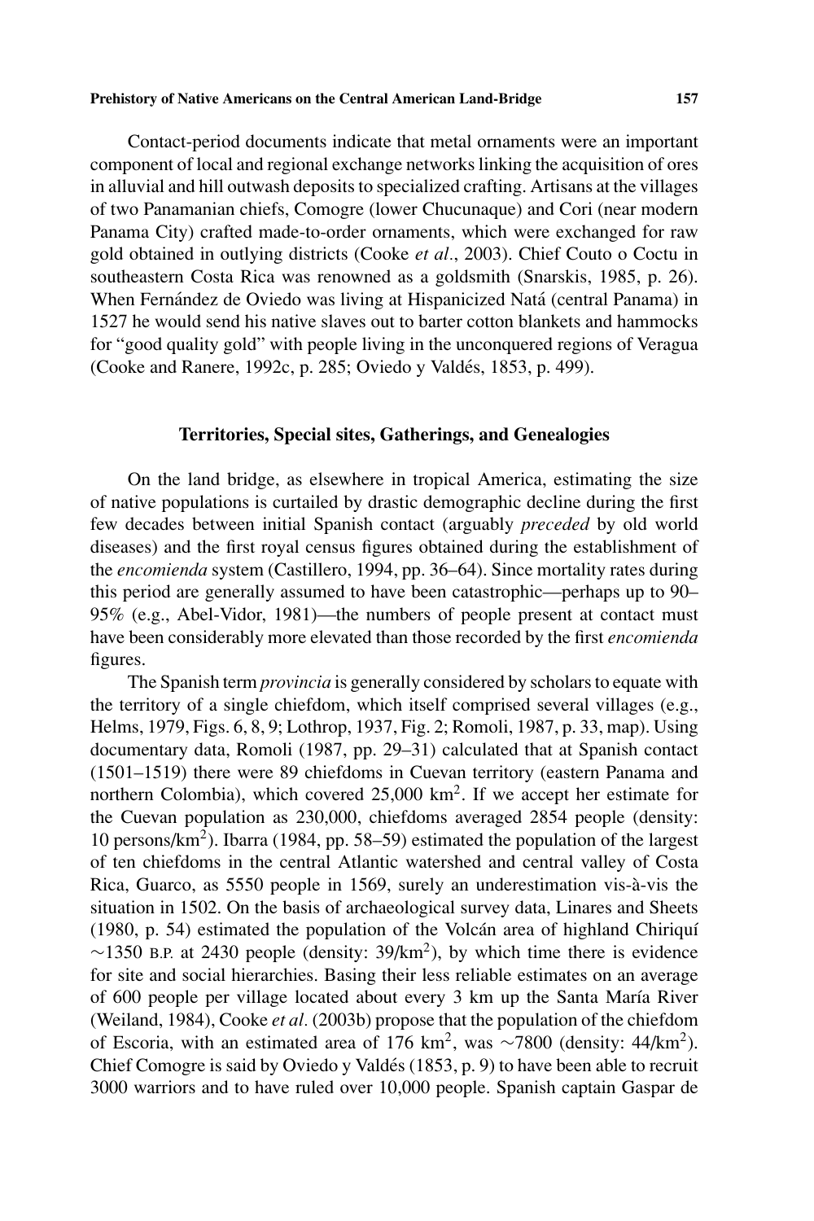Contact-period documents indicate that metal ornaments were an important component of local and regional exchange networks linking the acquisition of ores in alluvial and hill outwash deposits to specialized crafting. Artisans at the villages of two Panamanian chiefs, Comogre (lower Chucunaque) and Cori (near modern Panama City) crafted made-to-order ornaments, which were exchanged for raw gold obtained in outlying districts (Cooke *et al*., 2003). Chief Couto o Coctu in southeastern Costa Rica was renowned as a goldsmith (Snarskis, 1985, p. 26). When Fernández de Oviedo was living at Hispanicized Natá (central Panama) in 1527 he would send his native slaves out to barter cotton blankets and hammocks for "good quality gold" with people living in the unconquered regions of Veragua (Cooke and Ranere, 1992c, p. 285; Oviedo y Valdés, 1853, p. 499).

## Territories, Special sites, Gatherings, and Genealogies

On the land bridge, as elsewhere in tropical America, estimating the size of native populations is curtailed by drastic demographic decline during the first few decades between initial Spanish contact (arguably *preceded* by old world diseases) and the first royal census figures obtained during the establishment of the *encomienda* system (Castillero, 1994, pp. 36–64). Since mortality rates during this period are generally assumed to have been catastrophic—perhaps up to 90–95% (e.g., Abel-Vidor, 1981)—the numbers of people present at contact must have been considerably more elevated than those recorded by the first *encomienda* figures.

The Spanish term *provincia* is generally considered by scholars to equate with the territory of a single chiefdom, which itself comprised several villages (e.g., Helms, 1979, Figs. 6, 8, 9; Lothrop, 1937, Fig. 2; Romoli, 1987, p. 33, map). Using documentary data, Romoli (1987, pp. 29–31) calculated that at Spanish contact (1501–1519) there were 89 chiefdoms in Cuevan territory (eastern Panama and northern Colombia), which covered 25,000 km$^2$. If we accept her estimate for the Cuevan population as 230,000, chiefdoms averaged 2854 people (density: 10 persons/km$^2$). Ibarra (1984, pp. 58–59) estimated the population of the largest of ten chiefdoms in the central Atlantic watershed and central valley of Costa Rica, Guarco, as 5550 people in 1569, surely an underestimation vis-à-vis the situation in 1502. On the basis of archaeological survey data, Linares and Sheets (1980, p. 54) estimated the population of the Volcán area of highland Chiriquí $\sim$1350 B.P. at 2430 people (density: 39/km$^2$), by which time there is evidence for site and social hierarchies. Basing their less reliable estimates on an average of 600 people per village located about every 3 km up the Santa María River (Weiland, 1984), Cooke *et al*. (2003b) propose that the population of the chiefdom of Escoria, with an estimated area of 176 km$^2$, was $\sim$7800 (density: 44/km$^2$). Chief Comogre is said by Oviedo y Valdés (1853, p. 9) to have been able to recruit 3000 warriors and to have ruled over 10,000 people. Spanish captain Gaspar de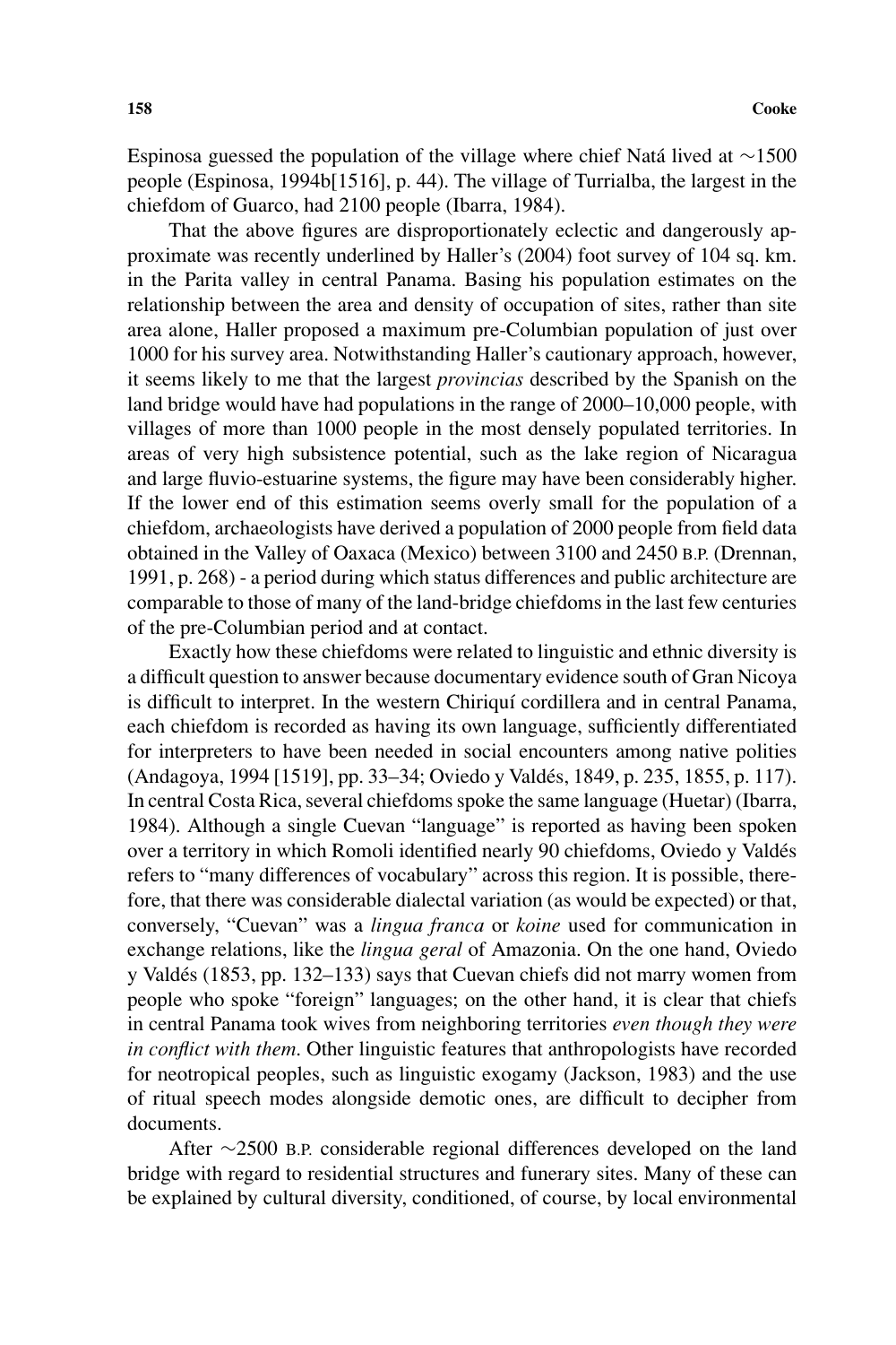Espinosa guessed the population of the village where chief Natá lived at ~1500 people (Espinosa, 1994b[1516], p. 44). The village of Turrialba, the largest in the chiefdom of Guarco, had 2100 people (Ibarra, 1984).

That the above figures are disproportionately eclectic and dangerously approximate was recently underlined by Haller's (2004) foot survey of 104 sq. km. in the Parita valley in central Panama. Basing his population estimates on the relationship between the area and density of occupation of sites, rather than site area alone, Haller proposed a maximum pre-Columbian population of just over 1000 for his survey area. Notwithstanding Haller's cautionary approach, however, it seems likely to me that the largest *provincias* described by the Spanish on the land bridge would have had populations in the range of 2000–10,000 people, with villages of more than 1000 people in the most densely populated territories. In areas of very high subsistence potential, such as the lake region of Nicaragua and large fluvio-estuarine systems, the figure may have been considerably higher. If the lower end of this estimation seems overly small for the population of a chiefdom, archaeologists have derived a population of 2000 people from field data obtained in the Valley of Oaxaca (Mexico) between 3100 and 2450 B.P. (Drennan, 1991, p. 268) - a period during which status differences and public architecture are comparable to those of many of the land-bridge chiefdoms in the last few centuries of the pre-Columbian period and at contact.

Exactly how these chiefdoms were related to linguistic and ethnic diversity is a difficult question to answer because documentary evidence south of Gran Nicoya is difficult to interpret. In the western Chiriquí cordillera and in central Panama, each chiefdom is recorded as having its own language, sufficiently differentiated for interpreters to have been needed in social encounters among native polities (Andagoya, 1994 [1519], pp. 33–34; Oviedo y Valdés, 1849, p. 235, 1855, p. 117). In central Costa Rica, several chiefdoms spoke the same language (Huetar) (Ibarra, 1984). Although a single Cuevan "language" is reported as having been spoken over a territory in which Romoli identified nearly 90 chiefdoms, Oviedo y Valdés refers to "many differences of vocabulary" across this region. It is possible, therefore, that there was considerable dialectal variation (as would be expected) or that, conversely, "Cuevan" was a *lingua franca* or *koine* used for communication in exchange relations, like the *lingua geral* of Amazonia. On the one hand, Oviedo y Valdés (1853, pp. 132–133) says that Cuevan chiefs did not marry women from people who spoke "foreign" languages; on the other hand, it is clear that chiefs in central Panama took wives from neighboring territories *even though they were in conflict with them*. Other linguistic features that anthropologists have recorded for neotropical peoples, such as linguistic exogamy (Jackson, 1983) and the use of ritual speech modes alongside demotic ones, are difficult to decipher from documents.

After ~2500 B.P. considerable regional differences developed on the land bridge with regard to residential structures and funerary sites. Many of these can be explained by cultural diversity, conditioned, of course, by local environmental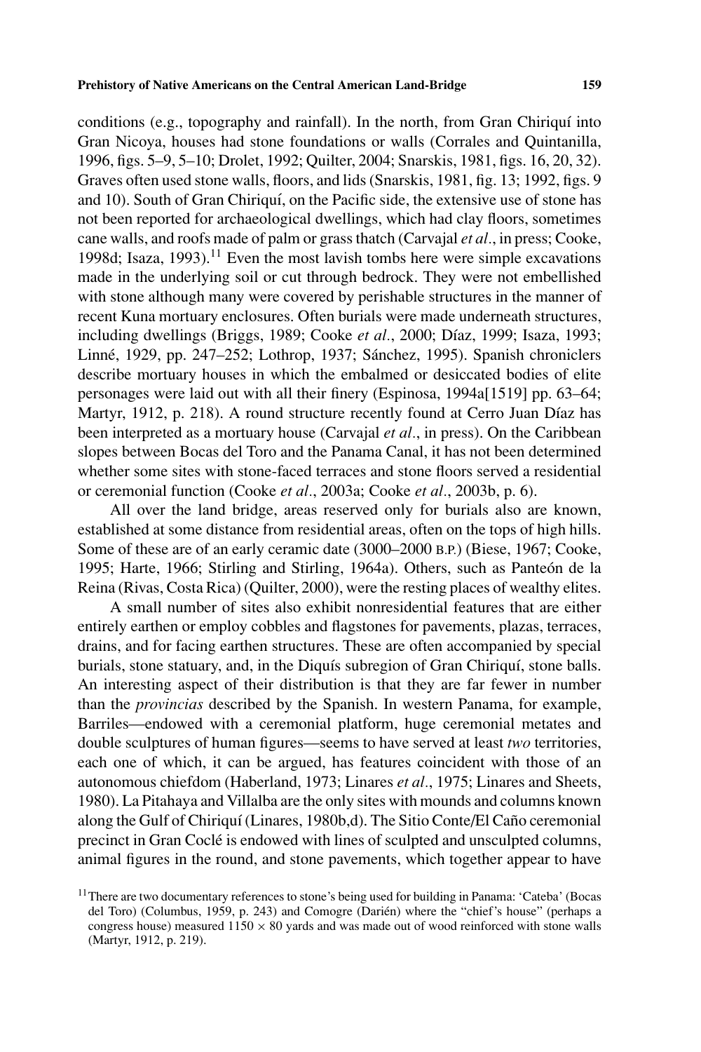conditions (e.g., topography and rainfall). In the north, from Gran Chiriquí into Gran Nicoya, houses had stone foundations or walls (Corrales and Quintanilla, 1996, figs. 5–9, 5–10; Drolet, 1992; Quilter, 2004; Snarskis, 1981, figs. 16, 20, 32). Graves often used stone walls, floors, and lids (Snarskis, 1981, fig. 13; 1992, figs. 9 and 10). South of Gran Chiriquí, on the Pacific side, the extensive use of stone has not been reported for archaeological dwellings, which had clay floors, sometimes cane walls, and roofs made of palm or grass thatch (Carvajal *et al*., in press; Cooke, 1998d; Isaza, 1993).[11] Even the most lavish tombs here were simple excavations made in the underlying soil or cut through bedrock. They were not embellished with stone although many were covered by perishable structures in the manner of recent Kuna mortuary enclosures. Often burials were made underneath structures, including dwellings (Briggs, 1989; Cooke *et al*., 2000; Díaz, 1999; Isaza, 1993; Linné, 1929, pp. 247–252; Lothrop, 1937; Sánchez, 1995). Spanish chroniclers describe mortuary houses in which the embalmed or desiccated bodies of elite personages were laid out with all their finery (Espinosa, 1994a[1519] pp. 63–64; Martyr, 1912, p. 218). A round structure recently found at Cerro Juan Díaz has been interpreted as a mortuary house (Carvajal *et al*., in press). On the Caribbean slopes between Bocas del Toro and the Panama Canal, it has not been determined whether some sites with stone-faced terraces and stone floors served a residential or ceremonial function (Cooke *et al*., 2003a; Cooke *et al*., 2003b, p. 6).

All over the land bridge, areas reserved only for burials also are known, established at some distance from residential areas, often on the tops of high hills. Some of these are of an early ceramic date (3000–2000 B.P.) (Biese, 1967; Cooke, 1995; Harte, 1966; Stirling and Stirling, 1964a). Others, such as Panteón de la Reina (Rivas, Costa Rica) (Quilter, 2000), were the resting places of wealthy elites.

A small number of sites also exhibit nonresidential features that are either entirely earthen or employ cobbles and flagstones for pavements, plazas, terraces, drains, and for facing earthen structures. These are often accompanied by special burials, stone statuary, and, in the Diquís subregion of Gran Chiriquí, stone balls. An interesting aspect of their distribution is that they are far fewer in number than the *provincias* described by the Spanish. In western Panama, for example, Barriles—endowed with a ceremonial platform, huge ceremonial metates and double sculptures of human figures—seems to have served at least *two* territories, each one of which, it can be argued, has features coincident with those of an autonomous chiefdom (Haberland, 1973; Linares *et al*., 1975; Linares and Sheets, 1980). La Pitahaya and Villalba are the only sites with mounds and columns known along the Gulf of Chiriquí (Linares, 1980b,d). The Sitio Conte/El Caño ceremonial precinct in Gran Coclé is endowed with lines of sculpted and unsculpted columns, animal figures in the round, and stone pavements, which together appear to have

[11] There are two documentary references to stone's being used for building in Panama: 'Cateba' (Bocas del Toro) (Columbus, 1959, p. 243) and Comogre (Darién) where the "chief's house" (perhaps a congress house) measured $1150 \times 80$ yards and was made out of wood reinforced with stone walls (Martyr, 1912, p. 219).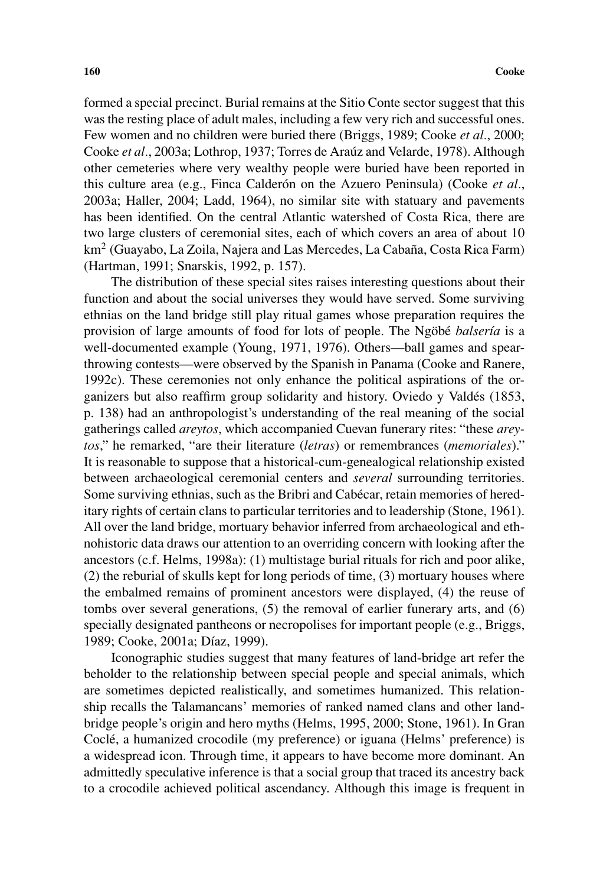formed a special precinct. Burial remains at the Sitio Conte sector suggest that this was the resting place of adult males, including a few very rich and successful ones. Few women and no children were buried there (Briggs, 1989; Cooke *et al*., 2000; Cooke *et al*., 2003a; Lothrop, 1937; Torres de Araúz and Velarde, 1978). Although other cemeteries where very wealthy people were buried have been reported in this culture area (e.g., Finca Calderón on the Azuero Peninsula) (Cooke *et al*., 2003a; Haller, 2004; Ladd, 1964), no similar site with statuary and pavements has been identified. On the central Atlantic watershed of Costa Rica, there are two large clusters of ceremonial sites, each of which covers an area of about 10 $km^2$ (Guayabo, La Zoila, Najera and Las Mercedes, La Cabaña, Costa Rica Farm) (Hartman, 1991; Snarskis, 1992, p. 157).

The distribution of these special sites raises interesting questions about their function and about the social universes they would have served. Some surviving ethnias on the land bridge still play ritual games whose preparation requires the provision of large amounts of food for lots of people. The Ngöbé *balsería* is a well-documented example (Young, 1971, 1976). Others—ball games and spear-throwing contests—were observed by the Spanish in Panama (Cooke and Ranere, 1992c). These ceremonies not only enhance the political aspirations of the organizers but also reaffirm group solidarity and history. Oviedo y Valdés (1853, p. 138) had an anthropologist's understanding of the real meaning of the social gatherings called *areytos*, which accompanied Cuevan funerary rites: "these *areytos*," he remarked, "are their literature (*letras*) or remembrances (*memoriales*)." It is reasonable to suppose that a historical-cum-genealogical relationship existed between archaeological ceremonial centers and *several* surrounding territories. Some surviving ethnias, such as the Bribri and Cabécar, retain memories of hereditary rights of certain clans to particular territories and to leadership (Stone, 1961). All over the land bridge, mortuary behavior inferred from archaeological and ethnohistoric data draws our attention to an overriding concern with looking after the ancestors (c.f. Helms, 1998a): (1) multistage burial rituals for rich and poor alike, (2) the reburial of skulls kept for long periods of time, (3) mortuary houses where the embalmed remains of prominent ancestors were displayed, (4) the reuse of tombs over several generations, (5) the removal of earlier funerary arts, and (6) specially designated pantheons or necropolises for important people (e.g., Briggs, 1989; Cooke, 2001a; Díaz, 1999).

Iconographic studies suggest that many features of land-bridge art refer the beholder to the relationship between special people and special animals, which are sometimes depicted realistically, and sometimes humanized. This relationship recalls the Talamancans' memories of ranked named clans and other land-bridge people's origin and hero myths (Helms, 1995, 2000; Stone, 1961). In Gran Coclé, a humanized crocodile (my preference) or iguana (Helms' preference) is a widespread icon. Through time, it appears to have become more dominant. An admittedly speculative inference is that a social group that traced its ancestry back to a crocodile achieved political ascendancy. Although this image is frequent in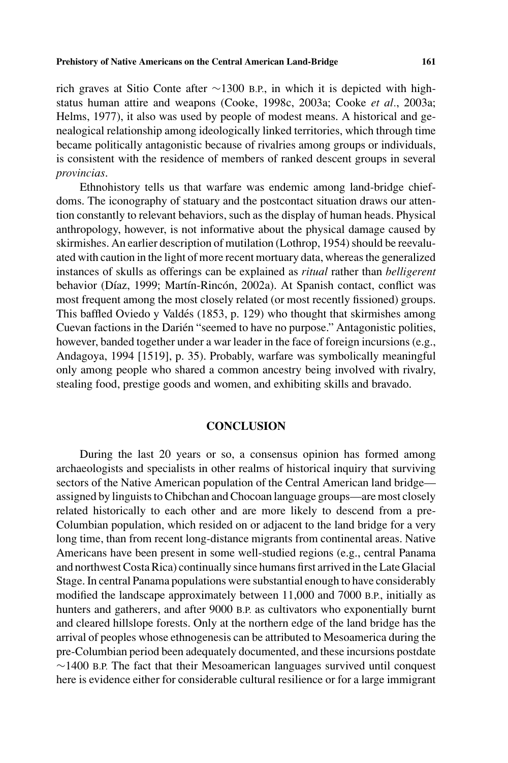rich graves at Sitio Conte after ∼1300 B.P., in which it is depicted with high-status human attire and weapons (Cooke, 1998c, 2003a; Cooke *et al*., 2003a; Helms, 1977), it also was used by people of modest means. A historical and genealogical relationship among ideologically linked territories, which through time became politically antagonistic because of rivalries among groups or individuals, is consistent with the residence of members of ranked descent groups in several *provincias*.

Ethnohistory tells us that warfare was endemic among land-bridge chiefdoms. The iconography of statuary and the postcontact situation draws our attention constantly to relevant behaviors, such as the display of human heads. Physical anthropology, however, is not informative about the physical damage caused by skirmishes. An earlier description of mutilation (Lothrop, 1954) should be reevaluated with caution in the light of more recent mortuary data, whereas the generalized instances of skulls as offerings can be explained as *ritual* rather than *belligerent* behavior (Díaz, 1999; Martín-Rincón, 2002a). At Spanish contact, conflict was most frequent among the most closely related (or most recently fissioned) groups. This baffled Oviedo y Valdés (1853, p. 129) who thought that skirmishes among Cuevan factions in the Darién "seemed to have no purpose." Antagonistic polities, however, banded together under a war leader in the face of foreign incursions (e.g., Andagoya, 1994 [1519], p. 35). Probably, warfare was symbolically meaningful only among people who shared a common ancestry being involved with rivalry, stealing food, prestige goods and women, and exhibiting skills and bravado.

## CONCLUSION

During the last 20 years or so, a consensus opinion has formed among archaeologists and specialists in other realms of historical inquiry that surviving sectors of the Native American population of the Central American land bridge—assigned by linguists to Chibchan and Chocoan language groups—are most closely related historically to each other and are more likely to descend from a pre-Columbian population, which resided on or adjacent to the land bridge for a very long time, than from recent long-distance migrants from continental areas. Native Americans have been present in some well-studied regions (e.g., central Panama and northwest Costa Rica) continually since humans first arrived in the Late Glacial Stage. In central Panama populations were substantial enough to have considerably modified the landscape approximately between 11,000 and 7000 B.P., initially as hunters and gatherers, and after 9000 B.P. as cultivators who exponentially burnt and cleared hillslope forests. Only at the northern edge of the land bridge has the arrival of peoples whose ethnogenesis can be attributed to Mesoamerica during the pre-Columbian period been adequately documented, and these incursions postdate ∼1400 B.P. The fact that their Mesoamerican languages survived until conquest here is evidence either for considerable cultural resilience or for a large immigrant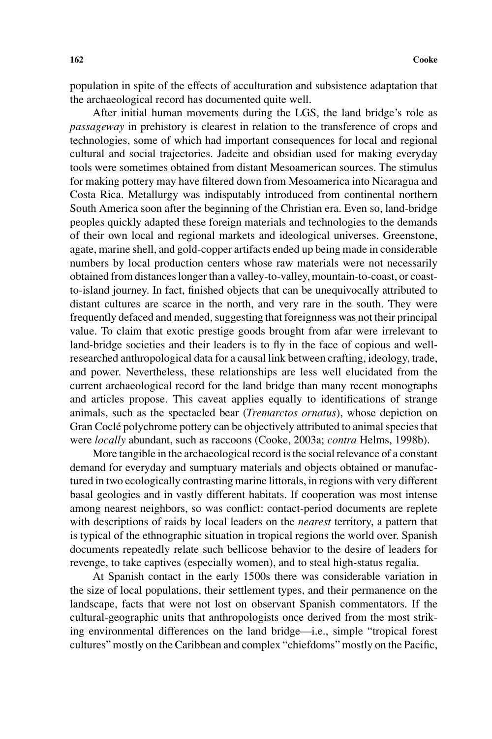population in spite of the effects of acculturation and subsistence adaptation that the archaeological record has documented quite well.

After initial human movements during the LGS, the land bridge's role as *passageway* in prehistory is clearest in relation to the transference of crops and technologies, some of which had important consequences for local and regional cultural and social trajectories. Jadeite and obsidian used for making everyday tools were sometimes obtained from distant Mesoamerican sources. The stimulus for making pottery may have filtered down from Mesoamerica into Nicaragua and Costa Rica. Metallurgy was indisputably introduced from continental northern South America soon after the beginning of the Christian era. Even so, land-bridge peoples quickly adapted these foreign materials and technologies to the demands of their own local and regional markets and ideological universes. Greenstone, agate, marine shell, and gold-copper artifacts ended up being made in considerable numbers by local production centers whose raw materials were not necessarily obtained from distances longer than a valley-to-valley, mountain-to-coast, or coast-to-island journey. In fact, finished objects that can be unequivocally attributed to distant cultures are scarce in the north, and very rare in the south. They were frequently defaced and mended, suggesting that foreignness was not their principal value. To claim that exotic prestige goods brought from afar were irrelevant to land-bridge societies and their leaders is to fly in the face of copious and well-researched anthropological data for a causal link between crafting, ideology, trade, and power. Nevertheless, these relationships are less well elucidated from the current archaeological record for the land bridge than many recent monographs and articles propose. This caveat applies equally to identifications of strange animals, such as the spectacled bear (*Tremarctos ornatus*), whose depiction on Gran Coclé polychrome pottery can be objectively attributed to animal species that were *locally* abundant, such as raccoons (Cooke, 2003a; *contra* Helms, 1998b).

More tangible in the archaeological record is the social relevance of a constant demand for everyday and sumptuary materials and objects obtained or manufactured in two ecologically contrasting marine littorals, in regions with very different basal geologies and in vastly different habitats. If cooperation was most intense among nearest neighbors, so was conflict: contact-period documents are replete with descriptions of raids by local leaders on the *nearest* territory, a pattern that is typical of the ethnographic situation in tropical regions the world over. Spanish documents repeatedly relate such bellicose behavior to the desire of leaders for revenge, to take captives (especially women), and to steal high-status regalia.

At Spanish contact in the early 1500s there was considerable variation in the size of local populations, their settlement types, and their permanence on the landscape, facts that were not lost on observant Spanish commentators. If the cultural-geographic units that anthropologists once derived from the most striking environmental differences on the land bridge—i.e., simple "tropical forest cultures" mostly on the Caribbean and complex "chiefdoms" mostly on the Pacific,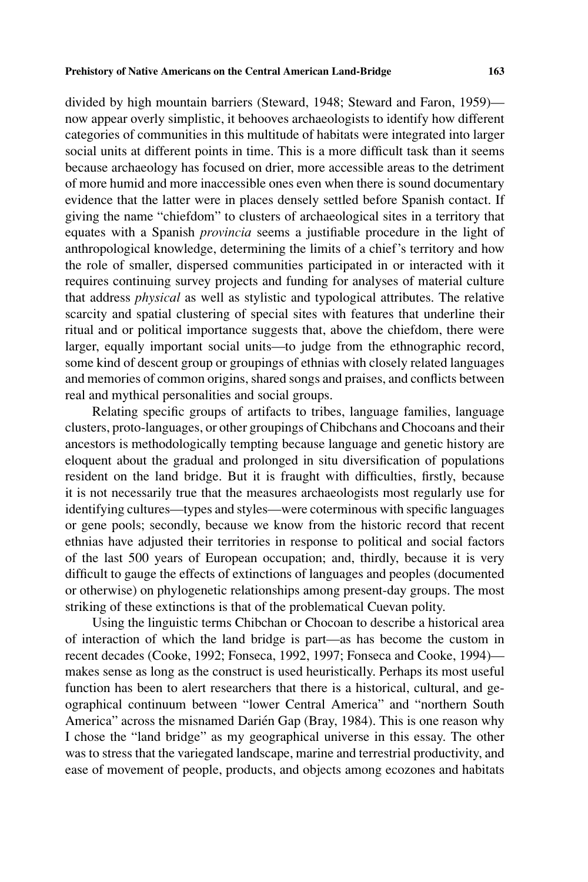divided by high mountain barriers (Steward, 1948; Steward and Faron, 1959)—now appear overly simplistic, it behooves archaeologists to identify how different categories of communities in this multitude of habitats were integrated into larger social units at different points in time. This is a more difficult task than it seems because archaeology has focused on drier, more accessible areas to the detriment of more humid and more inaccessible ones even when there is sound documentary evidence that the latter were in places densely settled before Spanish contact. If giving the name "chiefdom" to clusters of archaeological sites in a territory that equates with a Spanish *provincia* seems a justifiable procedure in the light of anthropological knowledge, determining the limits of a chief's territory and how the role of smaller, dispersed communities participated in or interacted with it requires continuing survey projects and funding for analyses of material culture that address *physical* as well as stylistic and typological attributes. The relative scarcity and spatial clustering of special sites with features that underline their ritual and or political importance suggests that, above the chiefdom, there were larger, equally important social units—to judge from the ethnographic record, some kind of descent group or groupings of ethnias with closely related languages and memories of common origins, shared songs and praises, and conflicts between real and mythical personalities and social groups.

Relating specific groups of artifacts to tribes, language families, language clusters, proto-languages, or other groupings of Chibchans and Chocoans and their ancestors is methodologically tempting because language and genetic history are eloquent about the gradual and prolonged in situ diversification of populations resident on the land bridge. But it is fraught with difficulties, firstly, because it is not necessarily true that the measures archaeologists most regularly use for identifying cultures—types and styles—were coterminous with specific languages or gene pools; secondly, because we know from the historic record that recent ethnias have adjusted their territories in response to political and social factors of the last 500 years of European occupation; and, thirdly, because it is very difficult to gauge the effects of extinctions of languages and peoples (documented or otherwise) on phylogenetic relationships among present-day groups. The most striking of these extinctions is that of the problematical Cuevan polity.

Using the linguistic terms Chibchan or Chocoan to describe a historical area of interaction of which the land bridge is part—as has become the custom in recent decades (Cooke, 1992; Fonseca, 1992, 1997; Fonseca and Cooke, 1994)—makes sense as long as the construct is used heuristically. Perhaps its most useful function has been to alert researchers that there is a historical, cultural, and geographical continuum between "lower Central America" and "northern South America" across the misnamed Darién Gap (Bray, 1984). This is one reason why I chose the "land bridge" as my geographical universe in this essay. The other was to stress that the variegated landscape, marine and terrestrial productivity, and ease of movement of people, products, and objects among ecozones and habitats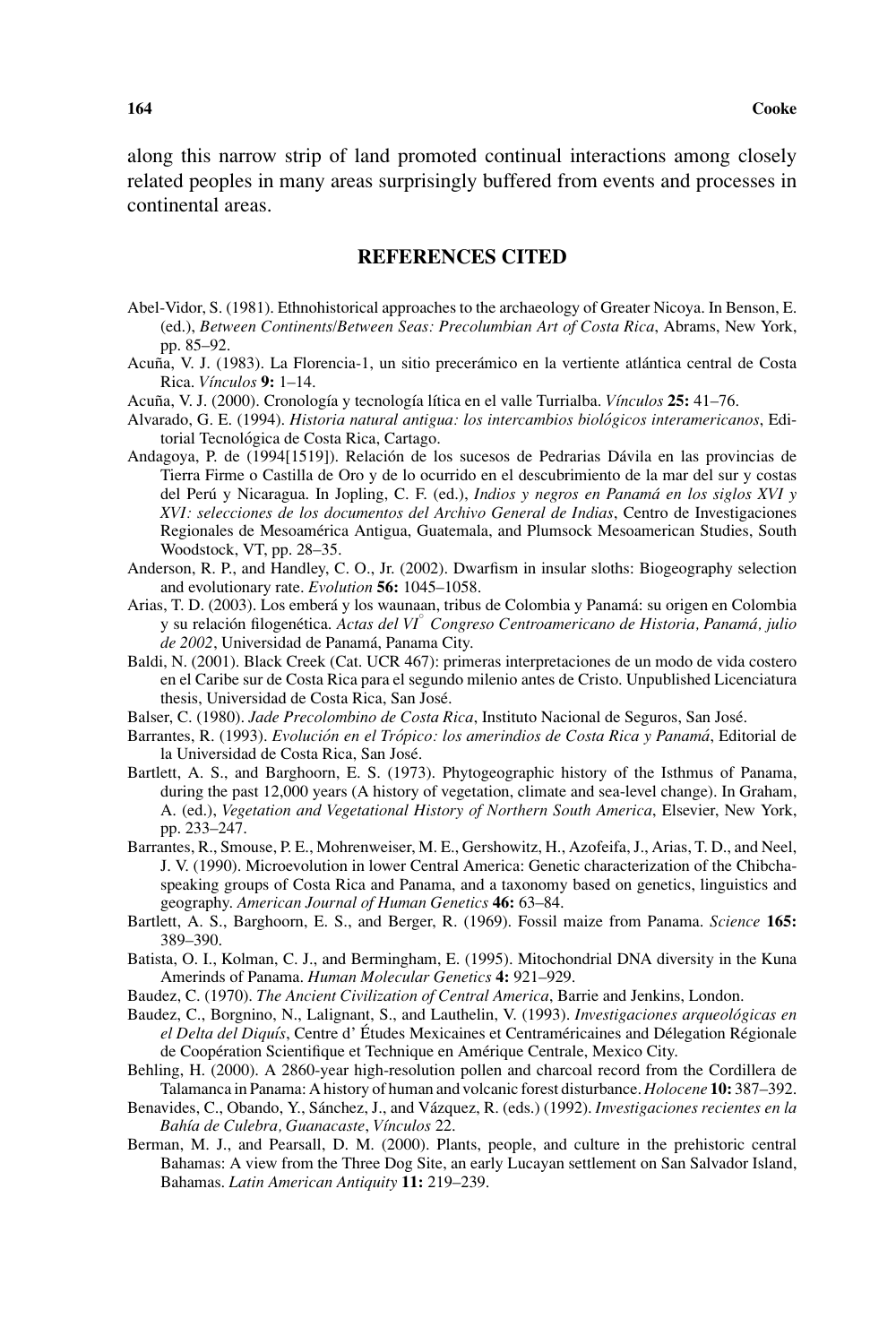along this narrow strip of land promoted continual interactions among closely related peoples in many areas surprisingly buffered from events and processes in continental areas.

## REFERENCES CITED

Abel-Vidor, S. (1981). Ethnohistorical approaches to the archaeology of Greater Nicoya. In Benson, E. (ed.), *Between Continents/Between Seas: Precolumbian Art of Costa Rica*, Abrams, New York, pp. 85–92.

Acuña, V. J. (1983). La Florencia-1, un sitio precerámico en la vertiente atlántica central de Costa Rica. *Vínculos* **9:** 1–14.

Acuña, V. J. (2000). Cronología y tecnología lítica en el valle Turrialba. *Vínculos* **25:** 41–76.

Alvarado, G. E. (1994). *Historia natural antigua: los intercambios biológicos interamericanos*, Editorial Tecnológica de Costa Rica, Cartago.

Andagoya, P. de (1994[1519]). Relación de los sucesos de Pedrarias Dávila en las provincias de Tierra Firme o Castilla de Oro y de lo ocurrido en el descubrimiento de la mar del sur y costas del Perú y Nicaragua. In Jopling, C. F. (ed.), *Indios y negros en Panamá en los siglos XVI y XVI: selecciones de los documentos del Archivo General de Indias*, Centro de Investigaciones Regionales de Mesoamérica Antigua, Guatemala, and Plumsock Mesoamerican Studies, South Woodstock, VT, pp. 28–35.

Anderson, R. P., and Handley, C. O., Jr. (2002). Dwarfism in insular sloths: Biogeography selection and evolutionary rate. *Evolution* **56:** 1045–1058.

Arias, T. D. (2003). Los emberá y los waunaan, tribus de Colombia y Panamá: su origen en Colombia y su relación filogenética. *Actas del VI° Congreso Centroamericano de Historia, Panamá, julio de 2002*, Universidad de Panamá, Panama City.

Baldi, N. (2001). Black Creek (Cat. UCR 467): primeras interpretaciones de un modo de vida costero en el Caribe sur de Costa Rica para el segundo milenio antes de Cristo. Unpublished Licenciatura thesis, Universidad de Costa Rica, San José.

Balser, C. (1980). *Jade Precolombino de Costa Rica*, Instituto Nacional de Seguros, San José.

Barrantes, R. (1993). *Evolución en el Trópico: los amerindios de Costa Rica y Panamá*, Editorial de la Universidad de Costa Rica, San José.

Bartlett, A. S., and Barghoorn, E. S. (1973). Phytogeographic history of the Isthmus of Panama, during the past 12,000 years (A history of vegetation, climate and sea-level change). In Graham, A. (ed.), *Vegetation and Vegetational History of Northern South America*, Elsevier, New York, pp. 233–247.

Barrantes, R., Smouse, P. E., Mohrenweiser, M. E., Gershowitz, H., Azofeifa, J., Arias, T. D., and Neel, J. V. (1990). Microevolution in lower Central America: Genetic characterization of the Chibcha-speaking groups of Costa Rica and Panama, and a taxonomy based on genetics, linguistics and geography. *American Journal of Human Genetics* **46:** 63–84.

Bartlett, A. S., Barghoorn, E. S., and Berger, R. (1969). Fossil maize from Panama. *Science* **165:** 389–390.

Batista, O. I., Kolman, C. J., and Bermingham, E. (1995). Mitochondrial DNA diversity in the Kuna Amerinds of Panama. *Human Molecular Genetics* **4:** 921–929.

Baudez, C. (1970). *The Ancient Civilization of Central America*, Barrie and Jenkins, London.

Baudez, C., Borgnino, N., Lalignant, S., and Lauthelin, V. (1993). *Investigaciones arqueológicas en el Delta del Diquís*, Centre d' Études Mexicaines et Centraméricaines and Délegation Régionale de Coopération Scientifique et Technique en Amérique Centrale, Mexico City.

Behling, H. (2000). A 2860-year high-resolution pollen and charcoal record from the Cordillera de Talamanca in Panama: A history of human and volcanic forest disturbance. *Holocene* **10:** 387–392.

Benavides, C., Obando, Y., Sánchez, J., and Vázquez, R. (eds.) (1992). *Investigaciones recientes en la Bahía de Culebra, Guanacaste*, *Vínculos* 22.

Berman, M. J., and Pearsall, D. M. (2000). Plants, people, and culture in the prehistoric central Bahamas: A view from the Three Dog Site, an early Lucayan settlement on San Salvador Island, Bahamas. *Latin American Antiquity* **11:** 219–239.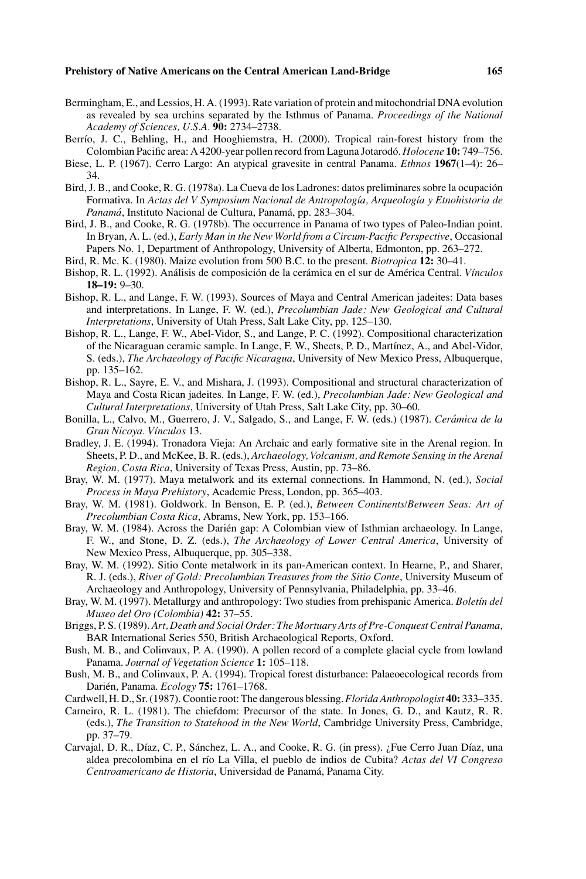Bermingham, E., and Lessios, H. A. (1993). Rate variation of protein and mitochondrial DNA evolution as revealed by sea urchins separated by the Isthmus of Panama. *Proceedings of the National Academy of Sciences, U.S.A.* **90:** 2734–2738.

Berrío, J. C., Behling, H., and Hooghiemstra, H. (2000). Tropical rain-forest history from the Colombian Pacific area: A 4200-year pollen record from Laguna Jotarodó. *Holocene* **10:** 749–756.

Biese, L. P. (1967). Cerro Largo: An atypical gravesite in central Panama. *Ethnos* **1967**(1–4): 26–34.

Bird, J. B., and Cooke, R. G. (1978a). La Cueva de los Ladrones: datos preliminares sobre la ocupación Formativa. In *Actas del V Symposium Nacional de Antropología, Arqueología y Etnohistoria de Panamá*, Instituto Nacional de Cultura, Panamá, pp. 283–304.

Bird, J. B., and Cooke, R. G. (1978b). The occurrence in Panama of two types of Paleo-Indian point. In Bryan, A. L. (ed.), *Early Man in the New World from a Circum-Pacific Perspective*, Occasional Papers No. 1, Department of Anthropology, University of Alberta, Edmonton, pp. 263–272.

Bird, R. Mc. K. (1980). Maize evolution from 500 B.C. to the present. *Biotropica* **12:** 30–41.

Bishop, R. L. (1992). Análisis de composición de la cerámica en el sur de América Central. *Vínculos* **18–19:** 9–30.

Bishop, R. L., and Lange, F. W. (1993). Sources of Maya and Central American jadeites: Data bases and interpretations. In Lange, F. W. (ed.), *Precolumbian Jade: New Geological and Cultural Interpretations*, University of Utah Press, Salt Lake City, pp. 125–130.

Bishop, R. L., Lange, F. W., Abel-Vidor, S., and Lange, P. C. (1992). Compositional characterization of the Nicaraguan ceramic sample. In Lange, F. W., Sheets, P. D., Martínez, A., and Abel-Vidor, S. (eds.), *The Archaeology of Pacific Nicaragua*, University of New Mexico Press, Albuquerque, pp. 135–162.

Bishop, R. L., Sayre, E. V., and Mishara, J. (1993). Compositional and structural characterization of Maya and Costa Rican jadeites. In Lange, F. W. (ed.), *Precolumbian Jade: New Geological and Cultural Interpretations*, University of Utah Press, Salt Lake City, pp. 30–60.

Bonilla, L., Calvo, M., Guerrero, J. V., Salgado, S., and Lange, F. W. (eds.) (1987). *Cerámica de la Gran Nicoya. Vínculos* 13.

Bradley, J. E. (1994). Tronadora Vieja: An Archaic and early formative site in the Arenal region. In Sheets, P. D., and McKee, B. R. (eds.), *Archaeology, Volcanism, and Remote Sensing in the Arenal Region, Costa Rica*, University of Texas Press, Austin, pp. 73–86.

Bray, W. M. (1977). Maya metalwork and its external connections. In Hammond, N. (ed.), *Social Process in Maya Prehistory*, Academic Press, London, pp. 365–403.

Bray, W. M. (1981). Goldwork. In Benson, E. P. (ed.), *Between Continents/Between Seas: Art of Precolumbian Costa Rica*, Abrams, New York, pp. 153–166.

Bray, W. M. (1984). Across the Darién gap: A Colombian view of Isthmian archaeology. In Lange, F. W., and Stone, D. Z. (eds.), *The Archaeology of Lower Central America*, University of New Mexico Press, Albuquerque, pp. 305–338.

Bray, W. M. (1992). Sitio Conte metalwork in its pan-American context. In Hearne, P., and Sharer, R. J. (eds.), *River of Gold: Precolumbian Treasures from the Sitio Conte*, University Museum of Archaeology and Anthropology, University of Pennsylvania, Philadelphia, pp. 33–46.

Bray, W. M. (1997). Metallurgy and anthropology: Two studies from prehispanic America. *Boletín del Museo del Oro (Colombia)* **42:** 37–55.

Briggs, P. S. (1989). *Art, Death and Social Order: The Mortuary Arts of Pre-Conquest Central Panama*, BAR International Series 550, British Archaeological Reports, Oxford.

Bush, M. B., and Colinvaux, P. A. (1990). A pollen record of a complete glacial cycle from lowland Panama. *Journal of Vegetation Science* **1:** 105–118.

Bush, M. B., and Colinvaux, P. A. (1994). Tropical forest disturbance: Palaeoecological records from Darién, Panama. *Ecology* **75:** 1761–1768.

Cardwell, H. D., Sr. (1987). Coontie root: The dangerous blessing. *Florida Anthropologist* **40:** 333–335.

Carneiro, R. L. (1981). The chiefdom: Precursor of the state. In Jones, G. D., and Kautz, R. R. (eds.), *The Transition to Statehood in the New World*, Cambridge University Press, Cambridge, pp. 37–79.

Carvajal, D. R., Díaz, C. P., Sánchez, L. A., and Cooke, R. G. (in press). ¿Fue Cerro Juan Díaz, una aldea precolombina en el río La Villa, el pueblo de indios de Cubita? *Actas del VI Congreso Centroamericano de Historia*, Universidad de Panamá, Panama City.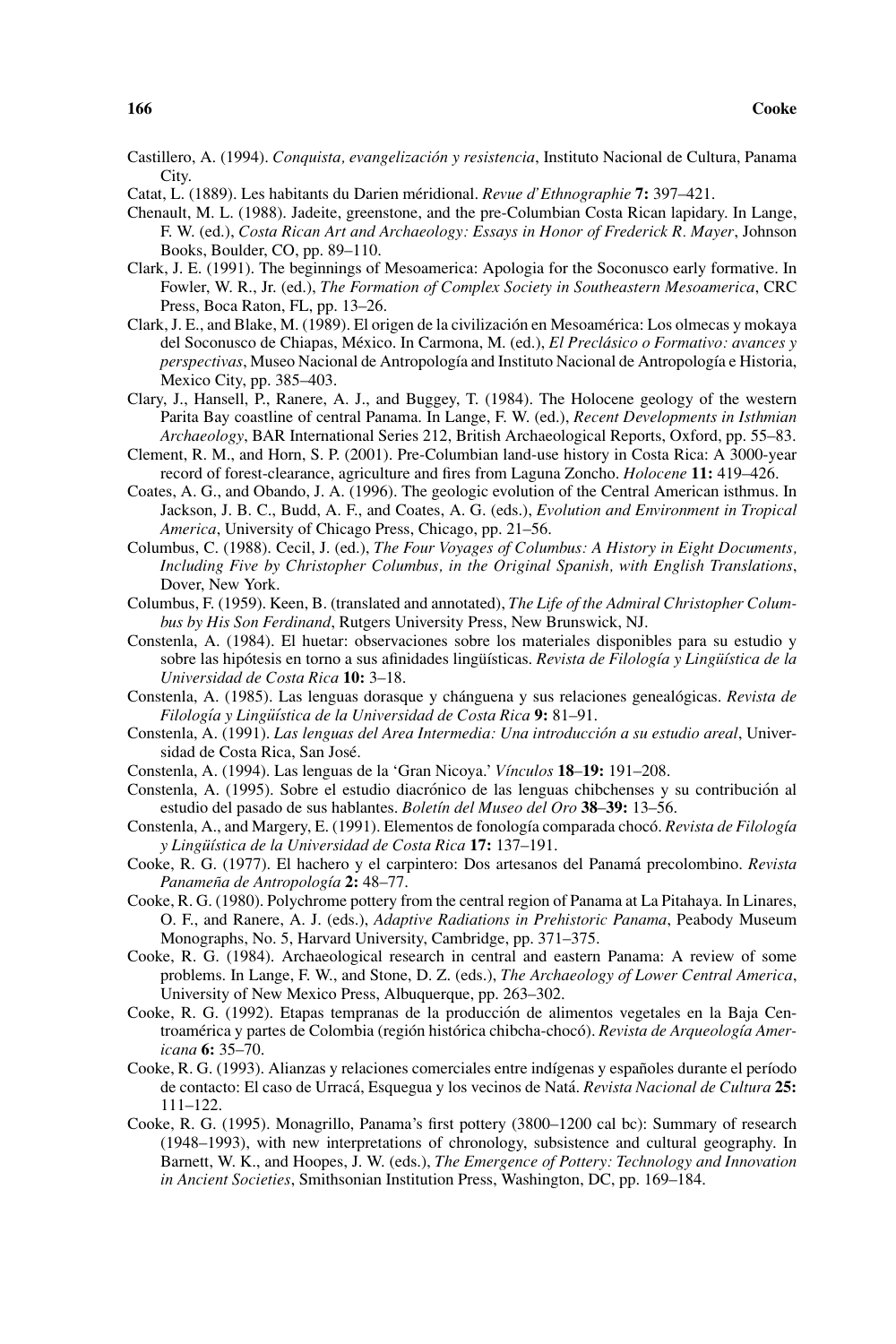Castillero, A. (1994). *Conquista, evangelización y resistencia*, Instituto Nacional de Cultura, Panama City.

Catat, L. (1889). Les habitants du Darien méridional. *Revue d'Ethnographie* **7:** 397–421.

Chenault, M. L. (1988). Jadeite, greenstone, and the pre-Columbian Costa Rican lapidary. In Lange, F. W. (ed.), *Costa Rican Art and Archaeology: Essays in Honor of Frederick R. Mayer*, Johnson Books, Boulder, CO, pp. 89–110.

Clark, J. E. (1991). The beginnings of Mesoamerica: Apologia for the Soconusco early formative. In Fowler, W. R., Jr. (ed.), *The Formation of Complex Society in Southeastern Mesoamerica*, CRC Press, Boca Raton, FL, pp. 13–26.

Clark, J. E., and Blake, M. (1989). El origen de la civilización en Mesoamérica: Los olmecas y mokaya del Soconusco de Chiapas, México. In Carmona, M. (ed.), *El Preclásico o Formativo: avances y perspectivas*, Museo Nacional de Antropología and Instituto Nacional de Antropología e Historia, Mexico City, pp. 385–403.

Clary, J., Hansell, P., Ranere, A. J., and Buggey, T. (1984). The Holocene geology of the western Parita Bay coastline of central Panama. In Lange, F. W. (ed.), *Recent Developments in Isthmian Archaeology*, BAR International Series 212, British Archaeological Reports, Oxford, pp. 55–83.

Clement, R. M., and Horn, S. P. (2001). Pre-Columbian land-use history in Costa Rica: A 3000-year record of forest-clearance, agriculture and fires from Laguna Zoncho. *Holocene* **11:** 419–426.

Coates, A. G., and Obando, J. A. (1996). The geologic evolution of the Central American isthmus. In Jackson, J. B. C., Budd, A. F., and Coates, A. G. (eds.), *Evolution and Environment in Tropical America*, University of Chicago Press, Chicago, pp. 21–56.

Columbus, C. (1988). Cecil, J. (ed.), *The Four Voyages of Columbus: A History in Eight Documents, Including Five by Christopher Columbus, in the Original Spanish, with English Translations*, Dover, New York.

Columbus, F. (1959). Keen, B. (translated and annotated), *The Life of the Admiral Christopher Columbus by His Son Ferdinand*, Rutgers University Press, New Brunswick, NJ.

Constenla, A. (1984). El huetar: observaciones sobre los materiales disponibles para su estudio y sobre las hipótesis en torno a sus afinidades lingüísticas. *Revista de Filología y Lingüística de la Universidad de Costa Rica* **10:** 3–18.

Constenla, A. (1985). Las lenguas dorasque y chánguena y sus relaciones genealógicas. *Revista de Filología y Lingüística de la Universidad de Costa Rica* **9:** 81–91.

Constenla, A. (1991). *Las lenguas del Area Intermedia: Una introducción a su estudio areal*, Universidad de Costa Rica, San José.

Constenla, A. (1994). Las lenguas de la 'Gran Nicoya.' *Vínculos* **18–19:** 191–208.

Constenla, A. (1995). Sobre el estudio diacrónico de las lenguas chibchenses y su contribución al estudio del pasado de sus hablantes. *Boletín del Museo del Oro* **38–39:** 13–56.

Constenla, A., and Margery, E. (1991). Elementos de fonología comparada chocó. *Revista de Filología y Lingüística de la Universidad de Costa Rica* **17:** 137–191.

Cooke, R. G. (1977). El hachero y el carpintero: Dos artesanos del Panamá precolombino. *Revista Panameña de Antropología* **2:** 48–77.

Cooke, R. G. (1980). Polychrome pottery from the central region of Panama at La Pitahaya. In Linares, O. F., and Ranere, A. J. (eds.), *Adaptive Radiations in Prehistoric Panama*, Peabody Museum Monographs, No. 5, Harvard University, Cambridge, pp. 371–375.

Cooke, R. G. (1984). Archaeological research in central and eastern Panama: A review of some problems. In Lange, F. W., and Stone, D. Z. (eds.), *The Archaeology of Lower Central America*, University of New Mexico Press, Albuquerque, pp. 263–302.

Cooke, R. G. (1992). Etapas tempranas de la producción de alimentos vegetales en la Baja Centroamérica y partes de Colombia (región histórica chibcha-chocó). *Revista de Arqueología Americana* **6:** 35–70.

Cooke, R. G. (1993). Alianzas y relaciones comerciales entre indígenas y españoles durante el período de contacto: El caso de Urracá, Esquegua y los vecinos de Natá. *Revista Nacional de Cultura* **25:** 111–122.

Cooke, R. G. (1995). Monagrillo, Panama's first pottery (3800–1200 cal bc): Summary of research (1948–1993), with new interpretations of chronology, subsistence and cultural geography. In Barnett, W. K., and Hoopes, J. W. (eds.), *The Emergence of Pottery: Technology and Innovation in Ancient Societies*, Smithsonian Institution Press, Washington, DC, pp. 169–184.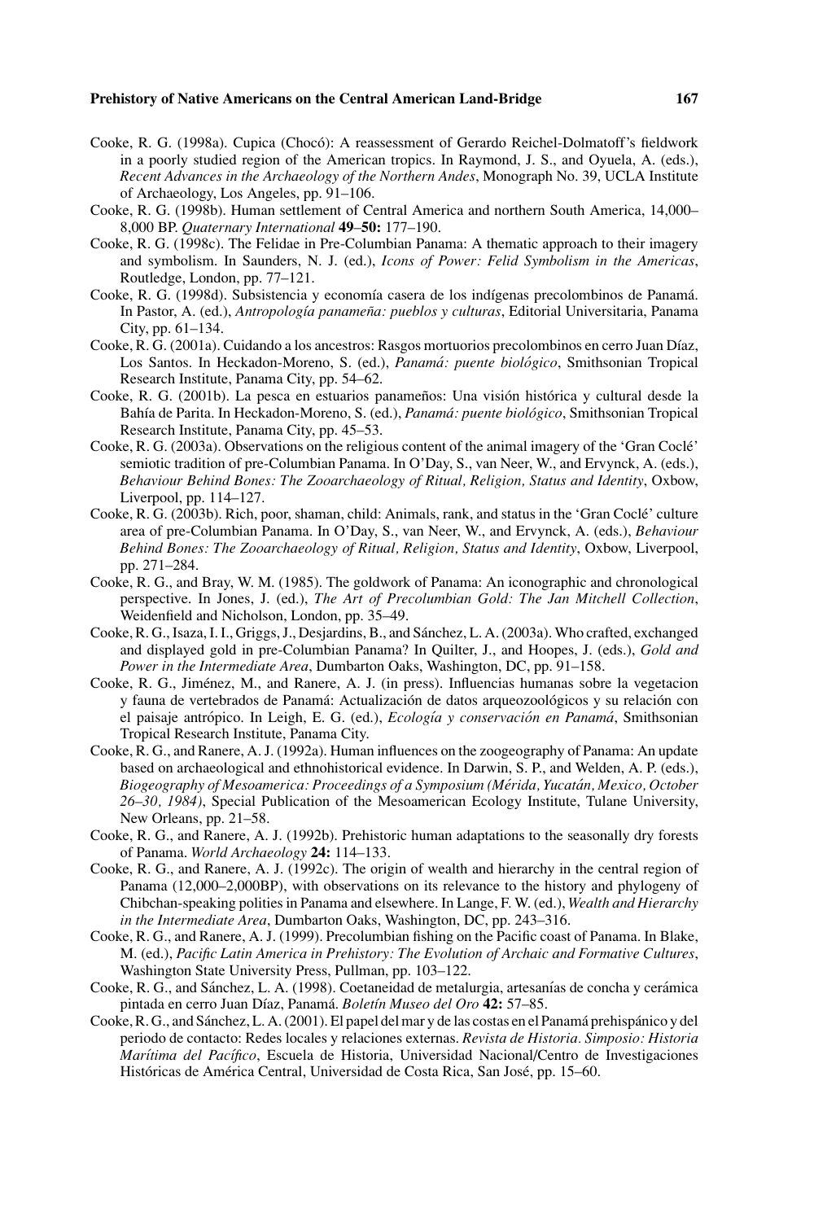Cooke, R. G. (1998a). Cupica (Chocó): A reassessment of Gerardo Reichel-Dolmatoff's fieldwork in a poorly studied region of the American tropics. In Raymond, J. S., and Oyuela, A. (eds.), *Recent Advances in the Archaeology of the Northern Andes*, Monograph No. 39, UCLA Institute of Archaeology, Los Angeles, pp. 91–106.

Cooke, R. G. (1998b). Human settlement of Central America and northern South America, 14,000–8,000 BP. *Quaternary International* **49–50:** 177–190.

Cooke, R. G. (1998c). The Felidae in Pre-Columbian Panama: A thematic approach to their imagery and symbolism. In Saunders, N. J. (ed.), *Icons of Power: Felid Symbolism in the Americas*, Routledge, London, pp. 77–121.

Cooke, R. G. (1998d). Subsistencia y economía casera de los indígenas precolombinos de Panamá. In Pastor, A. (ed.), *Antropología panameña: pueblos y culturas*, Editorial Universitaria, Panama City, pp. 61–134.

Cooke, R. G. (2001a). Cuidando a los ancestros: Rasgos mortuorios precolombinos en cerro Juan Díaz, Los Santos. In Heckadon-Moreno, S. (ed.), *Panamá: puente biológico*, Smithsonian Tropical Research Institute, Panama City, pp. 54–62.

Cooke, R. G. (2001b). La pesca en estuarios panameños: Una visión histórica y cultural desde la Bahía de Parita. In Heckadon-Moreno, S. (ed.), *Panamá: puente biológico*, Smithsonian Tropical Research Institute, Panama City, pp. 45–53.

Cooke, R. G. (2003a). Observations on the religious content of the animal imagery of the 'Gran Coclé' semiotic tradition of pre-Columbian Panama. In O'Day, S., van Neer, W., and Ervynck, A. (eds.), *Behaviour Behind Bones: The Zooarchaeology of Ritual, Religion, Status and Identity*, Oxbow, Liverpool, pp. 114–127.

Cooke, R. G. (2003b). Rich, poor, shaman, child: Animals, rank, and status in the 'Gran Coclé' culture area of pre-Columbian Panama. In O'Day, S., van Neer, W., and Ervynck, A. (eds.), *Behaviour Behind Bones: The Zooarchaeology of Ritual, Religion, Status and Identity*, Oxbow, Liverpool, pp. 271–284.

Cooke, R. G., and Bray, W. M. (1985). The goldwork of Panama: An iconographic and chronological perspective. In Jones, J. (ed.), *The Art of Precolumbian Gold: The Jan Mitchell Collection*, Weidenfield and Nicholson, London, pp. 35–49.

Cooke, R. G., Isaza, I. I., Griggs, J., Desjardins, B., and Sánchez, L. A. (2003a). Who crafted, exchanged and displayed gold in pre-Columbian Panama? In Quilter, J., and Hoopes, J. (eds.), *Gold and Power in the Intermediate Area*, Dumbarton Oaks, Washington, DC, pp. 91–158.

Cooke, R. G., Jiménez, M., and Ranere, A. J. (in press). Influencias humanas sobre la vegetacion y fauna de vertebrados de Panamá: Actualización de datos arqueozoológicos y su relación con el paisaje antrópico. In Leigh, E. G. (ed.), *Ecología y conservación en Panamá*, Smithsonian Tropical Research Institute, Panama City.

Cooke, R. G., and Ranere, A. J. (1992a). Human influences on the zoogeography of Panama: An update based on archaeological and ethnohistorical evidence. In Darwin, S. P., and Welden, A. P. (eds.), *Biogeography of Mesoamerica: Proceedings of a Symposium (Mérida, Yucatán, Mexico, October 26–30, 1984)*, Special Publication of the Mesoamerican Ecology Institute, Tulane University, New Orleans, pp. 21–58.

Cooke, R. G., and Ranere, A. J. (1992b). Prehistoric human adaptations to the seasonally dry forests of Panama. *World Archaeology* **24:** 114–133.

Cooke, R. G., and Ranere, A. J. (1992c). The origin of wealth and hierarchy in the central region of Panama (12,000–2,000BP), with observations on its relevance to the history and phylogeny of Chibchan-speaking polities in Panama and elsewhere. In Lange, F. W. (ed.), *Wealth and Hierarchy in the Intermediate Area*, Dumbarton Oaks, Washington, DC, pp. 243–316.

Cooke, R. G., and Ranere, A. J. (1999). Precolumbian fishing on the Pacific coast of Panama. In Blake, M. (ed.), *Pacific Latin America in Prehistory: The Evolution of Archaic and Formative Cultures*, Washington State University Press, Pullman, pp. 103–122.

Cooke, R. G., and Sánchez, L. A. (1998). Coetaneidad de metalurgia, artesanías de concha y cerámica pintada en cerro Juan Díaz, Panamá. *Boletín Museo del Oro* **42:** 57–85.

Cooke, R. G., and Sánchez, L. A. (2001). El papel del mar y de las costas en el Panamá prehispánico y del periodo de contacto: Redes locales y relaciones externas. *Revista de Historia. Simposio: Historia Marítima del Pacífico*, Escuela de Historia, Universidad Nacional/Centro de Investigaciones Históricas de América Central, Universidad de Costa Rica, San José, pp. 15–60.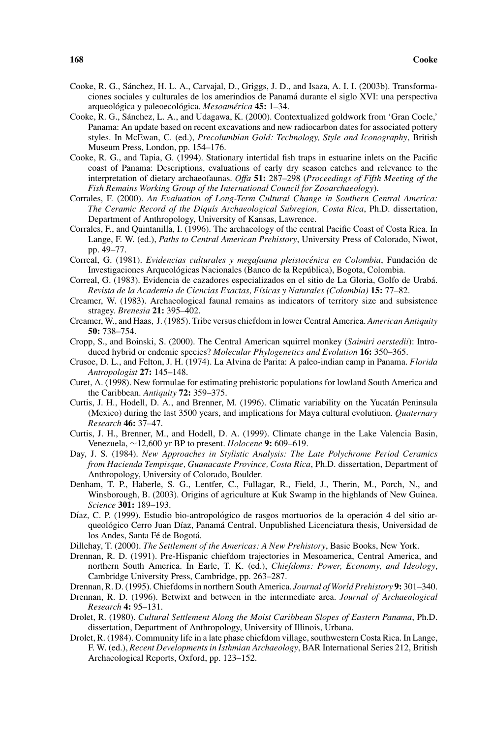Cooke, R. G., Sánchez, H. L. A., Carvajal, D., Griggs, J. D., and Isaza, A. I. I. (2003b). Transformaciones sociales y culturales de los amerindios de Panamá durante el siglo XVI: una perspectiva arqueológica y paleoecológica. *Mesoamérica* **45:** 1–34.

Cooke, R. G., Sánchez, L. A., and Udagawa, K. (2000). Contextualized goldwork from 'Gran Cocle,' Panama: An update based on recent excavations and new radiocarbon dates for associated pottery styles. In McEwan, C. (ed.), *Precolumbian Gold: Technology, Style and Iconography*, British Museum Press, London, pp. 154–176.

Cooke, R. G., and Tapia, G. (1994). Stationary intertidal fish traps in estuarine inlets on the Pacific coast of Panama: Descriptions, evaluations of early dry season catches and relevance to the interpretation of dietary archaeofaunas. *Offa* **51:** 287–298 (*Proceedings of Fifth Meeting of the Fish Remains Working Group of the International Council for Zooarchaeology*).

Corrales, F. (2000). *An Evaluation of Long-Term Cultural Change in Southern Central America: The Ceramic Record of the Diquís Archaeological Subregion, Costa Rica*, Ph.D. dissertation, Department of Anthropology, University of Kansas, Lawrence.

Corrales, F., and Quintanilla, I. (1996). The archaeology of the central Pacific Coast of Costa Rica. In Lange, F. W. (ed.), *Paths to Central American Prehistory*, University Press of Colorado, Niwot, pp. 49–77.

Correal, G. (1981). *Evidencias culturales y megafauna pleistocénica en Colombia*, Fundación de Investigaciones Arqueológicas Nacionales (Banco de la República), Bogota, Colombia.

Correal, G. (1983). Evidencia de cazadores especializados en el sitio de La Gloria, Golfo de Urabá. *Revista de la Academia de Ciencias Exactas, Físicas y Naturales (Colombia)* **15:** 77–82.

Creamer, W. (1983). Archaeological faunal remains as indicators of territory size and subsistence stragey. *Brenesia* **21:** 395–402.

Creamer, W., and Haas, J. (1985). Tribe versus chiefdom in lower Central America. *American Antiquity* **50:** 738–754.

Cropp, S., and Boinski, S. (2000). The Central American squirrel monkey (*Saimiri oerstedii*): Introduced hybrid or endemic species? *Molecular Phylogenetics and Evolution* **16:** 350–365.

Crusoe, D. L., and Felton, J. H. (1974). La Alvina de Parita: A paleo-indian camp in Panama. *Florida Antropologist* **27:** 145–148.

Curet, A. (1998). New formulae for estimating prehistoric populations for lowland South America and the Caribbean. *Antiquity* **72:** 359–375.

Curtis, J. H., Hodell, D. A., and Brenner, M. (1996). Climatic variability on the Yucatán Peninsula (Mexico) during the last 3500 years, and implications for Maya cultural evolutiuon. *Quaternary Research* **46:** 37–47.

Curtis, J. H., Brenner, M., and Hodell, D. A. (1999). Climate change in the Lake Valencia Basin, Venezuela, ~12,600 yr BP to present. *Holocene* **9:** 609–619.

Day, J. S. (1984). *New Approaches in Stylistic Analysis: The Late Polychrome Period Ceramics from Hacienda Tempisque, Guanacaste Province, Costa Rica*, Ph.D. dissertation, Department of Anthropology, University of Colorado, Boulder.

Denham, T. P., Haberle, S. G., Lentfer, C., Fullagar, R., Field, J., Therin, M., Porch, N., and Winsborough, B. (2003). Origins of agriculture at Kuk Swamp in the highlands of New Guinea. *Science* **301:** 189–193.

Díaz, C. P. (1999). Estudio bio-antropológico de rasgos mortuorios de la operación 4 del sitio arqueológico Cerro Juan Díaz, Panamá Central. Unpublished Licenciatura thesis, Universidad de los Andes, Santa Fé de Bogotá.

Dillehay, T. (2000). *The Settlement of the Americas: A New Prehistory*, Basic Books, New York.

Drennan, R. D. (1991). Pre-Hispanic chiefdom trajectories in Mesoamerica, Central America, and northern South America. In Earle, T. K. (ed.), *Chiefdoms: Power, Economy, and Ideology*, Cambridge University Press, Cambridge, pp. 263–287.

Drennan, R. D. (1995). Chiefdoms in northern South America. *Journal of World Prehistory* **9:** 301–340.

Drennan, R. D. (1996). Betwixt and between in the intermediate area. *Journal of Archaeological Research* **4:** 95–131.

Drolet, R. (1980). *Cultural Settlement Along the Moist Caribbean Slopes of Eastern Panama*, Ph.D. dissertation, Department of Anthropology, University of Illinois, Urbana.

Drolet, R. (1984). Community life in a late phase chiefdom village, southwestern Costa Rica. In Lange, F. W. (ed.), *Recent Developments in Isthmian Archaeology*, BAR International Series 212, British Archaeological Reports, Oxford, pp. 123–152.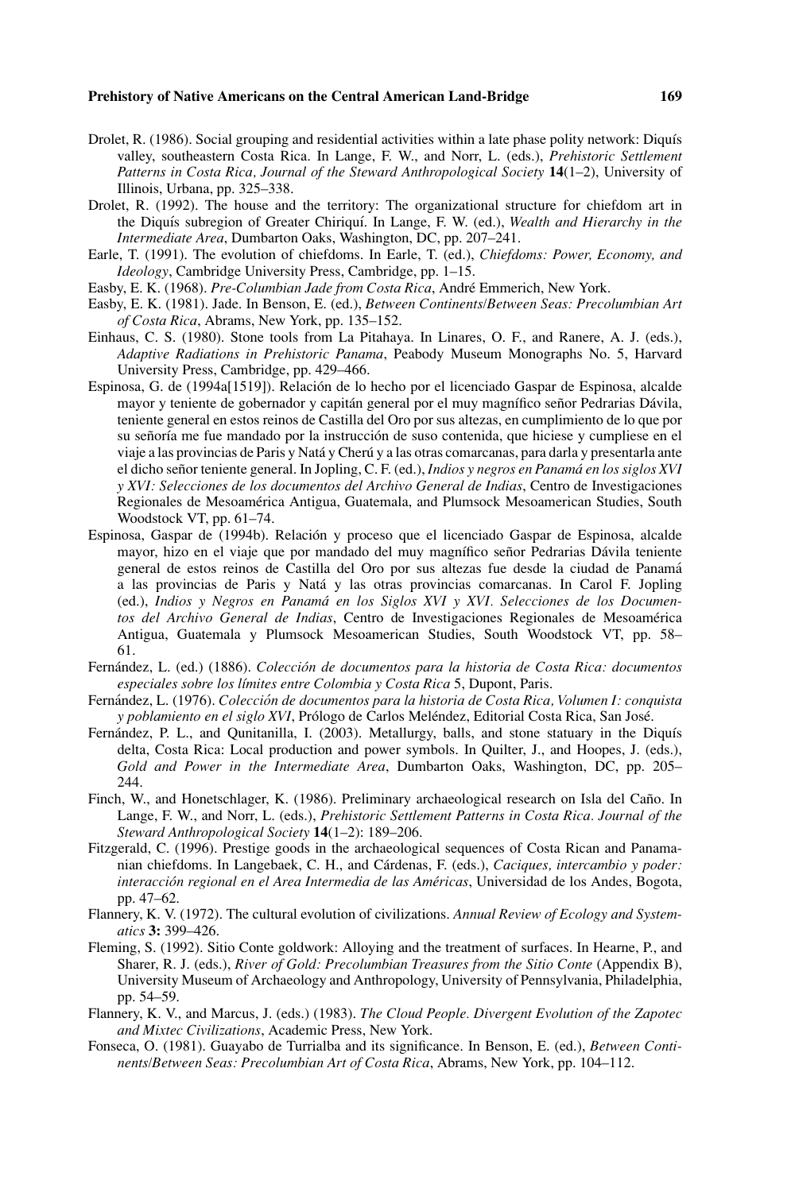Drolet, R. (1986). Social grouping and residential activities within a late phase polity network: Diquís valley, southeastern Costa Rica. In Lange, F. W., and Norr, L. (eds.), *Prehistoric Settlement Patterns in Costa Rica, Journal of the Steward Anthropological Society* **14**(1–2), University of Illinois, Urbana, pp. 325–338.

Drolet, R. (1992). The house and the territory: The organizational structure for chiefdom art in the Diquís subregion of Greater Chiriquí. In Lange, F. W. (ed.), *Wealth and Hierarchy in the Intermediate Area*, Dumbarton Oaks, Washington, DC, pp. 207–241.

Earle, T. (1991). The evolution of chiefdoms. In Earle, T. (ed.), *Chiefdoms: Power, Economy, and Ideology*, Cambridge University Press, Cambridge, pp. 1–15.

Easby, E. K. (1968). *Pre-Columbian Jade from Costa Rica*, André Emmerich, New York.

Easby, E. K. (1981). Jade. In Benson, E. (ed.), *Between Continents/Between Seas: Precolumbian Art of Costa Rica*, Abrams, New York, pp. 135–152.

Einhaus, C. S. (1980). Stone tools from La Pitahaya. In Linares, O. F., and Ranere, A. J. (eds.), *Adaptive Radiations in Prehistoric Panama*, Peabody Museum Monographs No. 5, Harvard University Press, Cambridge, pp. 429–466.

Espinosa, G. de (1994a[1519]). Relación de lo hecho por el licenciado Gaspar de Espinosa, alcalde mayor y teniente de gobernador y capitán general por el muy magnífico señor Pedrarias Dávila, teniente general en estos reinos de Castilla del Oro por sus altezas, en cumplimiento de lo que por su señoría me fue mandado por la instrucción de suso contenida, que hiciese y cumpliese en el viaje a las provincias de Paris y Natá y Cherú y a las otras comarcanas, para darla y presentarla ante el dicho señor teniente general. In Jopling, C. F. (ed.), *Indios y negros en Panamá en los siglos XVI y XVI: Selecciones de los documentos del Archivo General de Indias*, Centro de Investigaciones Regionales de Mesoamérica Antigua, Guatemala, and Plumsock Mesoamerican Studies, South Woodstock VT, pp. 61–74.

Espinosa, Gaspar de (1994b). Relación y proceso que el licenciado Gaspar de Espinosa, alcalde mayor, hizo en el viaje que por mandado del muy magnífico señor Pedrarias Dávila teniente general de estos reinos de Castilla del Oro por sus altezas fue desde la ciudad de Panamá a las provincias de Paris y Natá y las otras provincias comarcanas. In Carol F. Jopling (ed.), *Indios y Negros en Panamá en los Siglos XVI y XVI. Selecciones de los Documentos del Archivo General de Indias*, Centro de Investigaciones Regionales de Mesoamérica Antigua, Guatemala y Plumsock Mesoamerican Studies, South Woodstock VT, pp. 58–61.

Fernández, L. (ed.) (1886). *Colección de documentos para la historia de Costa Rica: documentos especiales sobre los límites entre Colombia y Costa Rica* 5, Dupont, Paris.

Fernández, L. (1976). *Colección de documentos para la historia de Costa Rica, Volumen I: conquista y poblamiento en el siglo XVI*, Prólogo de Carlos Meléndez, Editorial Costa Rica, San José.

Fernández, P. L., and Qunitanilla, I. (2003). Metallurgy, balls, and stone statuary in the Diquís delta, Costa Rica: Local production and power symbols. In Quilter, J., and Hoopes, J. (eds.), *Gold and Power in the Intermediate Area*, Dumbarton Oaks, Washington, DC, pp. 205–244.

Finch, W., and Honetschlager, K. (1986). Preliminary archaeological research on Isla del Caño. In Lange, F. W., and Norr, L. (eds.), *Prehistoric Settlement Patterns in Costa Rica. Journal of the Steward Anthropological Society* **14**(1–2): 189–206.

Fitzgerald, C. (1996). Prestige goods in the archaeological sequences of Costa Rican and Panamanian chiefdoms. In Langebaek, C. H., and Cárdenas, F. (eds.), *Caciques, intercambio y poder: interacción regional en el Area Intermedia de las Américas*, Universidad de los Andes, Bogota, pp. 47–62.

Flannery, K. V. (1972). The cultural evolution of civilizations. *Annual Review of Ecology and Systematics* **3:** 399–426.

Fleming, S. (1992). Sitio Conte goldwork: Alloying and the treatment of surfaces. In Hearne, P., and Sharer, R. J. (eds.), *River of Gold: Precolumbian Treasures from the Sitio Conte* (Appendix B), University Museum of Archaeology and Anthropology, University of Pennsylvania, Philadelphia, pp. 54–59.

Flannery, K. V., and Marcus, J. (eds.) (1983). *The Cloud People. Divergent Evolution of the Zapotec and Mixtec Civilizations*, Academic Press, New York.

Fonseca, O. (1981). Guayabo de Turrialba and its significance. In Benson, E. (ed.), *Between Continents/Between Seas: Precolumbian Art of Costa Rica*, Abrams, New York, pp. 104–112.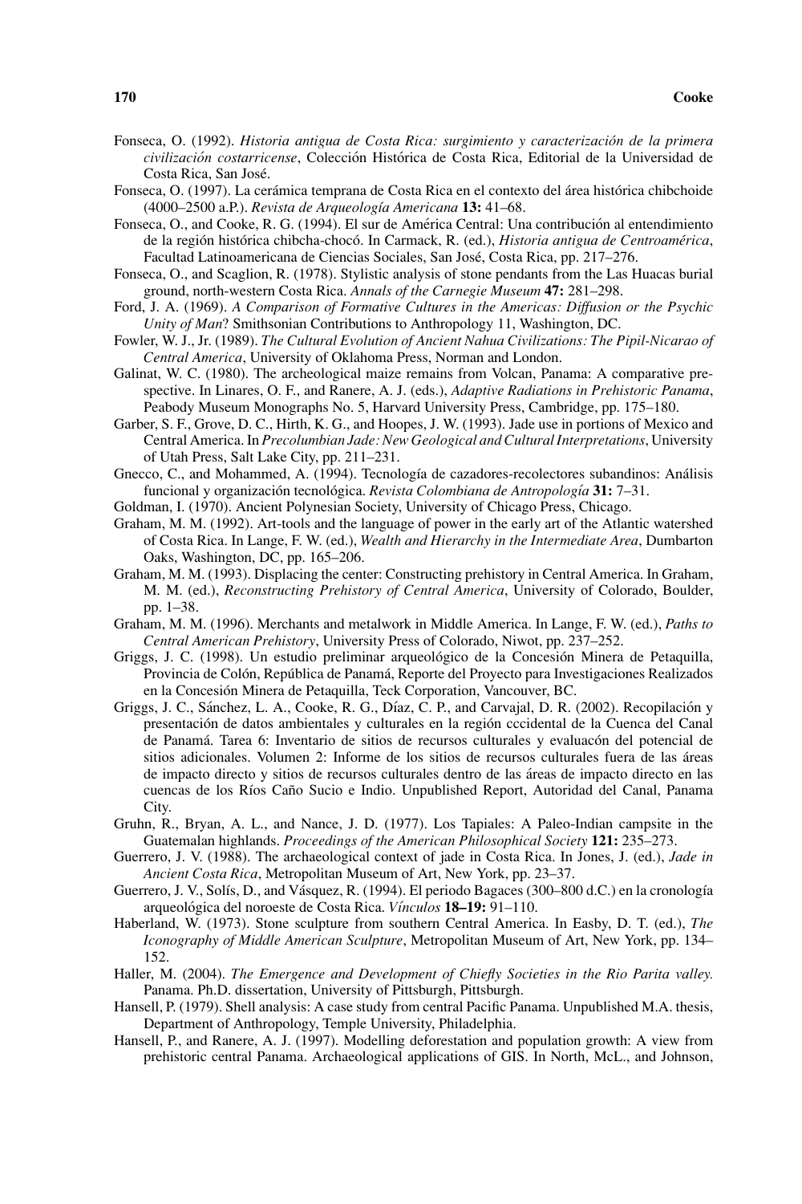Fonseca, O. (1992). *Historia antigua de Costa Rica: surgimiento y caracterización de la primera civilización costarricense*, Colección Histórica de Costa Rica, Editorial de la Universidad de Costa Rica, San José.

Fonseca, O. (1997). La cerámica temprana de Costa Rica en el contexto del área histórica chibchoide (4000–2500 a.P.). *Revista de Arqueología Americana* **13:** 41–68.

Fonseca, O., and Cooke, R. G. (1994). El sur de América Central: Una contribución al entendimiento de la región histórica chibcha-chocó. In Carmack, R. (ed.), *Historia antigua de Centroamérica*, Facultad Latinoamericana de Ciencias Sociales, San José, Costa Rica, pp. 217–276.

Fonseca, O., and Scaglion, R. (1978). Stylistic analysis of stone pendants from the Las Huacas burial ground, north-western Costa Rica. *Annals of the Carnegie Museum* **47:** 281–298.

Ford, J. A. (1969). *A Comparison of Formative Cultures in the Americas: Diffusion or the Psychic Unity of Man*? Smithsonian Contributions to Anthropology 11, Washington, DC.

Fowler, W. J., Jr. (1989). *The Cultural Evolution of Ancient Nahua Civilizations: The Pipil-Nicarao of Central America*, University of Oklahoma Press, Norman and London.

Galinat, W. C. (1980). The archeological maize remains from Volcan, Panama: A comparative prespective. In Linares, O. F., and Ranere, A. J. (eds.), *Adaptive Radiations in Prehistoric Panama*, Peabody Museum Monographs No. 5, Harvard University Press, Cambridge, pp. 175–180.

Garber, S. F., Grove, D. C., Hirth, K. G., and Hoopes, J. W. (1993). Jade use in portions of Mexico and Central America. In *Precolumbian Jade: New Geological and Cultural Interpretations*, University of Utah Press, Salt Lake City, pp. 211–231.

Gnecco, C., and Mohammed, A. (1994). Tecnología de cazadores-recolectores subandinos: Análisis funcional y organización tecnológica. *Revista Colombiana de Antropología* **31:** 7–31.

Goldman, I. (1970). Ancient Polynesian Society, University of Chicago Press, Chicago.

Graham, M. M. (1992). Art-tools and the language of power in the early art of the Atlantic watershed of Costa Rica. In Lange, F. W. (ed.), *Wealth and Hierarchy in the Intermediate Area*, Dumbarton Oaks, Washington, DC, pp. 165–206.

Graham, M. M. (1993). Displacing the center: Constructing prehistory in Central America. In Graham, M. M. (ed.), *Reconstructing Prehistory of Central America*, University of Colorado, Boulder, pp. 1–38.

Graham, M. M. (1996). Merchants and metalwork in Middle America. In Lange, F. W. (ed.), *Paths to Central American Prehistory*, University Press of Colorado, Niwot, pp. 237–252.

Griggs, J. C. (1998). Un estudio preliminar arqueológico de la Concesión Minera de Petaquilla, Provincia de Colón, República de Panamá, Reporte del Proyecto para Investigaciones Realizados en la Concesión Minera de Petaquilla, Teck Corporation, Vancouver, BC.

Griggs, J. C., Sánchez, L. A., Cooke, R. G., Díaz, C. P., and Carvajal, D. R. (2002). Recopilación y presentación de datos ambientales y culturales en la región cccidental de la Cuenca del Canal de Panamá. Tarea 6: Inventario de sitios de recursos culturales y evaluacón del potencial de sitios adicionales. Volumen 2: Informe de los sitios de recursos culturales fuera de las áreas de impacto directo y sitios de recursos culturales dentro de las áreas de impacto directo en las cuencas de los Ríos Caño Sucio e Indio. Unpublished Report, Autoridad del Canal, Panama City.

Gruhn, R., Bryan, A. L., and Nance, J. D. (1977). Los Tapiales: A Paleo-Indian campsite in the Guatemalan highlands. *Proceedings of the American Philosophical Society* **121:** 235–273.

Guerrero, J. V. (1988). The archaeological context of jade in Costa Rica. In Jones, J. (ed.), *Jade in Ancient Costa Rica*, Metropolitan Museum of Art, New York, pp. 23–37.

Guerrero, J. V., Solís, D., and Vásquez, R. (1994). El periodo Bagaces (300–800 d.C.) en la cronología arqueológica del noroeste de Costa Rica. *Vínculos* **18–19:** 91–110.

Haberland, W. (1973). Stone sculpture from southern Central America. In Easby, D. T. (ed.), *The Iconography of Middle American Sculpture*, Metropolitan Museum of Art, New York, pp. 134–152.

Haller, M. (2004). *The Emergence and Development of Chiefly Societies in the Rio Parita valley.* Panama. Ph.D. dissertation, University of Pittsburgh, Pittsburgh.

Hansell, P. (1979). Shell analysis: A case study from central Pacific Panama. Unpublished M.A. thesis, Department of Anthropology, Temple University, Philadelphia.

Hansell, P., and Ranere, A. J. (1997). Modelling deforestation and population growth: A view from prehistoric central Panama. Archaeological applications of GIS. In North, McL., and Johnson,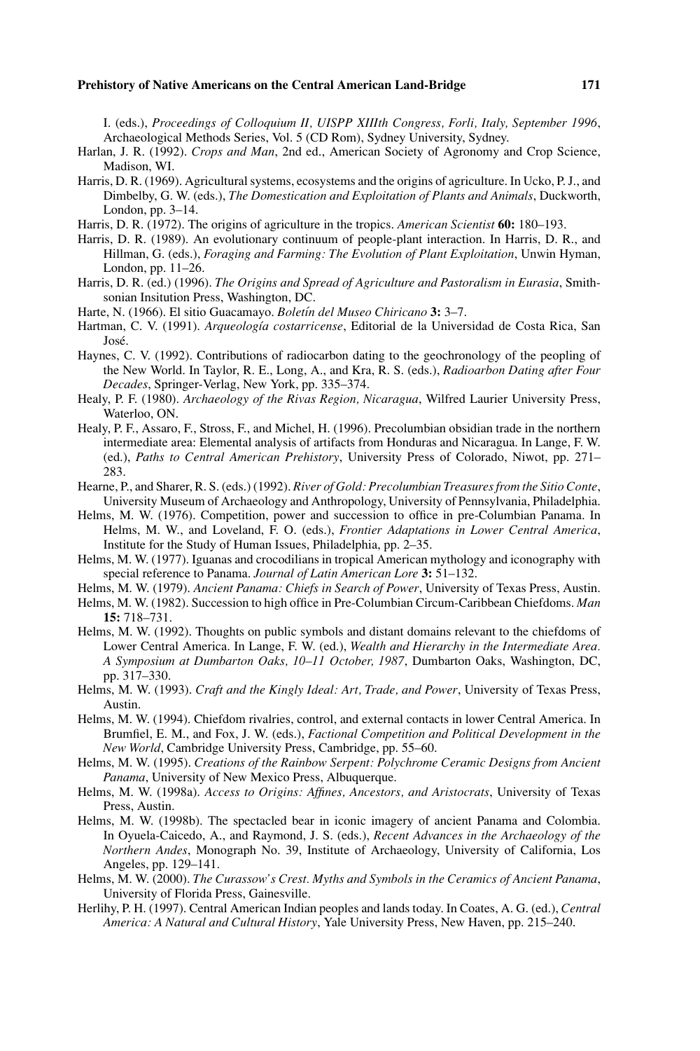I. (eds.), *Proceedings of Colloquium II, UISPP XIIIth Congress, Forli, Italy, September 1996*, Archaeological Methods Series, Vol. 5 (CD Rom), Sydney University, Sydney.

Harlan, J. R. (1992). *Crops and Man*, 2nd ed., American Society of Agronomy and Crop Science, Madison, WI.

Harris, D. R. (1969). Agricultural systems, ecosystems and the origins of agriculture. In Ucko, P. J., and Dimbelby, G. W. (eds.), *The Domestication and Exploitation of Plants and Animals*, Duckworth, London, pp. 3–14.

Harris, D. R. (1972). The origins of agriculture in the tropics. *American Scientist* **60:** 180–193.

Harris, D. R. (1989). An evolutionary continuum of people-plant interaction. In Harris, D. R., and Hillman, G. (eds.), *Foraging and Farming: The Evolution of Plant Exploitation*, Unwin Hyman, London, pp. 11–26.

Harris, D. R. (ed.) (1996). *The Origins and Spread of Agriculture and Pastoralism in Eurasia*, Smithsonian Insitution Press, Washington, DC.

Harte, N. (1966). El sitio Guacamayo. *Boletín del Museo Chiricano* **3:** 3–7.

Hartman, C. V. (1991). *Arqueología costarricense*, Editorial de la Universidad de Costa Rica, San José.

Haynes, C. V. (1992). Contributions of radiocarbon dating to the geochronology of the peopling of the New World. In Taylor, R. E., Long, A., and Kra, R. S. (eds.), *Radioarbon Dating after Four Decades*, Springer-Verlag, New York, pp. 335–374.

Healy, P. F. (1980). *Archaeology of the Rivas Region, Nicaragua*, Wilfred Laurier University Press, Waterloo, ON.

Healy, P. F., Assaro, F., Stross, F., and Michel, H. (1996). Precolumbian obsidian trade in the northern intermediate area: Elemental analysis of artifacts from Honduras and Nicaragua. In Lange, F. W. (ed.), *Paths to Central American Prehistory*, University Press of Colorado, Niwot, pp. 271–283.

Hearne, P., and Sharer, R. S. (eds.) (1992). *River of Gold: Precolumbian Treasures from the Sitio Conte*, University Museum of Archaeology and Anthropology, University of Pennsylvania, Philadelphia.

Helms, M. W. (1976). Competition, power and succession to office in pre-Columbian Panama. In Helms, M. W., and Loveland, F. O. (eds.), *Frontier Adaptations in Lower Central America*, Institute for the Study of Human Issues, Philadelphia, pp. 2–35.

Helms, M. W. (1977). Iguanas and crocodilians in tropical American mythology and iconography with special reference to Panama. *Journal of Latin American Lore* **3:** 51–132.

Helms, M. W. (1979). *Ancient Panama: Chiefs in Search of Power*, University of Texas Press, Austin.

Helms, M. W. (1982). Succession to high office in Pre-Columbian Circum-Caribbean Chiefdoms. *Man* **15:** 718–731.

Helms, M. W. (1992). Thoughts on public symbols and distant domains relevant to the chiefdoms of Lower Central America. In Lange, F. W. (ed.), *Wealth and Hierarchy in the Intermediate Area. A Symposium at Dumbarton Oaks, 10–11 October, 1987*, Dumbarton Oaks, Washington, DC, pp. 317–330.

Helms, M. W. (1993). *Craft and the Kingly Ideal: Art, Trade, and Power*, University of Texas Press, Austin.

Helms, M. W. (1994). Chiefdom rivalries, control, and external contacts in lower Central America. In Brumfiel, E. M., and Fox, J. W. (eds.), *Factional Competition and Political Development in the New World*, Cambridge University Press, Cambridge, pp. 55–60.

Helms, M. W. (1995). *Creations of the Rainbow Serpent: Polychrome Ceramic Designs from Ancient Panama*, University of New Mexico Press, Albuquerque.

Helms, M. W. (1998a). *Access to Origins: Affines, Ancestors, and Aristocrats*, University of Texas Press, Austin.

Helms, M. W. (1998b). The spectacled bear in iconic imagery of ancient Panama and Colombia. In Oyuela-Caicedo, A., and Raymond, J. S. (eds.), *Recent Advances in the Archaeology of the Northern Andes*, Monograph No. 39, Institute of Archaeology, University of California, Los Angeles, pp. 129–141.

Helms, M. W. (2000). *The Curassow's Crest. Myths and Symbols in the Ceramics of Ancient Panama*, University of Florida Press, Gainesville.

Herlihy, P. H. (1997). Central American Indian peoples and lands today. In Coates, A. G. (ed.), *Central America: A Natural and Cultural History*, Yale University Press, New Haven, pp. 215–240.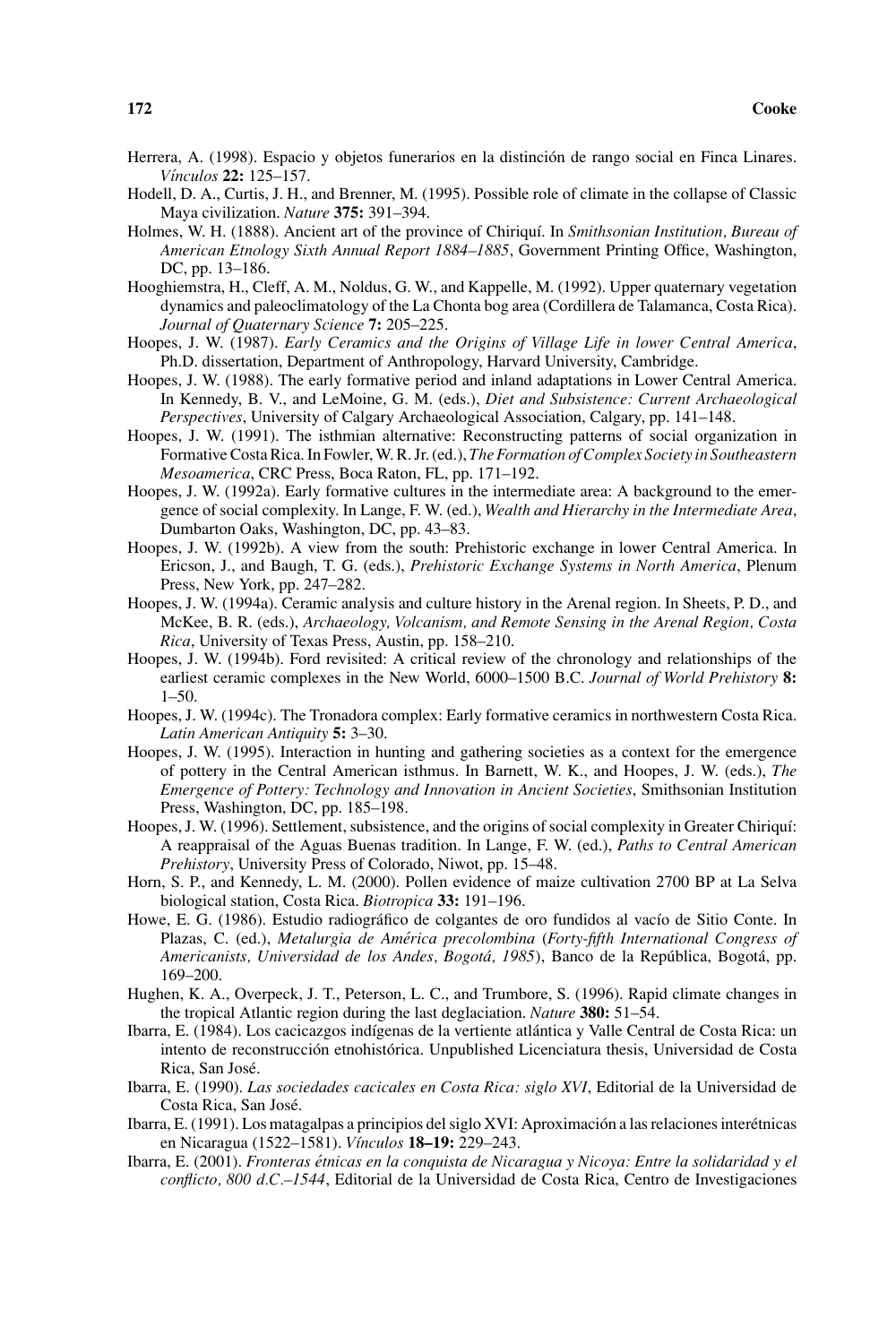Herrera, A. (1998). Espacio y objetos funerarios en la distinción de rango social en Finca Linares. *Vínculos* **22:** 125–157.

Hodell, D. A., Curtis, J. H., and Brenner, M. (1995). Possible role of climate in the collapse of Classic Maya civilization. *Nature* **375:** 391–394.

Holmes, W. H. (1888). Ancient art of the province of Chiriquí. In *Smithsonian Institution, Bureau of American Etnology Sixth Annual Report 1884–1885*, Government Printing Office, Washington, DC, pp. 13–186.

Hooghiemstra, H., Cleff, A. M., Noldus, G. W., and Kappelle, M. (1992). Upper quaternary vegetation dynamics and paleoclimatology of the La Chonta bog area (Cordillera de Talamanca, Costa Rica). *Journal of Quaternary Science* **7:** 205–225.

Hoopes, J. W. (1987). *Early Ceramics and the Origins of Village Life in lower Central America*, Ph.D. dissertation, Department of Anthropology, Harvard University, Cambridge.

Hoopes, J. W. (1988). The early formative period and inland adaptations in Lower Central America. In Kennedy, B. V., and LeMoine, G. M. (eds.), *Diet and Subsistence: Current Archaeological Perspectives*, University of Calgary Archaeological Association, Calgary, pp. 141–148.

Hoopes, J. W. (1991). The isthmian alternative: Reconstructing patterns of social organization in Formative Costa Rica. In Fowler, W. R. Jr. (ed.), *The Formation of Complex Society in Southeastern Mesoamerica*, CRC Press, Boca Raton, FL, pp. 171–192.

Hoopes, J. W. (1992a). Early formative cultures in the intermediate area: A background to the emergence of social complexity. In Lange, F. W. (ed.), *Wealth and Hierarchy in the Intermediate Area*, Dumbarton Oaks, Washington, DC, pp. 43–83.

Hoopes, J. W. (1992b). A view from the south: Prehistoric exchange in lower Central America. In Ericson, J., and Baugh, T. G. (eds.), *Prehistoric Exchange Systems in North America*, Plenum Press, New York, pp. 247–282.

Hoopes, J. W. (1994a). Ceramic analysis and culture history in the Arenal region. In Sheets, P. D., and McKee, B. R. (eds.), *Archaeology, Volcanism, and Remote Sensing in the Arenal Region, Costa Rica*, University of Texas Press, Austin, pp. 158–210.

Hoopes, J. W. (1994b). Ford revisited: A critical review of the chronology and relationships of the earliest ceramic complexes in the New World, 6000–1500 B.C. *Journal of World Prehistory* **8:** 1–50.

Hoopes, J. W. (1994c). The Tronadora complex: Early formative ceramics in northwestern Costa Rica. *Latin American Antiquity* **5:** 3–30.

Hoopes, J. W. (1995). Interaction in hunting and gathering societies as a context for the emergence of pottery in the Central American isthmus. In Barnett, W. K., and Hoopes, J. W. (eds.), *The Emergence of Pottery: Technology and Innovation in Ancient Societies*, Smithsonian Institution Press, Washington, DC, pp. 185–198.

Hoopes, J. W. (1996). Settlement, subsistence, and the origins of social complexity in Greater Chiriquí: A reappraisal of the Aguas Buenas tradition. In Lange, F. W. (ed.), *Paths to Central American Prehistory*, University Press of Colorado, Niwot, pp. 15–48.

Horn, S. P., and Kennedy, L. M. (2000). Pollen evidence of maize cultivation 2700 BP at La Selva biological station, Costa Rica. *Biotropica* **33:** 191–196.

Howe, E. G. (1986). Estudio radiográfico de colgantes de oro fundidos al vacío de Sitio Conte. In Plazas, C. (ed.), *Metalurgia de América precolombina* (*Forty-fifth International Congress of Americanists, Universidad de los Andes, Bogotá, 1985*), Banco de la República, Bogotá, pp. 169–200.

Hughen, K. A., Overpeck, J. T., Peterson, L. C., and Trumbore, S. (1996). Rapid climate changes in the tropical Atlantic region during the last deglaciation. *Nature* **380:** 51–54.

Ibarra, E. (1984). Los cacicazgos indígenas de la vertiente atlántica y Valle Central de Costa Rica: un intento de reconstrucción etnohistórica. Unpublished Licenciatura thesis, Universidad de Costa Rica, San José.

Ibarra, E. (1990). *Las sociedades cacicales en Costa Rica: siglo XVI*, Editorial de la Universidad de Costa Rica, San José.

Ibarra, E. (1991). Los matagalpas a principios del siglo XVI: Aproximación a las relaciones interétnicas en Nicaragua (1522–1581). *Vínculos* **18–19:** 229–243.

Ibarra, E. (2001). *Fronteras étnicas en la conquista de Nicaragua y Nicoya: Entre la solidaridad y el conflicto, 800 d.C.–1544*, Editorial de la Universidad de Costa Rica, Centro de Investigaciones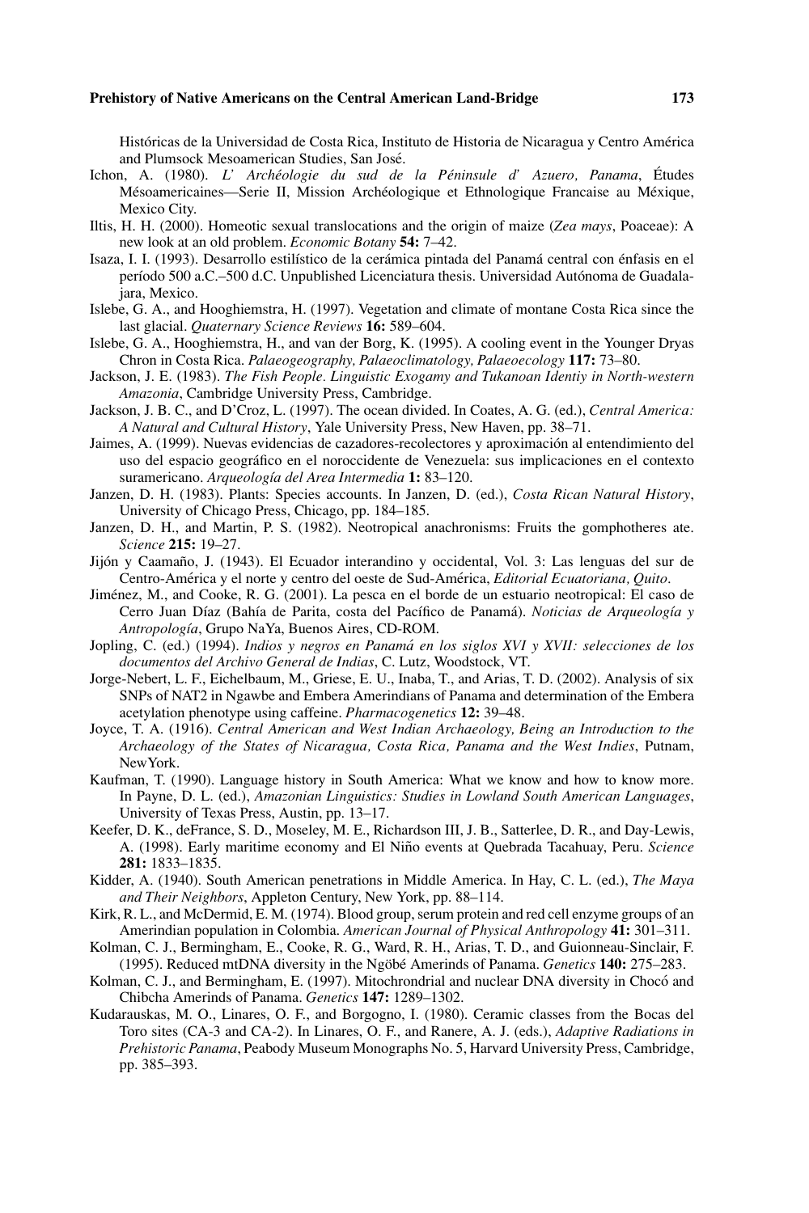Históricas de la Universidad de Costa Rica, Instituto de Historia de Nicaragua y Centro América and Plumsock Mesoamerican Studies, San José.

Ichon, A. (1980). *L' Archéologie du sud de la Péninsule d' Azuero, Panama*, Études Mésoamericaines—Serie II, Mission Archéologique et Ethnologique Francaise au Méxique, Mexico City.

Iltis, H. H. (2000). Homeotic sexual translocations and the origin of maize (*Zea mays*, Poaceae): A new look at an old problem. *Economic Botany* **54:** 7–42.

Isaza, I. I. (1993). Desarrollo estilístico de la cerámica pintada del Panamá central con énfasis en el período 500 a.C.–500 d.C. Unpublished Licenciatura thesis. Universidad Autónoma de Guadalajara, Mexico.

Islebe, G. A., and Hooghiemstra, H. (1997). Vegetation and climate of montane Costa Rica since the last glacial. *Quaternary Science Reviews* **16:** 589–604.

Islebe, G. A., Hooghiemstra, H., and van der Borg, K. (1995). A cooling event in the Younger Dryas Chron in Costa Rica. *Palaeogeography, Palaeoclimatology, Palaeoecology* **117:** 73–80.

Jackson, J. E. (1983). *The Fish People. Linguistic Exogamy and Tukanoan Identiy in North-western Amazonia*, Cambridge University Press, Cambridge.

Jackson, J. B. C., and D'Croz, L. (1997). The ocean divided. In Coates, A. G. (ed.), *Central America: A Natural and Cultural History*, Yale University Press, New Haven, pp. 38–71.

Jaimes, A. (1999). Nuevas evidencias de cazadores-recolectores y aproximación al entendimiento del uso del espacio geográfico en el noroccidente de Venezuela: sus implicaciones en el contexto suramericano. *Arqueología del Area Intermedia* **1:** 83–120.

Janzen, D. H. (1983). Plants: Species accounts. In Janzen, D. (ed.), *Costa Rican Natural History*, University of Chicago Press, Chicago, pp. 184–185.

Janzen, D. H., and Martin, P. S. (1982). Neotropical anachronisms: Fruits the gomphotheres ate. *Science* **215:** 19–27.

Jijón y Caamaño, J. (1943). El Ecuador interandino y occidental, Vol. 3: Las lenguas del sur de Centro-América y el norte y centro del oeste de Sud-América, *Editorial Ecuatoriana, Quito*.

Jiménez, M., and Cooke, R. G. (2001). La pesca en el borde de un estuario neotropical: El caso de Cerro Juan Díaz (Bahía de Parita, costa del Pacífico de Panamá). *Noticias de Arqueología y Antropología*, Grupo NaYa, Buenos Aires, CD-ROM.

Jopling, C. (ed.) (1994). *Indios y negros en Panamá en los siglos XVI y XVII: selecciones de los documentos del Archivo General de Indias*, C. Lutz, Woodstock, VT.

Jorge-Nebert, L. F., Eichelbaum, M., Griese, E. U., Inaba, T., and Arias, T. D. (2002). Analysis of six SNPs of NAT2 in Ngawbe and Embera Amerindians of Panama and determination of the Embera acetylation phenotype using caffeine. *Pharmacogenetics* **12:** 39–48.

Joyce, T. A. (1916). *Central American and West Indian Archaeology, Being an Introduction to the Archaeology of the States of Nicaragua, Costa Rica, Panama and the West Indies*, Putnam, NewYork.

Kaufman, T. (1990). Language history in South America: What we know and how to know more. In Payne, D. L. (ed.), *Amazonian Linguistics: Studies in Lowland South American Languages*, University of Texas Press, Austin, pp. 13–17.

Keefer, D. K., deFrance, S. D., Moseley, M. E., Richardson III, J. B., Satterlee, D. R., and Day-Lewis, A. (1998). Early maritime economy and El Niño events at Quebrada Tacahuay, Peru. *Science* **281:** 1833–1835.

Kidder, A. (1940). South American penetrations in Middle America. In Hay, C. L. (ed.), *The Maya and Their Neighbors*, Appleton Century, New York, pp. 88–114.

Kirk, R. L., and McDermid, E. M. (1974). Blood group, serum protein and red cell enzyme groups of an Amerindian population in Colombia. *American Journal of Physical Anthropology* **41:** 301–311.

Kolman, C. J., Bermingham, E., Cooke, R. G., Ward, R. H., Arias, T. D., and Guionneau-Sinclair, F. (1995). Reduced mtDNA diversity in the Ngöbé Amerinds of Panama. *Genetics* **140:** 275–283.

Kolman, C. J., and Bermingham, E. (1997). Mitochrondrial and nuclear DNA diversity in Chocó and Chibcha Amerinds of Panama. *Genetics* **147:** 1289–1302.

Kudarauskas, M. O., Linares, O. F., and Borgogno, I. (1980). Ceramic classes from the Bocas del Toro sites (CA-3 and CA-2). In Linares, O. F., and Ranere, A. J. (eds.), *Adaptive Radiations in Prehistoric Panama*, Peabody Museum Monographs No. 5, Harvard University Press, Cambridge, pp. 385–393.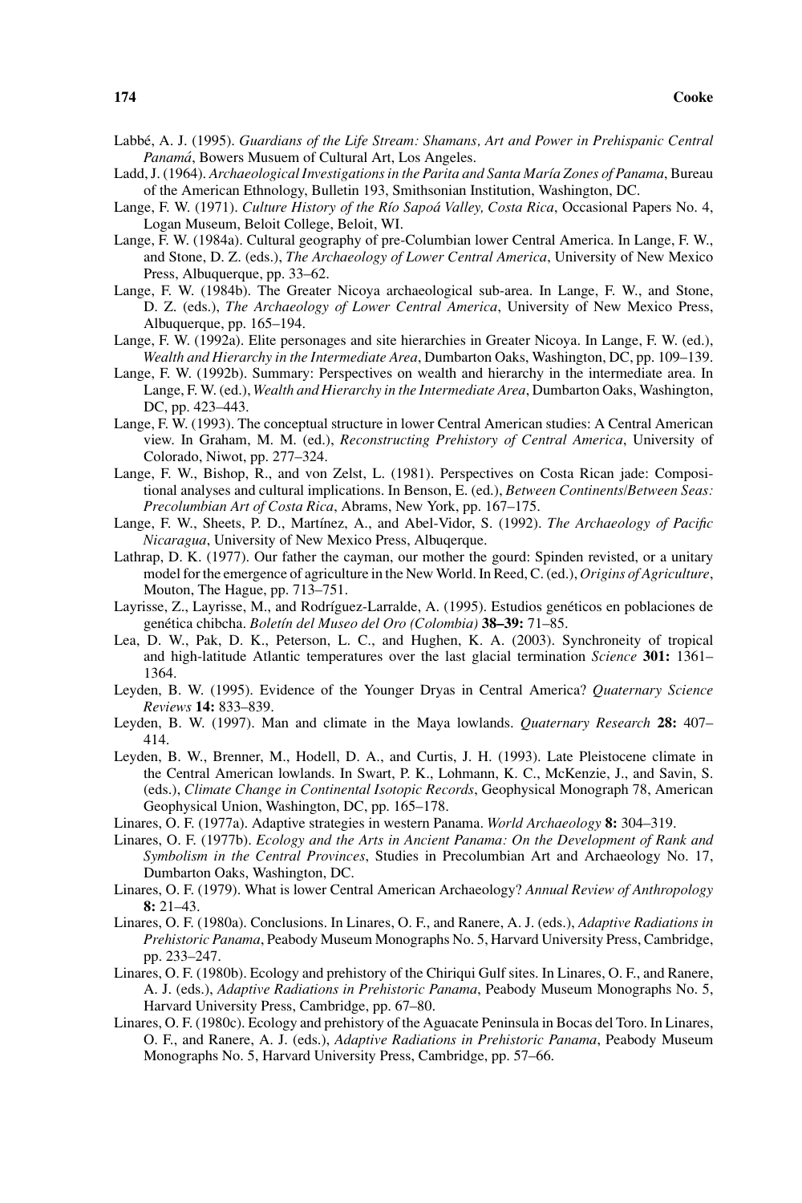Labbé, A. J. (1995). *Guardians of the Life Stream: Shamans, Art and Power in Prehispanic Central Panamá*, Bowers Musuem of Cultural Art, Los Angeles.

Ladd, J. (1964). *Archaeological Investigations in the Parita and Santa María Zones of Panama*, Bureau of the American Ethnology, Bulletin 193, Smithsonian Institution, Washington, DC.

Lange, F. W. (1971). *Culture History of the Río Sapoá Valley, Costa Rica*, Occasional Papers No. 4, Logan Museum, Beloit College, Beloit, WI.

Lange, F. W. (1984a). Cultural geography of pre-Columbian lower Central America. In Lange, F. W., and Stone, D. Z. (eds.), *The Archaeology of Lower Central America*, University of New Mexico Press, Albuquerque, pp. 33–62.

Lange, F. W. (1984b). The Greater Nicoya archaeological sub-area. In Lange, F. W., and Stone, D. Z. (eds.), *The Archaeology of Lower Central America*, University of New Mexico Press, Albuquerque, pp. 165–194.

Lange, F. W. (1992a). Elite personages and site hierarchies in Greater Nicoya. In Lange, F. W. (ed.), *Wealth and Hierarchy in the Intermediate Area*, Dumbarton Oaks, Washington, DC, pp. 109–139.

Lange, F. W. (1992b). Summary: Perspectives on wealth and hierarchy in the intermediate area. In Lange, F. W. (ed.), *Wealth and Hierarchy in the Intermediate Area*, Dumbarton Oaks, Washington, DC, pp. 423–443.

Lange, F. W. (1993). The conceptual structure in lower Central American studies: A Central American view. In Graham, M. M. (ed.), *Reconstructing Prehistory of Central America*, University of Colorado, Niwot, pp. 277–324.

Lange, F. W., Bishop, R., and von Zelst, L. (1981). Perspectives on Costa Rican jade: Compositional analyses and cultural implications. In Benson, E. (ed.), *Between Continents/Between Seas: Precolumbian Art of Costa Rica*, Abrams, New York, pp. 167–175.

Lange, F. W., Sheets, P. D., Martínez, A., and Abel-Vidor, S. (1992). *The Archaeology of Pacific Nicaragua*, University of New Mexico Press, Albuqerque.

Lathrap, D. K. (1977). Our father the cayman, our mother the gourd: Spinden revisted, or a unitary model for the emergence of agriculture in the New World. In Reed, C. (ed.), *Origins of Agriculture*, Mouton, The Hague, pp. 713–751.

Layrisse, Z., Layrisse, M., and Rodríguez-Larralde, A. (1995). Estudios genéticos en poblaciones de genética chibcha. *Boletín del Museo del Oro (Colombia)* **38–39:** 71–85.

Lea, D. W., Pak, D. K., Peterson, L. C., and Hughen, K. A. (2003). Synchroneity of tropical and high-latitude Atlantic temperatures over the last glacial termination *Science* **301:** 1361–1364.

Leyden, B. W. (1995). Evidence of the Younger Dryas in Central America? *Quaternary Science Reviews* **14:** 833–839.

Leyden, B. W. (1997). Man and climate in the Maya lowlands. *Quaternary Research* **28:** 407–414.

Leyden, B. W., Brenner, M., Hodell, D. A., and Curtis, J. H. (1993). Late Pleistocene climate in the Central American lowlands. In Swart, P. K., Lohmann, K. C., McKenzie, J., and Savin, S. (eds.), *Climate Change in Continental Isotopic Records*, Geophysical Monograph 78, American Geophysical Union, Washington, DC, pp. 165–178.

Linares, O. F. (1977a). Adaptive strategies in western Panama. *World Archaeology* **8:** 304–319.

Linares, O. F. (1977b). *Ecology and the Arts in Ancient Panama: On the Development of Rank and Symbolism in the Central Provinces*, Studies in Precolumbian Art and Archaeology No. 17, Dumbarton Oaks, Washington, DC.

Linares, O. F. (1979). What is lower Central American Archaeology? *Annual Review of Anthropology* **8:** 21–43.

Linares, O. F. (1980a). Conclusions. In Linares, O. F., and Ranere, A. J. (eds.), *Adaptive Radiations in Prehistoric Panama*, Peabody Museum Monographs No. 5, Harvard University Press, Cambridge, pp. 233–247.

Linares, O. F. (1980b). Ecology and prehistory of the Chiriqui Gulf sites. In Linares, O. F., and Ranere, A. J. (eds.), *Adaptive Radiations in Prehistoric Panama*, Peabody Museum Monographs No. 5, Harvard University Press, Cambridge, pp. 67–80.

Linares, O. F. (1980c). Ecology and prehistory of the Aguacate Peninsula in Bocas del Toro. In Linares, O. F., and Ranere, A. J. (eds.), *Adaptive Radiations in Prehistoric Panama*, Peabody Museum Monographs No. 5, Harvard University Press, Cambridge, pp. 57–66.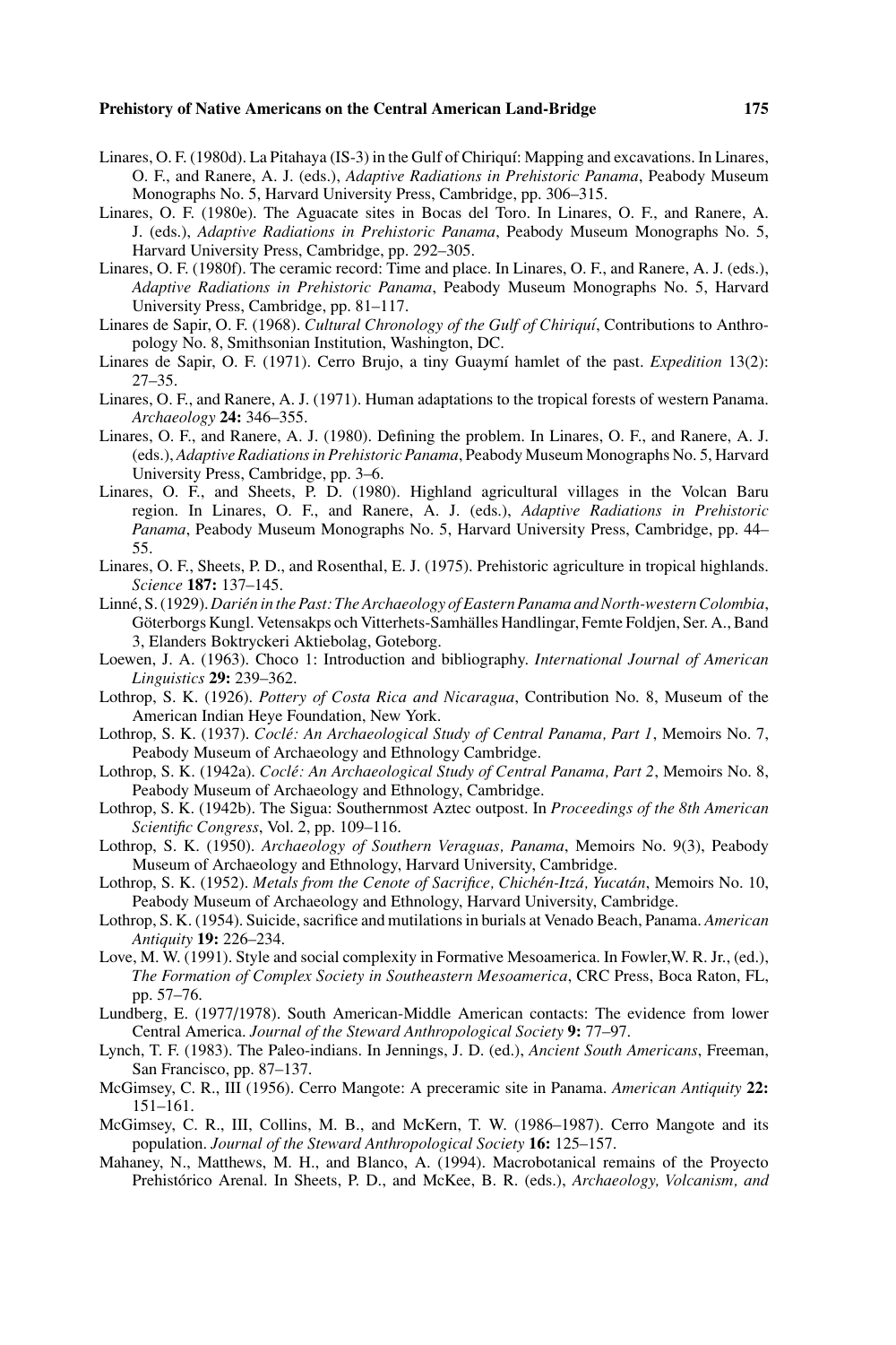Linares, O. F. (1980d). La Pitahaya (IS-3) in the Gulf of Chiriquí: Mapping and excavations. In Linares, O. F., and Ranere, A. J. (eds.), *Adaptive Radiations in Prehistoric Panama*, Peabody Museum Monographs No. 5, Harvard University Press, Cambridge, pp. 306–315.

Linares, O. F. (1980e). The Aguacate sites in Bocas del Toro. In Linares, O. F., and Ranere, A. J. (eds.), *Adaptive Radiations in Prehistoric Panama*, Peabody Museum Monographs No. 5, Harvard University Press, Cambridge, pp. 292–305.

Linares, O. F. (1980f). The ceramic record: Time and place. In Linares, O. F., and Ranere, A. J. (eds.), *Adaptive Radiations in Prehistoric Panama*, Peabody Museum Monographs No. 5, Harvard University Press, Cambridge, pp. 81–117.

Linares de Sapir, O. F. (1968). *Cultural Chronology of the Gulf of Chiriquí*, Contributions to Anthropology No. 8, Smithsonian Institution, Washington, DC.

Linares de Sapir, O. F. (1971). Cerro Brujo, a tiny Guaymí hamlet of the past. *Expedition* 13(2): 27–35.

Linares, O. F., and Ranere, A. J. (1971). Human adaptations to the tropical forests of western Panama. *Archaeology* **24:** 346–355.

Linares, O. F., and Ranere, A. J. (1980). Defining the problem. In Linares, O. F., and Ranere, A. J. (eds.), *Adaptive Radiations in Prehistoric Panama*, Peabody Museum Monographs No. 5, Harvard University Press, Cambridge, pp. 3–6.

Linares, O. F., and Sheets, P. D. (1980). Highland agricultural villages in the Volcan Baru region. In Linares, O. F., and Ranere, A. J. (eds.), *Adaptive Radiations in Prehistoric Panama*, Peabody Museum Monographs No. 5, Harvard University Press, Cambridge, pp. 44–55.

Linares, O. F., Sheets, P. D., and Rosenthal, E. J. (1975). Prehistoric agriculture in tropical highlands. *Science* **187:** 137–145.

Linné, S. (1929). *Darién in the Past: The Archaeology of Eastern Panama and North-western Colombia*, Göterborgs Kungl. Vetensakps och Vitterhets-Samhälles Handlingar, Femte Foldjen, Ser. A., Band 3, Elanders Boktryckeri Aktiebolag, Goteborg.

Loewen, J. A. (1963). Choco 1: Introduction and bibliography. *International Journal of American Linguistics* **29:** 239–362.

Lothrop, S. K. (1926). *Pottery of Costa Rica and Nicaragua*, Contribution No. 8, Museum of the American Indian Heye Foundation, New York.

Lothrop, S. K. (1937). *Coclé: An Archaeological Study of Central Panama, Part 1*, Memoirs No. 7, Peabody Museum of Archaeology and Ethnology Cambridge.

Lothrop, S. K. (1942a). *Coclé: An Archaeological Study of Central Panama, Part 2*, Memoirs No. 8, Peabody Museum of Archaeology and Ethnology, Cambridge.

Lothrop, S. K. (1942b). The Sigua: Southernmost Aztec outpost. In *Proceedings of the 8th American Scientific Congress*, Vol. 2, pp. 109–116.

Lothrop, S. K. (1950). *Archaeology of Southern Veraguas, Panama*, Memoirs No. 9(3), Peabody Museum of Archaeology and Ethnology, Harvard University, Cambridge.

Lothrop, S. K. (1952). *Metals from the Cenote of Sacrifice, Chichén-Itzá, Yucatán*, Memoirs No. 10, Peabody Museum of Archaeology and Ethnology, Harvard University, Cambridge.

Lothrop, S. K. (1954). Suicide, sacrifice and mutilations in burials at Venado Beach, Panama. *American Antiquity* **19:** 226–234.

Love, M. W. (1991). Style and social complexity in Formative Mesoamerica. In Fowler,W. R. Jr., (ed.), *The Formation of Complex Society in Southeastern Mesoamerica*, CRC Press, Boca Raton, FL, pp. 57–76.

Lundberg, E. (1977/1978). South American-Middle American contacts: The evidence from lower Central America. *Journal of the Steward Anthropological Society* **9:** 77–97.

Lynch, T. F. (1983). The Paleo-indians. In Jennings, J. D. (ed.), *Ancient South Americans*, Freeman, San Francisco, pp. 87–137.

McGimsey, C. R., III (1956). Cerro Mangote: A preceramic site in Panama. *American Antiquity* **22:** 151–161.

McGimsey, C. R., III, Collins, M. B., and McKern, T. W. (1986–1987). Cerro Mangote and its population. *Journal of the Steward Anthropological Society* **16:** 125–157.

Mahaney, N., Matthews, M. H., and Blanco, A. (1994). Macrobotanical remains of the Proyecto Prehistórico Arenal. In Sheets, P. D., and McKee, B. R. (eds.), *Archaeology, Volcanism, and*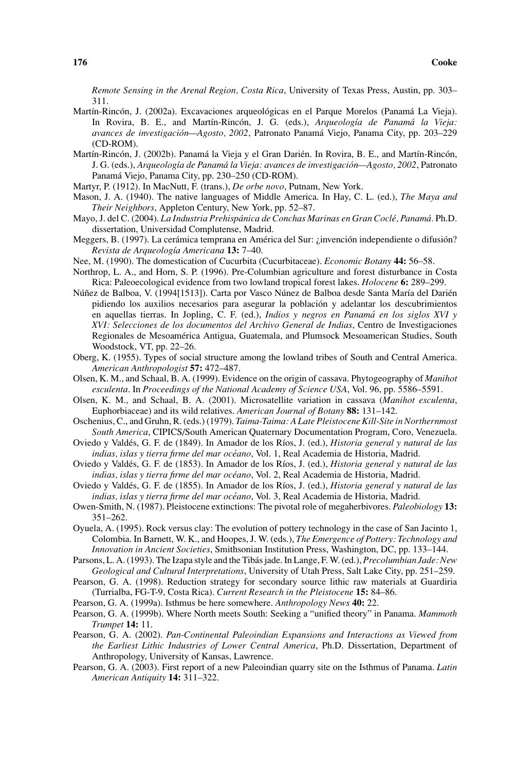*Remote Sensing in the Arenal Region, Costa Rica*, University of Texas Press, Austin, pp. 303–311.

Martín-Rincón, J. (2002a). Excavaciones arqueológicas en el Parque Morelos (Panamá La Vieja). In Rovira, B. E., and Martín-Rincón, J. G. (eds.), *Arqueología de Panamá la Vieja: avances de investigación—Agosto, 2002*, Patronato Panamá Viejo, Panama City, pp. 203–229 (CD-ROM).

Martín-Rincón, J. (2002b). Panamá la Vieja y el Gran Darién. In Rovira, B. E., and Martín-Rincón, J. G. (eds.), *Arqueología de Panamá la Vieja: avances de investigación—Agosto, 2002*, Patronato Panamá Viejo, Panama City, pp. 230–250 (CD-ROM).

Martyr, P. (1912). In MacNutt, F. (trans.), *De orbe novo*, Putnam, New York.

Mason, J. A. (1940). The native languages of Middle America. In Hay, C. L. (ed.), *The Maya and Their Neighbors*, Appleton Century, New York, pp. 52–87.

Mayo, J. del C. (2004). *La Industria Prehispánica de Conchas Marinas en Gran Coclé, Panamá*. Ph.D. dissertation, Universidad Complutense, Madrid.

Meggers, B. (1997). La cerámica temprana en América del Sur: ¿invención independiente o difusión? *Revista de Arqueología Americana* **13:** 7–40.

Nee, M. (1990). The domestication of Cucurbita (Cucurbitaceae). *Economic Botany* **44:** 56–58.

Northrop, L. A., and Horn, S. P. (1996). Pre-Columbian agriculture and forest disturbance in Costa Rica: Paleoecological evidence from two lowland tropical forest lakes. *Holocene* **6:** 289–299.

Núñez de Balboa, V. (1994[1513]). Carta por Vasco Núnez de Balboa desde Santa María del Darién pidiendo los auxilios necesarios para asegurar la población y adelantar los descubrimientos en aquellas tierras. In Jopling, C. F. (ed.), *Indios y negros en Panamá en los siglos XVI y XVI: Selecciones de los documentos del Archivo General de Indias*, Centro de Investigaciones Regionales de Mesoamérica Antigua, Guatemala, and Plumsock Mesoamerican Studies, South Woodstock, VT, pp. 22–26.

Oberg, K. (1955). Types of social structure among the lowland tribes of South and Central America. *American Anthropologist* **57:** 472–487.

Olsen, K. M., and Schaal, B. A. (1999). Evidence on the origin of cassava. Phytogeography of *Manihot esculenta*. In *Proceedings of the National Academy of Science USA*, Vol. 96, pp. 5586–5591.

Olsen, K. M., and Schaal, B. A. (2001). Microsatellite variation in cassava (*Manihot esculenta*, Euphorbiaceae) and its wild relatives. *American Journal of Botany* **88:** 131–142.

Oschenius, C., and Gruhn, R. (eds.) (1979). *Taima-Taima: A Late Pleistocene Kill-Site in Northernmost South America*, CIPICS/South American Quaternary Documentation Program, Coro, Venezuela.

Oviedo y Valdés, G. F. de (1849). In Amador de los Ríos, J. (ed.), *Historia general y natural de las indias, islas y tierra firme del mar océano*, Vol. 1, Real Academia de Historia, Madrid.

Oviedo y Valdés, G. F. de (1853). In Amador de los Ríos, J. (ed.), *Historia general y natural de las indias, islas y tierra firme del mar océano*, Vol. 2, Real Academia de Historia, Madrid.

Oviedo y Valdés, G. F. de (1855). In Amador de los Ríos, J. (ed.), *Historia general y natural de las indias, islas y tierra firme del mar océano*, Vol. 3, Real Academia de Historia, Madrid.

Owen-Smith, N. (1987). Pleistocene extinctions: The pivotal role of megaherbivores. *Paleobiology* **13:** 351–262.

Oyuela, A. (1995). Rock versus clay: The evolution of pottery technology in the case of San Jacinto 1, Colombia. In Barnett, W. K., and Hoopes, J. W. (eds.), *The Emergence of Pottery: Technology and Innovation in Ancient Societies*, Smithsonian Institution Press, Washington, DC, pp. 133–144.

Parsons, L. A. (1993). The Izapa style and the Tibás jade. In Lange, F. W. (ed.), *Precolumbian Jade: New Geological and Cultural Interpretations*, University of Utah Press, Salt Lake City, pp. 251–259.

Pearson, G. A. (1998). Reduction strategy for secondary source lithic raw materials at Guardiria (Turrialba, FG-T-9, Costa Rica). *Current Research in the Pleistocene* **15:** 84–86.

Pearson, G. A. (1999a). Isthmus be here somewhere. *Anthropology News* **40:** 22.

Pearson, G. A. (1999b). Where North meets South: Seeking a "unified theory" in Panama. *Mammoth Trumpet* **14:** 11.

Pearson, G. A. (2002). *Pan-Continental Paleoindian Expansions and Interactions as Viewed from the Earliest Lithic Industries of Lower Central America*, Ph.D. Dissertation, Department of Anthropology, University of Kansas, Lawrence.

Pearson, G. A. (2003). First report of a new Paleoindian quarry site on the Isthmus of Panama. *Latin American Antiquity* **14:** 311–322.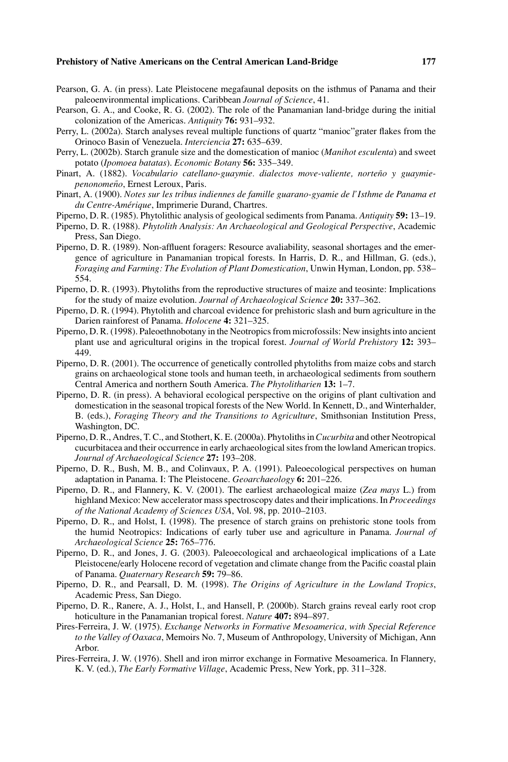Pearson, G. A. (in press). Late Pleistocene megafaunal deposits on the isthmus of Panama and their paleoenvironmental implications. Caribbean *Journal of Science*, 41.

Pearson, G. A., and Cooke, R. G. (2002). The role of the Panamanian land-bridge during the initial colonization of the Americas. *Antiquity* **76:** 931–932.

Perry, L. (2002a). Starch analyses reveal multiple functions of quartz "manioc"grater flakes from the Orinoco Basin of Venezuela. *Interciencia* **27:** 635–639.

Perry, L. (2002b). Starch granule size and the domestication of manioc (*Manihot esculenta*) and sweet potato (*Ipomoea batatas*). *Economic Botany* **56:** 335–349.

Pinart, A. (1882). *Vocabulario catellano-guaymie. dialectos move-valiente, norteño y guaymie-penonomeño*, Ernest Leroux, Paris.

Pinart, A. (1900). *Notes sur les tribus indiennes de famille guarano-gyamie de l'Isthme de Panama et du Centre-Amérique*, Imprimerie Durand, Chartres.

Piperno, D. R. (1985). Phytolithic analysis of geological sediments from Panama. *Antiquity* **59:** 13–19.

Piperno, D. R. (1988). *Phytolith Analysis: An Archaeological and Geological Perspective*, Academic Press, San Diego.

Piperno, D. R. (1989). Non-affluent foragers: Resource avaliability, seasonal shortages and the emergence of agriculture in Panamanian tropical forests. In Harris, D. R., and Hillman, G. (eds.), *Foraging and Farming: The Evolution of Plant Domestication*, Unwin Hyman, London, pp. 538–554.

Piperno, D. R. (1993). Phytoliths from the reproductive structures of maize and teosinte: Implications for the study of maize evolution. *Journal of Archaeological Science* **20:** 337–362.

Piperno, D. R. (1994). Phytolith and charcoal evidence for prehistoric slash and burn agriculture in the Darien rainforest of Panama. *Holocene* **4:** 321–325.

Piperno, D. R. (1998). Paleoethnobotany in the Neotropics from microfossils: New insights into ancient plant use and agricultural origins in the tropical forest. *Journal of World Prehistory* **12:** 393–449.

Piperno, D. R. (2001). The occurrence of genetically controlled phytoliths from maize cobs and starch grains on archaeological stone tools and human teeth, in archaeological sediments from southern Central America and northern South America. *The Phytolitharien* **13:** 1–7.

Piperno, D. R. (in press). A behavioral ecological perspective on the origins of plant cultivation and domestication in the seasonal tropical forests of the New World. In Kennett, D., and Winterhalder, B. (eds.), *Foraging Theory and the Transitions to Agriculture*, Smithsonian Institution Press, Washington, DC.

Piperno, D. R., Andres, T. C., and Stothert, K. E. (2000a). Phytoliths in *Cucurbita* and other Neotropical cucurbitacea and their occurrence in early archaeological sites from the lowland American tropics. *Journal of Archaeological Science* **27:** 193–208.

Piperno, D. R., Bush, M. B., and Colinvaux, P. A. (1991). Paleoecological perspectives on human adaptation in Panama. I: The Pleistocene. *Geoarchaeology* **6:** 201–226.

Piperno, D. R., and Flannery, K. V. (2001). The earliest archaeological maize (*Zea mays* L.) from highland Mexico: New accelerator mass spectroscopy dates and their implications. In *Proceedings of the National Academy of Sciences USA*, Vol. 98, pp. 2010–2103.

Piperno, D. R., and Holst, I. (1998). The presence of starch grains on prehistoric stone tools from the humid Neotropics: Indications of early tuber use and agriculture in Panama. *Journal of Archaeological Science* **25:** 765–776.

Piperno, D. R., and Jones, J. G. (2003). Paleoecological and archaeological implications of a Late Pleistocene/early Holocene record of vegetation and climate change from the Pacific coastal plain of Panama. *Quaternary Research* **59:** 79–86.

Piperno, D. R., and Pearsall, D. M. (1998). *The Origins of Agriculture in the Lowland Tropics*, Academic Press, San Diego.

Piperno, D. R., Ranere, A. J., Holst, I., and Hansell, P. (2000b). Starch grains reveal early root crop hoticulture in the Panamanian tropical forest. *Nature* **407:** 894–897.

Pires-Ferreira, J. W. (1975). *Exchange Networks in Formative Mesoamerica, with Special Reference to the Valley of Oaxaca*, Memoirs No. 7, Museum of Anthropology, University of Michigan, Ann Arbor.

Pires-Ferreira, J. W. (1976). Shell and iron mirror exchange in Formative Mesoamerica. In Flannery, K. V. (ed.), *The Early Formative Village*, Academic Press, New York, pp. 311–328.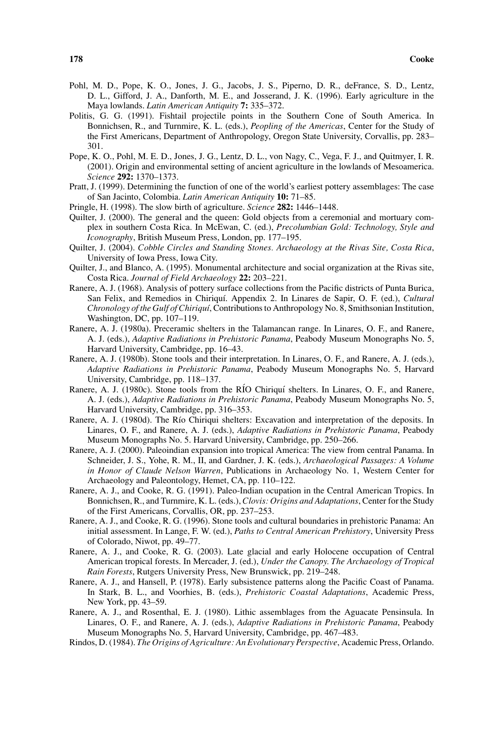Pohl, M. D., Pope, K. O., Jones, J. G., Jacobs, J. S., Piperno, D. R., deFrance, S. D., Lentz, D. L., Gifford, J. A., Danforth, M. E., and Josserand, J. K. (1996). Early agriculture in the Maya lowlands. *Latin American Antiquity* **7:** 335–372.

Politis, G. G. (1991). Fishtail projectile points in the Southern Cone of South America. In Bonnichsen, R., and Turnmire, K. L. (eds.), *Peopling of the Americas*, Center for the Study of the First Americans, Department of Anthropology, Oregon State University, Corvallis, pp. 283–301.

Pope, K. O., Pohl, M. E. D., Jones, J. G., Lentz, D. L., von Nagy, C., Vega, F. J., and Quitmyer, I. R. (2001). Origin and environmental setting of ancient agriculture in the lowlands of Mesoamerica. *Science* **292:** 1370–1373.

Pratt, J. (1999). Determining the function of one of the world's earliest pottery assemblages: The case of San Jacinto, Colombia. *Latin American Antiquity* **10:** 71–85.

Pringle, H. (1998). The slow birth of agriculture. *Science* **282:** 1446–1448.

Quilter, J. (2000). The general and the queen: Gold objects from a ceremonial and mortuary complex in southern Costa Rica. In McEwan, C. (ed.), *Precolumbian Gold: Technology, Style and Iconography*, British Museum Press, London, pp. 177–195.

Quilter, J. (2004). *Cobble Circles and Standing Stones. Archaeology at the Rivas Site, Costa Rica*, University of Iowa Press, Iowa City.

Quilter, J., and Blanco, A. (1995). Monumental architecture and social organization at the Rivas site, Costa Rica. *Journal of Field Archaeology* **22:** 203–221.

Ranere, A. J. (1968). Analysis of pottery surface collections from the Pacific districts of Punta Burica, San Felix, and Remedios in Chiriquí. Appendix 2. In Linares de Sapir, O. F. (ed.), *Cultural Chronology of the Gulf of Chiriquí*, Contributions to Anthropology No. 8, Smithsonian Institution, Washington, DC, pp. 107–119.

Ranere, A. J. (1980a). Preceramic shelters in the Talamancan range. In Linares, O. F., and Ranere, A. J. (eds.), *Adaptive Radiations in Prehistoric Panama*, Peabody Museum Monographs No. 5, Harvard University, Cambridge, pp. 16–43.

Ranere, A. J. (1980b). Stone tools and their interpretation. In Linares, O. F., and Ranere, A. J. (eds.), *Adaptive Radiations in Prehistoric Panama*, Peabody Museum Monographs No. 5, Harvard University, Cambridge, pp. 118–137.

Ranere, A. J. (1980c). Stone tools from the RÍO Chiriquí shelters. In Linares, O. F., and Ranere, A. J. (eds.), *Adaptive Radiations in Prehistoric Panama*, Peabody Museum Monographs No. 5, Harvard University, Cambridge, pp. 316–353.

Ranere, A. J. (1980d). The Río Chiriqui shelters: Excavation and interpretation of the deposits. In Linares, O. F., and Ranere, A. J. (eds.), *Adaptive Radiations in Prehistoric Panama*, Peabody Museum Monographs No. 5. Harvard University, Cambridge, pp. 250–266.

Ranere, A. J. (2000). Paleoindian expansion into tropical America: The view from central Panama. In Schneider, J. S., Yohe, R. M., II, and Gardner, J. K. (eds.), *Archaeological Passages: A Volume in Honor of Claude Nelson Warren*, Publications in Archaeology No. 1, Western Center for Archaeology and Paleontology, Hemet, CA, pp. 110–122.

Ranere, A. J., and Cooke, R. G. (1991). Paleo-Indian ocupation in the Central American Tropics. In Bonnichsen, R., and Turnmire, K. L. (eds.), *Clovis: Origins and Adaptations*, Center for the Study of the First Americans, Corvallis, OR, pp. 237–253.

Ranere, A. J., and Cooke, R. G. (1996). Stone tools and cultural boundaries in prehistoric Panama: An initial assessment. In Lange, F. W. (ed.), *Paths to Central American Prehistory*, University Press of Colorado, Niwot, pp. 49–77.

Ranere, A. J., and Cooke, R. G. (2003). Late glacial and early Holocene occupation of Central American tropical forests. In Mercader, J. (ed.), *Under the Canopy. The Archaeology of Tropical Rain Forests*, Rutgers University Press, New Brunswick, pp. 219–248.

Ranere, A. J., and Hansell, P. (1978). Early subsistence patterns along the Pacific Coast of Panama. In Stark, B. L., and Voorhies, B. (eds.), *Prehistoric Coastal Adaptations*, Academic Press, New York, pp. 43–59.

Ranere, A. J., and Rosenthal, E. J. (1980). Lithic assemblages from the Aguacate Pensinsula. In Linares, O. F., and Ranere, A. J. (eds.), *Adaptive Radiations in Prehistoric Panama*, Peabody Museum Monographs No. 5, Harvard University, Cambridge, pp. 467–483.

Rindos, D. (1984). *The Origins of Agriculture: An Evolutionary Perspective*, Academic Press, Orlando.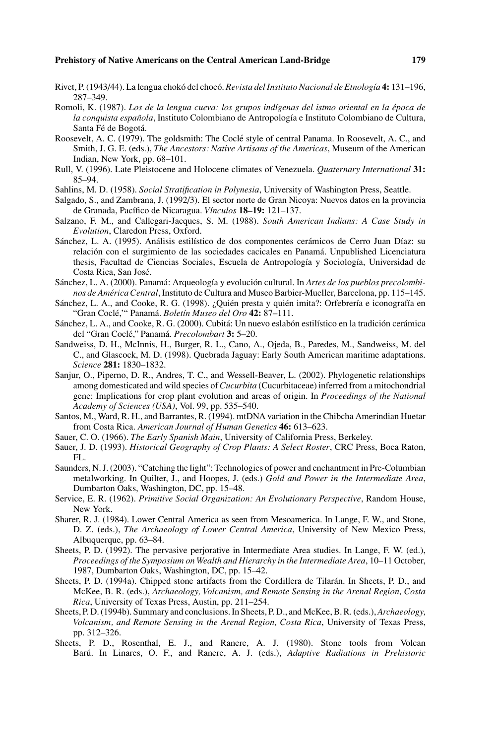Rivet, P. (1943/44). La lengua chokó del chocó. *Revista del Instituto Nacional de Etnología* **4:** 131–196, 287–349.

Romoli, K. (1987). *Los de la lengua cueva: los grupos indígenas del istmo oriental en la época de la conquista española*, Instituto Colombiano de Antropología e Instituto Colombiano de Cultura, Santa Fé de Bogotá.

Roosevelt, A. C. (1979). The goldsmith: The Coclé style of central Panama. In Roosevelt, A. C., and Smith, J. G. E. (eds.), *The Ancestors: Native Artisans of the Americas*, Museum of the American Indian, New York, pp. 68–101.

Rull, V. (1996). Late Pleistocene and Holocene climates of Venezuela. *Quaternary International* **31:** 85–94.

Sahlins, M. D. (1958). *Social Stratification in Polynesia*, University of Washington Press, Seattle.

Salgado, S., and Zambrana, J. (1992/3). El sector norte de Gran Nicoya: Nuevos datos en la provincia de Granada, Pacífico de Nicaragua. *Vínculos* **18–19:** 121–137.

Salzano, F. M., and Callegari-Jacques, S. M. (1988). *South American Indians: A Case Study in Evolution*, Claredon Press, Oxford.

Sánchez, L. A. (1995). Análisis estilístico de dos componentes cerámicos de Cerro Juan Díaz: su relación con el surgimiento de las sociedades cacicales en Panamá. Unpublished Licenciatura thesis, Facultad de Ciencias Sociales, Escuela de Antropología y Sociología, Universidad de Costa Rica, San José.

Sánchez, L. A. (2000). Panamá: Arqueología y evolución cultural. In *Artes de los pueblos precolombinos de América Central*, Instituto de Cultura and Museo Barbier-Mueller, Barcelona, pp. 115–145.

Sánchez, L. A., and Cooke, R. G. (1998). ¿Quién presta y quién imita?: Orfebrería e iconografía en "Gran Coclé,'" Panamá. *Boletín Museo del Oro* **42:** 87–111.

Sánchez, L. A., and Cooke, R. G. (2000). Cubitá: Un nuevo eslabón estilístico en la tradición cerámica del "Gran Coclé," Panamá. *Precolombart* **3:** 5–20.

Sandweiss, D. H., McInnis, H., Burger, R. L., Cano, A., Ojeda, B., Paredes, M., Sandweiss, M. del C., and Glascock, M. D. (1998). Quebrada Jaguay: Early South American maritime adaptations. *Science* **281:** 1830–1832.

Sanjur, O., Piperno, D. R., Andres, T. C., and Wessell-Beaver, L. (2002). Phylogenetic relationships among domesticated and wild species of *Cucurbita* (Cucurbitaceae) inferred from a mitochondrial gene: Implications for crop plant evolution and areas of origin. In *Proceedings of the National Academy of Sciences (USA)*, Vol. 99, pp. 535–540.

Santos, M., Ward, R. H., and Barrantes, R. (1994). mtDNA variation in the Chibcha Amerindian Huetar from Costa Rica. *American Journal of Human Genetics* **46:** 613–623.

Sauer, C. O. (1966). *The Early Spanish Main*, University of California Press, Berkeley.

Sauer, J. D. (1993). *Historical Geography of Crop Plants: A Select Roster*, CRC Press, Boca Raton, FL.

Saunders, N. J. (2003). "Catching the light": Technologies of power and enchantment in Pre-Columbian metalworking. In Quilter, J., and Hoopes, J. (eds.) *Gold and Power in the Intermediate Area*, Dumbarton Oaks, Washington, DC, pp. 15–48.

Service, E. R. (1962). *Primitive Social Organization: An Evolutionary Perspective*, Random House, New York.

Sharer, R. J. (1984). Lower Central America as seen from Mesoamerica. In Lange, F. W., and Stone, D. Z. (eds.), *The Archaeology of Lower Central America*, University of New Mexico Press, Albuquerque, pp. 63–84.

Sheets, P. D. (1992). The pervasive perjorative in Intermediate Area studies. In Lange, F. W. (ed.), *Proceedings of the Symposium on Wealth and Hierarchy in the Intermediate Area*, 10–11 October, 1987, Dumbarton Oaks, Washington, DC, pp. 15–42.

Sheets, P. D. (1994a). Chipped stone artifacts from the Cordillera de Tilarán. In Sheets, P. D., and McKee, B. R. (eds.), *Archaeology, Volcanism, and Remote Sensing in the Arenal Region, Costa Rica*, University of Texas Press, Austin, pp. 211–254.

Sheets, P. D. (1994b). Summary and conclusions. In Sheets, P. D., and McKee, B. R. (eds.), *Archaeology, Volcanism, and Remote Sensing in the Arenal Region, Costa Rica*, University of Texas Press, pp. 312–326.

Sheets, P. D., Rosenthal, E. J., and Ranere, A. J. (1980). Stone tools from Volcan Barú. In Linares, O. F., and Ranere, A. J. (eds.), *Adaptive Radiations in Prehistoric*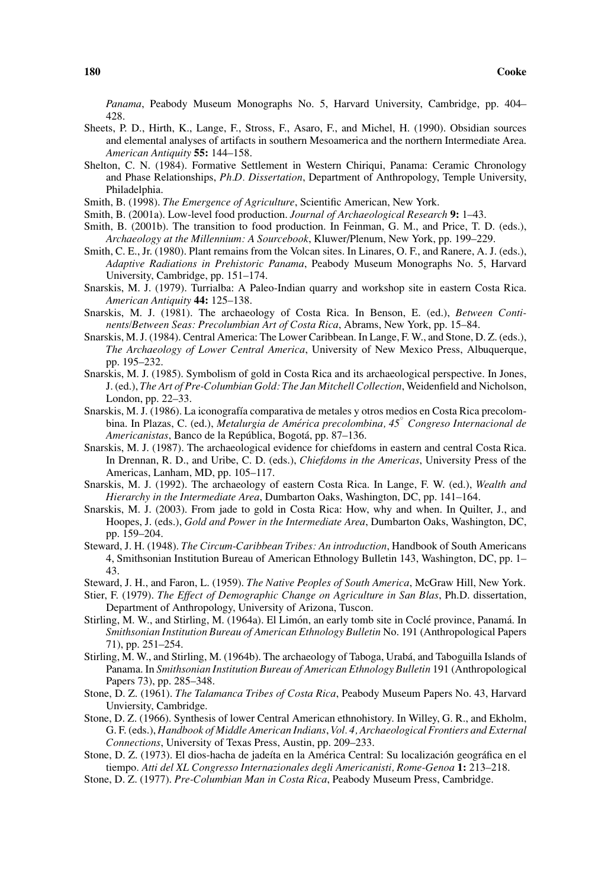*Panama*, Peabody Museum Monographs No. 5, Harvard University, Cambridge, pp. 404–428.

Sheets, P. D., Hirth, K., Lange, F., Stross, F., Asaro, F., and Michel, H. (1990). Obsidian sources and elemental analyses of artifacts in southern Mesoamerica and the northern Intermediate Area. *American Antiquity* **55:** 144–158.

Shelton, C. N. (1984). Formative Settlement in Western Chiriqui, Panama: Ceramic Chronology and Phase Relationships, *Ph.D. Dissertation*, Department of Anthropology, Temple University, Philadelphia.

Smith, B. (1998). *The Emergence of Agriculture*, Scientific American, New York.

Smith, B. (2001a). Low-level food production. *Journal of Archaeological Research* **9:** 1–43.

Smith, B. (2001b). The transition to food production. In Feinman, G. M., and Price, T. D. (eds.), *Archaeology at the Millennium: A Sourcebook*, Kluwer/Plenum, New York, pp. 199–229.

Smith, C. E., Jr. (1980). Plant remains from the Volcan sites. In Linares, O. F., and Ranere, A. J. (eds.), *Adaptive Radiations in Prehistoric Panama*, Peabody Museum Monographs No. 5, Harvard University, Cambridge, pp. 151–174.

Snarskis, M. J. (1979). Turrialba: A Paleo-Indian quarry and workshop site in eastern Costa Rica. *American Antiquity* **44:** 125–138.

Snarskis, M. J. (1981). The archaeology of Costa Rica. In Benson, E. (ed.), *Between Continents/Between Seas: Precolumbian Art of Costa Rica*, Abrams, New York, pp. 15–84.

Snarskis, M. J. (1984). Central America: The Lower Caribbean. In Lange, F. W., and Stone, D. Z. (eds.), *The Archaeology of Lower Central America*, University of New Mexico Press, Albuquerque, pp. 195–232.

Snarskis, M. J. (1985). Symbolism of gold in Costa Rica and its archaeological perspective. In Jones, J. (ed.), *The Art of Pre-Columbian Gold: The Jan Mitchell Collection*, Weidenfield and Nicholson, London, pp. 22–33.

Snarskis, M. J. (1986). La iconografía comparativa de metales y otros medios en Costa Rica precolombina. In Plazas, C. (ed.), *Metalurgia de América precolombina, 45° Congreso Internacional de Americanistas*, Banco de la República, Bogotá, pp. 87–136.

Snarskis, M. J. (1987). The archaeological evidence for chiefdoms in eastern and central Costa Rica. In Drennan, R. D., and Uribe, C. D. (eds.), *Chiefdoms in the Americas*, University Press of the Americas, Lanham, MD, pp. 105–117.

Snarskis, M. J. (1992). The archaeology of eastern Costa Rica. In Lange, F. W. (ed.), *Wealth and Hierarchy in the Intermediate Area*, Dumbarton Oaks, Washington, DC, pp. 141–164.

Snarskis, M. J. (2003). From jade to gold in Costa Rica: How, why and when. In Quilter, J., and Hoopes, J. (eds.), *Gold and Power in the Intermediate Area*, Dumbarton Oaks, Washington, DC, pp. 159–204.

Steward, J. H. (1948). *The Circum-Caribbean Tribes: An introduction*, Handbook of South Americans 4, Smithsonian Institution Bureau of American Ethnology Bulletin 143, Washington, DC, pp. 1–43.

Steward, J. H., and Faron, L. (1959). *The Native Peoples of South America*, McGraw Hill, New York.

Stier, F. (1979). *The Effect of Demographic Change on Agriculture in San Blas*, Ph.D. dissertation, Department of Anthropology, University of Arizona, Tuscon.

Stirling, M. W., and Stirling, M. (1964a). El Limón, an early tomb site in Coclé province, Panamá. In *Smithsonian Institution Bureau of American Ethnology Bulletin* No. 191 (Anthropological Papers 71), pp. 251–254.

Stirling, M. W., and Stirling, M. (1964b). The archaeology of Taboga, Urabá, and Taboguilla Islands of Panama. In *Smithsonian Institution Bureau of American Ethnology Bulletin* 191 (Anthropological Papers 73), pp. 285–348.

Stone, D. Z. (1961). *The Talamanca Tribes of Costa Rica*, Peabody Museum Papers No. 43, Harvard Unviersity, Cambridge.

Stone, D. Z. (1966). Synthesis of lower Central American ethnohistory. In Willey, G. R., and Ekholm, G. F. (eds.), *Handbook of Middle American Indians, Vol. 4, Archaeological Frontiers and External Connections*, University of Texas Press, Austin, pp. 209–233.

Stone, D. Z. (1973). El dios-hacha de jadeíta en la América Central: Su localización geográfica en el tiempo. *Atti del XL Congresso Internazionales degli Americanisti, Rome-Genoa* **1:** 213–218.

Stone, D. Z. (1977). *Pre-Columbian Man in Costa Rica*, Peabody Museum Press, Cambridge.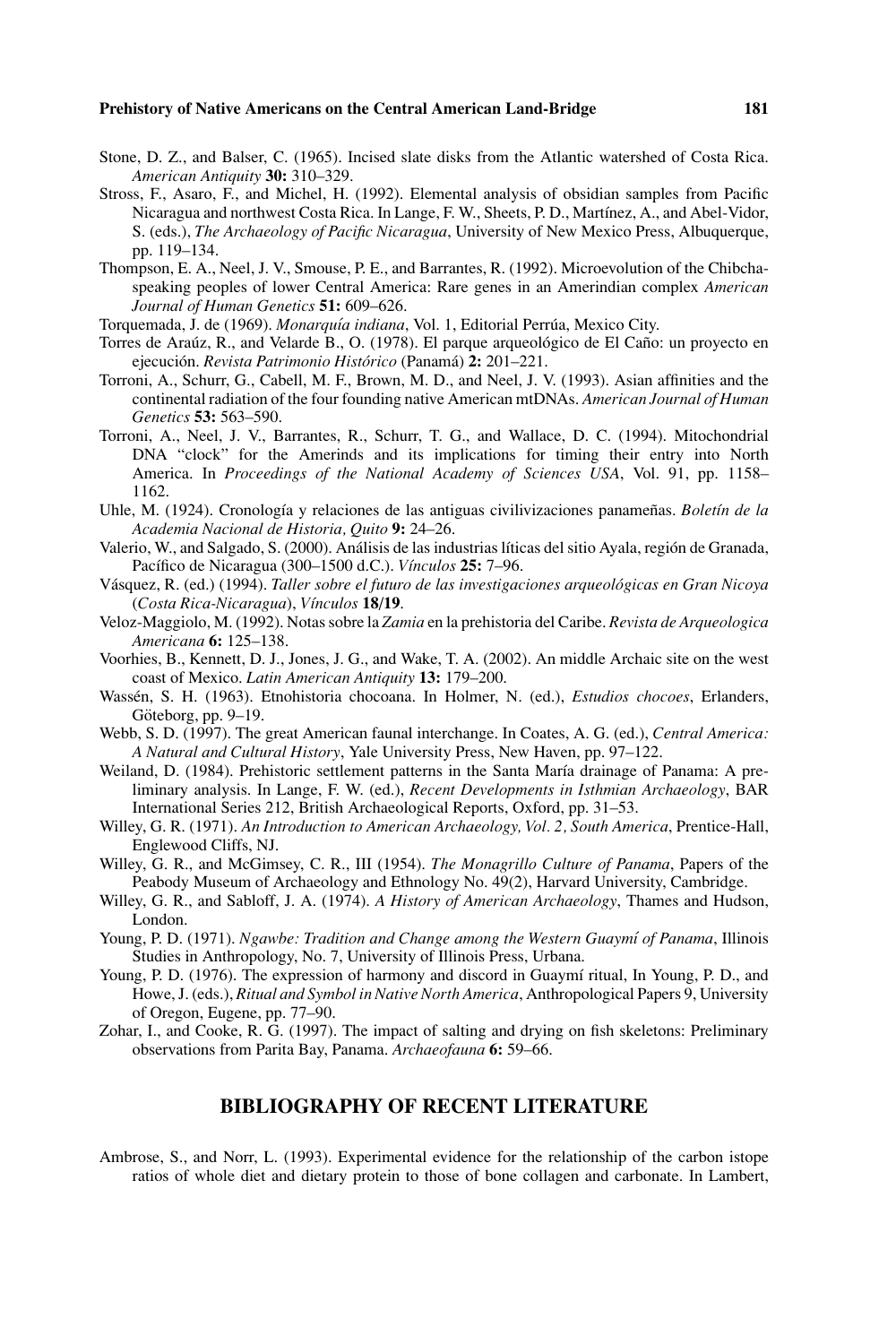Stone, D. Z., and Balser, C. (1965). Incised slate disks from the Atlantic watershed of Costa Rica. *American Antiquity* **30:** 310–329.

Stross, F., Asaro, F., and Michel, H. (1992). Elemental analysis of obsidian samples from Pacific Nicaragua and northwest Costa Rica. In Lange, F. W., Sheets, P. D., Martínez, A., and Abel-Vidor, S. (eds.), *The Archaeology of Pacific Nicaragua*, University of New Mexico Press, Albuquerque, pp. 119–134.

Thompson, E. A., Neel, J. V., Smouse, P. E., and Barrantes, R. (1992). Microevolution of the Chibcha-speaking peoples of lower Central America: Rare genes in an Amerindian complex *American Journal of Human Genetics* **51:** 609–626.

Torquemada, J. de (1969). *Monarquía indiana*, Vol. 1, Editorial Perrúa, Mexico City.

Torres de Araúz, R., and Velarde B., O. (1978). El parque arqueológico de El Caño: un proyecto en ejecución. *Revista Patrimonio Histórico* (Panamá) **2:** 201–221.

Torroni, A., Schurr, G., Cabell, M. F., Brown, M. D., and Neel, J. V. (1993). Asian affinities and the continental radiation of the four founding native American mtDNAs. *American Journal of Human Genetics* **53:** 563–590.

Torroni, A., Neel, J. V., Barrantes, R., Schurr, T. G., and Wallace, D. C. (1994). Mitochondrial DNA "clock" for the Amerinds and its implications for timing their entry into North America. In *Proceedings of the National Academy of Sciences USA*, Vol. 91, pp. 1158–1162.

Uhle, M. (1924). Cronología y relaciones de las antiguas civilivizaciones panameñas. *Boletín de la Academia Nacional de Historia, Quito* **9:** 24–26.

Valerio, W., and Salgado, S. (2000). Análisis de las industrias líticas del sitio Ayala, región de Granada, Pacífico de Nicaragua (300–1500 d.C.). *Vínculos* **25:** 7–96.

Vásquez, R. (ed.) (1994). *Taller sobre el futuro de las investigaciones arqueológicas en Gran Nicoya* (*Costa Rica-Nicaragua*), *Vínculos* **18/19**.

Veloz-Maggiolo, M. (1992). Notas sobre la *Zamia* en la prehistoria del Caribe. *Revista de Arqueologica Americana* **6:** 125–138.

Voorhies, B., Kennett, D. J., Jones, J. G., and Wake, T. A. (2002). An middle Archaic site on the west coast of Mexico. *Latin American Antiquity* **13:** 179–200.

Wassén, S. H. (1963). Etnohistoria chocoana. In Holmer, N. (ed.), *Estudios chocoes*, Erlanders, Göteborg, pp. 9–19.

Webb, S. D. (1997). The great American faunal interchange. In Coates, A. G. (ed.), *Central America: A Natural and Cultural History*, Yale University Press, New Haven, pp. 97–122.

Weiland, D. (1984). Prehistoric settlement patterns in the Santa María drainage of Panama: A preliminary analysis. In Lange, F. W. (ed.), *Recent Developments in Isthmian Archaeology*, BAR International Series 212, British Archaeological Reports, Oxford, pp. 31–53.

Willey, G. R. (1971). *An Introduction to American Archaeology, Vol. 2, South America*, Prentice-Hall, Englewood Cliffs, NJ.

Willey, G. R., and McGimsey, C. R., III (1954). *The Monagrillo Culture of Panama*, Papers of the Peabody Museum of Archaeology and Ethnology No. 49(2), Harvard University, Cambridge.

Willey, G. R., and Sabloff, J. A. (1974). *A History of American Archaeology*, Thames and Hudson, London.

Young, P. D. (1971). *Ngawbe: Tradition and Change among the Western Guaymí of Panama*, Illinois Studies in Anthropology, No. 7, University of Illinois Press, Urbana.

Young, P. D. (1976). The expression of harmony and discord in Guaymí ritual, In Young, P. D., and Howe, J. (eds.), *Ritual and Symbol in Native North America*, Anthropological Papers 9, University of Oregon, Eugene, pp. 77–90.

Zohar, I., and Cooke, R. G. (1997). The impact of salting and drying on fish skeletons: Preliminary observations from Parita Bay, Panama. *Archaeofauna* **6:** 59–66.

## BIBLIOGRAPHY OF RECENT LITERATURE

Ambrose, S., and Norr, L. (1993). Experimental evidence for the relationship of the carbon istope ratios of whole diet and dietary protein to those of bone collagen and carbonate. In Lambert,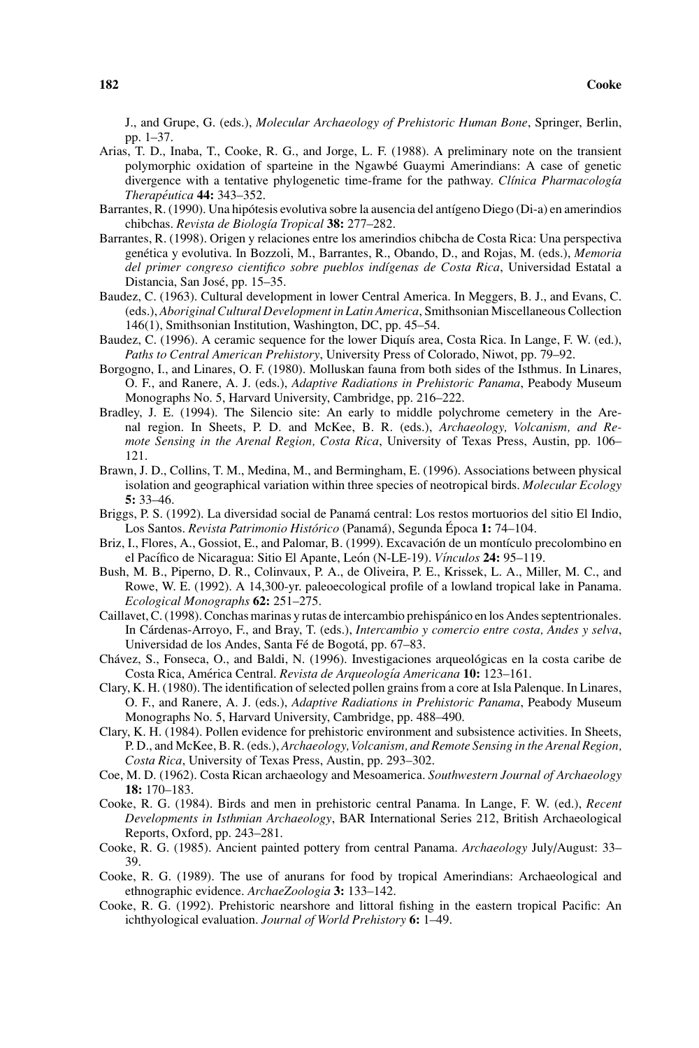J., and Grupe, G. (eds.), *Molecular Archaeology of Prehistoric Human Bone*, Springer, Berlin, pp. 1–37.

Arias, T. D., Inaba, T., Cooke, R. G., and Jorge, L. F. (1988). A preliminary note on the transient polymorphic oxidation of sparteine in the Ngawbé Guaymi Amerindians: A case of genetic divergence with a tentative phylogenetic time-frame for the pathway. *Clínica Pharmacología Therapéutica* **44:** 343–352.

Barrantes, R. (1990). Una hipótesis evolutiva sobre la ausencia del antígeno Diego (Di-a) en amerindios chibchas. *Revista de Biología Tropical* **38:** 277–282.

Barrantes, R. (1998). Origen y relaciones entre los amerindios chibcha de Costa Rica: Una perspectiva genética y evolutiva. In Bozzoli, M., Barrantes, R., Obando, D., and Rojas, M. (eds.), *Memoria del primer congreso cientifico sobre pueblos indígenas de Costa Rica*, Universidad Estatal a Distancia, San José, pp. 15–35.

Baudez, C. (1963). Cultural development in lower Central America. In Meggers, B. J., and Evans, C. (eds.), *Aboriginal Cultural Development in Latin America*, Smithsonian Miscellaneous Collection 146(1), Smithsonian Institution, Washington, DC, pp. 45–54.

Baudez, C. (1996). A ceramic sequence for the lower Diquís area, Costa Rica. In Lange, F. W. (ed.), *Paths to Central American Prehistory*, University Press of Colorado, Niwot, pp. 79–92.

Borgogno, I., and Linares, O. F. (1980). Molluskan fauna from both sides of the Isthmus. In Linares, O. F., and Ranere, A. J. (eds.), *Adaptive Radiations in Prehistoric Panama*, Peabody Museum Monographs No. 5, Harvard University, Cambridge, pp. 216–222.

Bradley, J. E. (1994). The Silencio site: An early to middle polychrome cemetery in the Arenal region. In Sheets, P. D. and McKee, B. R. (eds.), *Archaeology, Volcanism, and Remote Sensing in the Arenal Region, Costa Rica*, University of Texas Press, Austin, pp. 106–121.

Brawn, J. D., Collins, T. M., Medina, M., and Bermingham, E. (1996). Associations between physical isolation and geographical variation within three species of neotropical birds. *Molecular Ecology* **5:** 33–46.

Briggs, P. S. (1992). La diversidad social de Panamá central: Los restos mortuorios del sitio El Indio, Los Santos. *Revista Patrimonio Histórico* (Panamá), Segunda Época **1:** 74–104.

Briz, I., Flores, A., Gossiot, E., and Palomar, B. (1999). Excavación de un montículo precolombino en el Pacífico de Nicaragua: Sitio El Apante, León (N-LE-19). *Vínculos* **24:** 95–119.

Bush, M. B., Piperno, D. R., Colinvaux, P. A., de Oliveira, P. E., Krissek, L. A., Miller, M. C., and Rowe, W. E. (1992). A 14,300-yr. paleoecological profile of a lowland tropical lake in Panama. *Ecological Monographs* **62:** 251–275.

Caillavet, C. (1998). Conchas marinas y rutas de intercambio prehispánico en los Andes septentrionales. In Cárdenas-Arroyo, F., and Bray, T. (eds.), *Intercambio y comercio entre costa, Andes y selva*, Universidad de los Andes, Santa Fé de Bogotá, pp. 67–83.

Chávez, S., Fonseca, O., and Baldi, N. (1996). Investigaciones arqueológicas en la costa caribe de Costa Rica, América Central. *Revista de Arqueología Americana* **10:** 123–161.

Clary, K. H. (1980). The identification of selected pollen grains from a core at Isla Palenque. In Linares, O. F., and Ranere, A. J. (eds.), *Adaptive Radiations in Prehistoric Panama*, Peabody Museum Monographs No. 5, Harvard University, Cambridge, pp. 488–490.

Clary, K. H. (1984). Pollen evidence for prehistoric environment and subsistence activities. In Sheets, P. D., and McKee, B. R. (eds.), *Archaeology, Volcanism, and Remote Sensing in the Arenal Region, Costa Rica*, University of Texas Press, Austin, pp. 293–302.

Coe, M. D. (1962). Costa Rican archaeology and Mesoamerica. *Southwestern Journal of Archaeology* **18:** 170–183.

Cooke, R. G. (1984). Birds and men in prehistoric central Panama. In Lange, F. W. (ed.), *Recent Developments in Isthmian Archaeology*, BAR International Series 212, British Archaeological Reports, Oxford, pp. 243–281.

Cooke, R. G. (1985). Ancient painted pottery from central Panama. *Archaeology* July/August: 33–39.

Cooke, R. G. (1989). The use of anurans for food by tropical Amerindians: Archaeological and ethnographic evidence. *ArchaeZoologia* **3:** 133–142.

Cooke, R. G. (1992). Prehistoric nearshore and littoral fishing in the eastern tropical Pacific: An ichthyological evaluation. *Journal of World Prehistory* **6:** 1–49.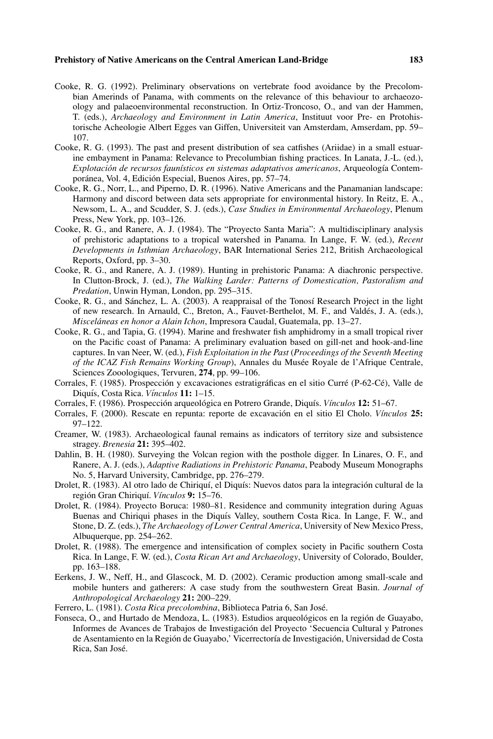Cooke, R. G. (1992). Preliminary observations on vertebrate food avoidance by the Precolombian Amerinds of Panama, with comments on the relevance of this behaviour to archaeozoology and palaeoenvironmental reconstruction. In Ortiz-Troncoso, O., and van der Hammen, T. (eds.), *Archaeology and Environment in Latin America*, Instituut voor Pre- en Protohistorische Acheologie Albert Egges van Giffen, Universiteit van Amsterdam, Amserdam, pp. 59–107.

Cooke, R. G. (1993). The past and present distribution of sea catfishes (Ariidae) in a small estuarine embayment in Panama: Relevance to Precolumbian fishing practices. In Lanata, J.-L. (ed.), *Explotación de recursos faunísticos en sistemas adaptativos americanos*, Arqueología Contemporánea, Vol. 4, Edición Especial, Buenos Aires, pp. 57–74.

Cooke, R. G., Norr, L., and Piperno, D. R. (1996). Native Americans and the Panamanian landscape: Harmony and discord between data sets appropriate for environmental history. In Reitz, E. A., Newsom, L. A., and Scudder, S. J. (eds.), *Case Studies in Environmental Archaeology*, Plenum Press, New York, pp. 103–126.

Cooke, R. G., and Ranere, A. J. (1984). The "Proyecto Santa Maria": A multidisciplinary analysis of prehistoric adaptations to a tropical watershed in Panama. In Lange, F. W. (ed.), *Recent Developments in Isthmian Archaeology*, BAR International Series 212, British Archaeological Reports, Oxford, pp. 3–30.

Cooke, R. G., and Ranere, A. J. (1989). Hunting in prehistoric Panama: A diachronic perspective. In Clutton-Brock, J. (ed.), *The Walking Larder: Patterns of Domestication, Pastoralism and Predation*, Unwin Hyman, London, pp. 295–315.

Cooke, R. G., and Sánchez, L. A. (2003). A reappraisal of the Tonosí Research Project in the light of new research. In Arnauld, C., Breton, A., Fauvet-Berthelot, M. F., and Valdés, J. A. (eds.), *Misceláneas en honor a Alain Ichon*, Impresora Caudal, Guatemala, pp. 13–27.

Cooke, R. G., and Tapia, G. (1994). Marine and freshwater fish amphidromy in a small tropical river on the Pacific coast of Panama: A preliminary evaluation based on gill-net and hook-and-line captures. In van Neer, W. (ed.), *Fish Exploitation in the Past* (*Proceedings of the Seventh Meeting of the ICAZ Fish Remains Working Group*), Annales du Musée Royale de l'Afrique Centrale, Sciences Zooologiques, Tervuren, **274**, pp. 99–106.

Corrales, F. (1985). Prospección y excavaciones estratigráficas en el sitio Curré (P-62-Cé), Valle de Diquís, Costa Rica. *Vínculos* **11:** 1–15.

Corrales, F. (1986). Prospección arqueológica en Potrero Grande, Diquís. *Vínculos* **12:** 51–67.

Corrales, F. (2000). Rescate en repunta: reporte de excavación en el sitio El Cholo. *Vínculos* **25:** 97–122.

Creamer, W. (1983). Archaeological faunal remains as indicators of territory size and subsistence stragey. *Brenesia* **21:** 395–402.

Dahlin, B. H. (1980). Surveying the Volcan region with the posthole digger. In Linares, O. F., and Ranere, A. J. (eds.), *Adaptive Radiations in Prehistoric Panama*, Peabody Museum Monographs No. 5, Harvard University, Cambridge, pp. 276–279.

Drolet, R. (1983). Al otro lado de Chiriquí, el Diquís: Nuevos datos para la integración cultural de la región Gran Chiriquí. *Vínculos* **9:** 15–76.

Drolet, R. (1984). Proyecto Boruca: 1980–81. Residence and community integration during Aguas Buenas and Chiriqui phases in the Diquís Valley, southern Costa Rica. In Lange, F. W., and Stone, D. Z. (eds.), *The Archaeology of Lower Central America*, University of New Mexico Press, Albuquerque, pp. 254–262.

Drolet, R. (1988). The emergence and intensification of complex society in Pacific southern Costa Rica. In Lange, F. W. (ed.), *Costa Rican Art and Archaeology*, University of Colorado, Boulder, pp. 163–188.

Eerkens, J. W., Neff, H., and Glascock, M. D. (2002). Ceramic production among small-scale and mobile hunters and gatherers: A case study from the southwestern Great Basin. *Journal of Anthropological Archaeology* **21:** 200–229.

Ferrero, L. (1981). *Costa Rica precolombina*, Biblioteca Patria 6, San José.

Fonseca, O., and Hurtado de Mendoza, L. (1983). Estudios arqueológicos en la región de Guayabo, Informes de Avances de Trabajos de Investigación del Proyecto 'Secuencia Cultural y Patrones de Asentamiento en la Región de Guayabo,' Vicerrectoría de Investigación, Universidad de Costa Rica, San José.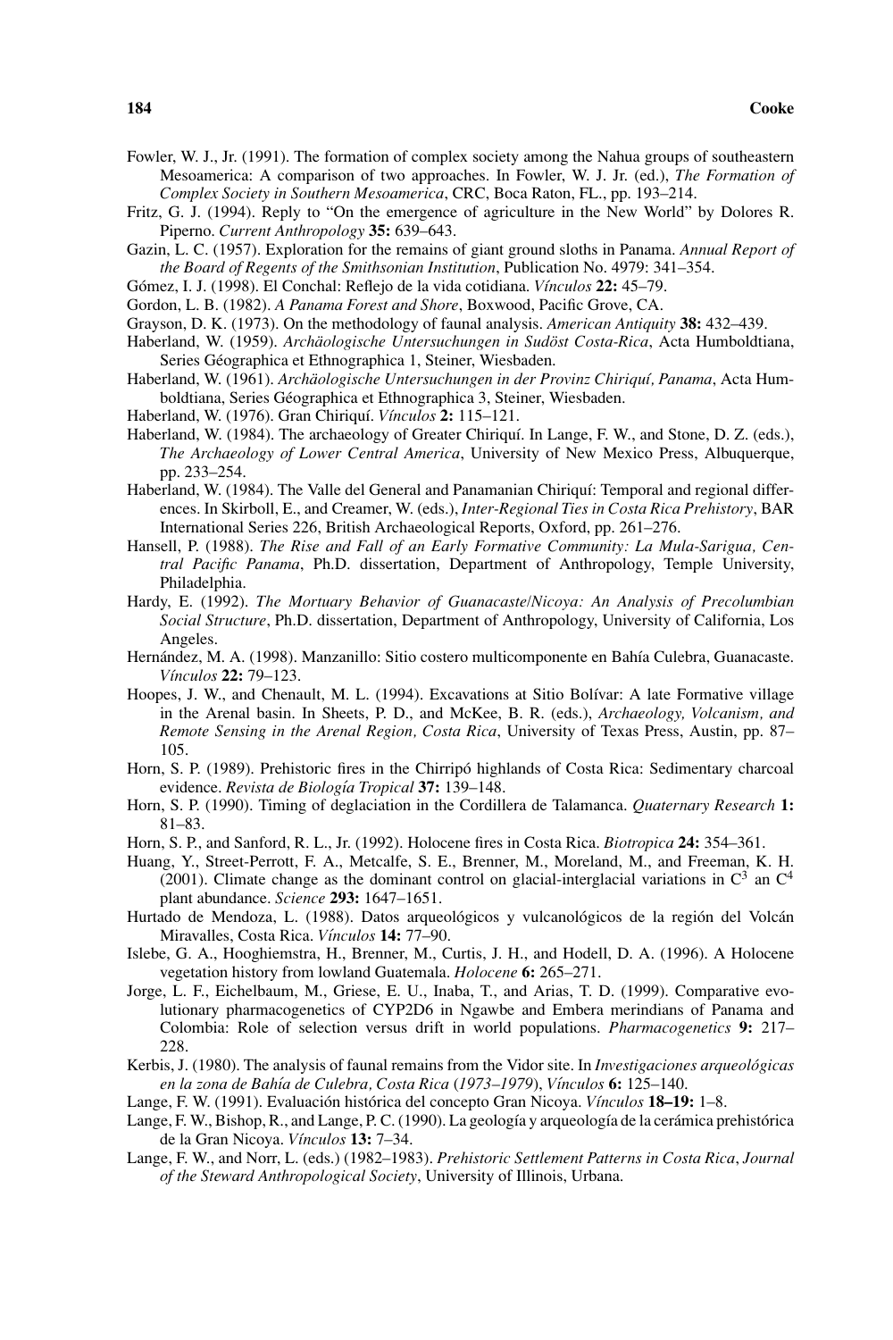Fowler, W. J., Jr. (1991). The formation of complex society among the Nahua groups of southeastern Mesoamerica: A comparison of two approaches. In Fowler, W. J. Jr. (ed.), *The Formation of Complex Society in Southern Mesoamerica*, CRC, Boca Raton, FL., pp. 193–214.

Fritz, G. J. (1994). Reply to "On the emergence of agriculture in the New World" by Dolores R. Piperno. *Current Anthropology* **35:** 639–643.

Gazin, L. C. (1957). Exploration for the remains of giant ground sloths in Panama. *Annual Report of the Board of Regents of the Smithsonian Institution*, Publication No. 4979: 341–354.

Gómez, I. J. (1998). El Conchal: Reflejo de la vida cotidiana. *Vínculos* **22:** 45–79.

Gordon, L. B. (1982). *A Panama Forest and Shore*, Boxwood, Pacific Grove, CA.

Grayson, D. K. (1973). On the methodology of faunal analysis. *American Antiquity* **38:** 432–439.

Haberland, W. (1959). *Archäologische Untersuchungen in Sudöst Costa-Rica*, Acta Humboldtiana, Series Géographica et Ethnographica 1, Steiner, Wiesbaden.

Haberland, W. (1961). *Archäologische Untersuchungen in der Provinz Chiriquí, Panama*, Acta Humboldtiana, Series Géographica et Ethnographica 3, Steiner, Wiesbaden.

Haberland, W. (1976). Gran Chiriquí. *Vínculos* **2:** 115–121.

Haberland, W. (1984). The archaeology of Greater Chiriquí. In Lange, F. W., and Stone, D. Z. (eds.), *The Archaeology of Lower Central America*, University of New Mexico Press, Albuquerque, pp. 233–254.

Haberland, W. (1984). The Valle del General and Panamanian Chiriquí: Temporal and regional differences. In Skirboll, E., and Creamer, W. (eds.), *Inter-Regional Ties in Costa Rica Prehistory*, BAR International Series 226, British Archaeological Reports, Oxford, pp. 261–276.

Hansell, P. (1988). *The Rise and Fall of an Early Formative Community: La Mula-Sarigua, Central Pacific Panama*, Ph.D. dissertation, Department of Anthropology, Temple University, Philadelphia.

Hardy, E. (1992). *The Mortuary Behavior of Guanacaste/Nicoya: An Analysis of Precolumbian Social Structure*, Ph.D. dissertation, Department of Anthropology, University of California, Los Angeles.

Hernández, M. A. (1998). Manzanillo: Sitio costero multicomponente en Bahía Culebra, Guanacaste. *Vínculos* **22:** 79–123.

Hoopes, J. W., and Chenault, M. L. (1994). Excavations at Sitio Bolívar: A late Formative village in the Arenal basin. In Sheets, P. D., and McKee, B. R. (eds.), *Archaeology, Volcanism, and Remote Sensing in the Arenal Region, Costa Rica*, University of Texas Press, Austin, pp. 87–105.

Horn, S. P. (1989). Prehistoric fires in the Chirripó highlands of Costa Rica: Sedimentary charcoal evidence. *Revista de Biología Tropical* **37:** 139–148.

Horn, S. P. (1990). Timing of deglaciation in the Cordillera de Talamanca. *Quaternary Research* **1:** 81–83.

Horn, S. P., and Sanford, R. L., Jr. (1992). Holocene fires in Costa Rica. *Biotropica* **24:** 354–361.

Huang, Y., Street-Perrott, F. A., Metcalfe, S. E., Brenner, M., Moreland, M., and Freeman, K. H. (2001). Climate change as the dominant control on glacial-interglacial variations in $C^3$ an $C^4$ plant abundance. *Science* **293:** 1647–1651.

Hurtado de Mendoza, L. (1988). Datos arqueológicos y vulcanológicos de la región del Volcán Miravalles, Costa Rica. *Vínculos* **14:** 77–90.

Islebe, G. A., Hooghiemstra, H., Brenner, M., Curtis, J. H., and Hodell, D. A. (1996). A Holocene vegetation history from lowland Guatemala. *Holocene* **6:** 265–271.

Jorge, L. F., Eichelbaum, M., Griese, E. U., Inaba, T., and Arias, T. D. (1999). Comparative evolutionary pharmacogenetics of CYP2D6 in Ngawbe and Embera merindians of Panama and Colombia: Role of selection versus drift in world populations. *Pharmacogenetics* **9:** 217–228.

Kerbis, J. (1980). The analysis of faunal remains from the Vidor site. In *Investigaciones arqueológicas en la zona de Bahía de Culebra, Costa Rica* (*1973–1979*), *Vínculos* **6:** 125–140.

Lange, F. W. (1991). Evaluación histórica del concepto Gran Nicoya. *Vínculos* **18–19:** 1–8.

Lange, F. W., Bishop, R., and Lange, P. C. (1990). La geología y arqueología de la cerámica prehistórica de la Gran Nicoya. *Vínculos* **13:** 7–34.

Lange, F. W., and Norr, L. (eds.) (1982–1983). *Prehistoric Settlement Patterns in Costa Rica*, *Journal of the Steward Anthropological Society*, University of Illinois, Urbana.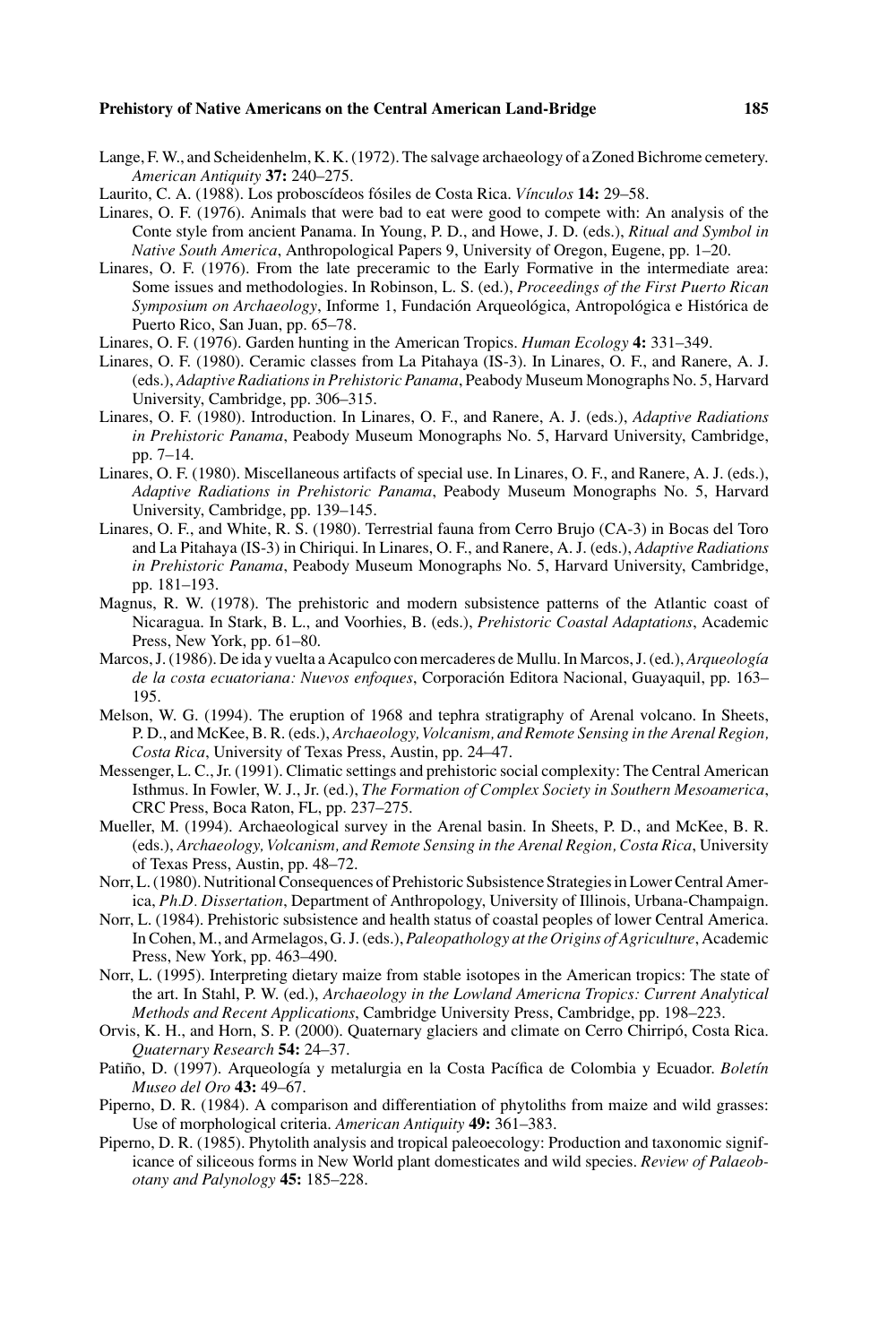Lange, F. W., and Scheidenhelm, K. K. (1972). The salvage archaeology of a Zoned Bichrome cemetery. *American Antiquity* **37:** 240–275.

Laurito, C. A. (1988). Los proboscídeos fósiles de Costa Rica. *Vínculos* **14:** 29–58.

Linares, O. F. (1976). Animals that were bad to eat were good to compete with: An analysis of the Conte style from ancient Panama. In Young, P. D., and Howe, J. D. (eds.), *Ritual and Symbol in Native South America*, Anthropological Papers 9, University of Oregon, Eugene, pp. 1–20.

Linares, O. F. (1976). From the late preceramic to the Early Formative in the intermediate area: Some issues and methodologies. In Robinson, L. S. (ed.), *Proceedings of the First Puerto Rican Symposium on Archaeology*, Informe 1, Fundación Arqueológica, Antropológica e Histórica de Puerto Rico, San Juan, pp. 65–78.

Linares, O. F. (1976). Garden hunting in the American Tropics. *Human Ecology* **4:** 331–349.

Linares, O. F. (1980). Ceramic classes from La Pitahaya (IS-3). In Linares, O. F., and Ranere, A. J. (eds.), *Adaptive Radiations in Prehistoric Panama*, Peabody Museum Monographs No. 5, Harvard University, Cambridge, pp. 306–315.

Linares, O. F. (1980). Introduction. In Linares, O. F., and Ranere, A. J. (eds.), *Adaptive Radiations in Prehistoric Panama*, Peabody Museum Monographs No. 5, Harvard University, Cambridge, pp. 7–14.

Linares, O. F. (1980). Miscellaneous artifacts of special use. In Linares, O. F., and Ranere, A. J. (eds.), *Adaptive Radiations in Prehistoric Panama*, Peabody Museum Monographs No. 5, Harvard University, Cambridge, pp. 139–145.

Linares, O. F., and White, R. S. (1980). Terrestrial fauna from Cerro Brujo (CA-3) in Bocas del Toro and La Pitahaya (IS-3) in Chiriqui. In Linares, O. F., and Ranere, A. J. (eds.), *Adaptive Radiations in Prehistoric Panama*, Peabody Museum Monographs No. 5, Harvard University, Cambridge, pp. 181–193.

Magnus, R. W. (1978). The prehistoric and modern subsistence patterns of the Atlantic coast of Nicaragua. In Stark, B. L., and Voorhies, B. (eds.), *Prehistoric Coastal Adaptations*, Academic Press, New York, pp. 61–80.

Marcos, J. (1986). De ida y vuelta a Acapulco con mercaderes de Mullu. In Marcos, J. (ed.), *Arqueología de la costa ecuatoriana: Nuevos enfoques*, Corporación Editora Nacional, Guayaquil, pp. 163–195.

Melson, W. G. (1994). The eruption of 1968 and tephra stratigraphy of Arenal volcano. In Sheets, P. D., and McKee, B. R. (eds.), *Archaeology, Volcanism, and Remote Sensing in the Arenal Region, Costa Rica*, University of Texas Press, Austin, pp. 24–47.

Messenger, L. C., Jr. (1991). Climatic settings and prehistoric social complexity: The Central American Isthmus. In Fowler, W. J., Jr. (ed.), *The Formation of Complex Society in Southern Mesoamerica*, CRC Press, Boca Raton, FL, pp. 237–275.

Mueller, M. (1994). Archaeological survey in the Arenal basin. In Sheets, P. D., and McKee, B. R. (eds.), *Archaeology, Volcanism, and Remote Sensing in the Arenal Region, Costa Rica*, University of Texas Press, Austin, pp. 48–72.

Norr, L. (1980). Nutritional Consequences of Prehistoric Subsistence Strategies in Lower Central America, *Ph.D. Dissertation*, Department of Anthropology, University of Illinois, Urbana-Champaign.

Norr, L. (1984). Prehistoric subsistence and health status of coastal peoples of lower Central America. In Cohen, M., and Armelagos, G. J. (eds.), *Paleopathology at the Origins of Agriculture*, Academic Press, New York, pp. 463–490.

Norr, L. (1995). Interpreting dietary maize from stable isotopes in the American tropics: The state of the art. In Stahl, P. W. (ed.), *Archaeology in the Lowland Americna Tropics: Current Analytical Methods and Recent Applications*, Cambridge University Press, Cambridge, pp. 198–223.

Orvis, K. H., and Horn, S. P. (2000). Quaternary glaciers and climate on Cerro Chirripó, Costa Rica. *Quaternary Research* **54:** 24–37.

Patiño, D. (1997). Arqueología y metalurgia en la Costa Pacífica de Colombia y Ecuador. *Boletín Museo del Oro* **43:** 49–67.

Piperno, D. R. (1984). A comparison and differentiation of phytoliths from maize and wild grasses: Use of morphological criteria. *American Antiquity* **49:** 361–383.

Piperno, D. R. (1985). Phytolith analysis and tropical paleoecology: Production and taxonomic significance of siliceous forms in New World plant domesticates and wild species. *Review of Palaeobotany and Palynology* **45:** 185–228.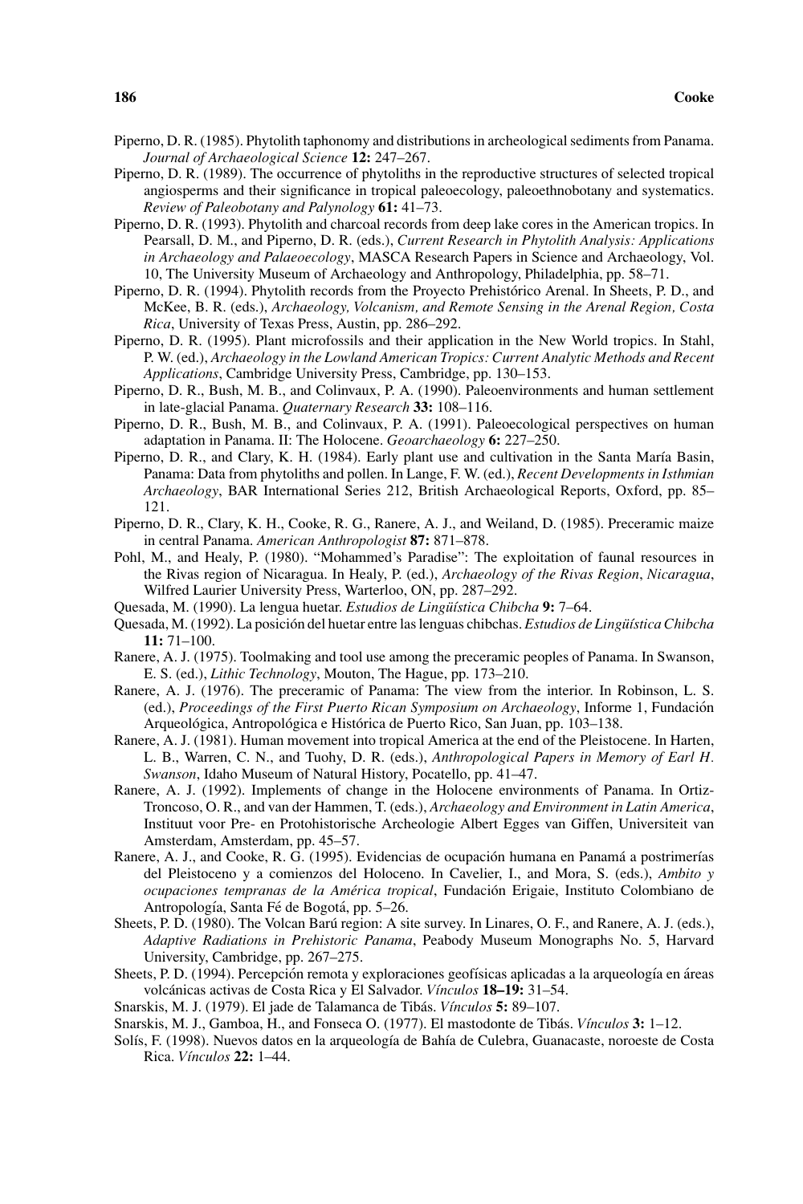Piperno, D. R. (1985). Phytolith taphonomy and distributions in archeological sediments from Panama. *Journal of Archaeological Science* **12:** 247–267.

Piperno, D. R. (1989). The occurrence of phytoliths in the reproductive structures of selected tropical angiosperms and their significance in tropical paleoecology, paleoethnobotany and systematics. *Review of Paleobotany and Palynology* **61:** 41–73.

Piperno, D. R. (1993). Phytolith and charcoal records from deep lake cores in the American tropics. In Pearsall, D. M., and Piperno, D. R. (eds.), *Current Research in Phytolith Analysis: Applications in Archaeology and Palaeoecology*, MASCA Research Papers in Science and Archaeology, Vol. 10, The University Museum of Archaeology and Anthropology, Philadelphia, pp. 58–71.

Piperno, D. R. (1994). Phytolith records from the Proyecto Prehistórico Arenal. In Sheets, P. D., and McKee, B. R. (eds.), *Archaeology, Volcanism, and Remote Sensing in the Arenal Region, Costa Rica*, University of Texas Press, Austin, pp. 286–292.

Piperno, D. R. (1995). Plant microfossils and their application in the New World tropics. In Stahl, P. W. (ed.), *Archaeology in the Lowland American Tropics: Current Analytic Methods and Recent Applications*, Cambridge University Press, Cambridge, pp. 130–153.

Piperno, D. R., Bush, M. B., and Colinvaux, P. A. (1990). Paleoenvironments and human settlement in late-glacial Panama. *Quaternary Research* **33:** 108–116.

Piperno, D. R., Bush, M. B., and Colinvaux, P. A. (1991). Paleoecological perspectives on human adaptation in Panama. II: The Holocene. *Geoarchaeology* **6:** 227–250.

Piperno, D. R., and Clary, K. H. (1984). Early plant use and cultivation in the Santa María Basin, Panama: Data from phytoliths and pollen. In Lange, F. W. (ed.), *Recent Developments in Isthmian Archaeology*, BAR International Series 212, British Archaeological Reports, Oxford, pp. 85–121.

Piperno, D. R., Clary, K. H., Cooke, R. G., Ranere, A. J., and Weiland, D. (1985). Preceramic maize in central Panama. *American Anthropologist* **87:** 871–878.

Pohl, M., and Healy, P. (1980). "Mohammed's Paradise": The exploitation of faunal resources in the Rivas region of Nicaragua. In Healy, P. (ed.), *Archaeology of the Rivas Region*, *Nicaragua*, Wilfred Laurier University Press, Warterloo, ON, pp. 287–292.

Quesada, M. (1990). La lengua huetar. *Estudios de Lingüística Chibcha* **9:** 7–64.

Quesada, M. (1992). La posición del huetar entre las lenguas chibchas. *Estudios de Lingüística Chibcha* **11:** 71–100.

Ranere, A. J. (1975). Toolmaking and tool use among the preceramic peoples of Panama. In Swanson, E. S. (ed.), *Lithic Technology*, Mouton, The Hague, pp. 173–210.

Ranere, A. J. (1976). The preceramic of Panama: The view from the interior. In Robinson, L. S. (ed.), *Proceedings of the First Puerto Rican Symposium on Archaeology*, Informe 1, Fundación Arqueológica, Antropológica e Histórica de Puerto Rico, San Juan, pp. 103–138.

Ranere, A. J. (1981). Human movement into tropical America at the end of the Pleistocene. In Harten, L. B., Warren, C. N., and Tuohy, D. R. (eds.), *Anthropological Papers in Memory of Earl H. Swanson*, Idaho Museum of Natural History, Pocatello, pp. 41–47.

Ranere, A. J. (1992). Implements of change in the Holocene environments of Panama. In Ortiz-Troncoso, O. R., and van der Hammen, T. (eds.), *Archaeology and Environment in Latin America*, Instituut voor Pre- en Protohistorische Archeologie Albert Egges van Giffen, Universiteit van Amsterdam, Amsterdam, pp. 45–57.

Ranere, A. J., and Cooke, R. G. (1995). Evidencias de ocupación humana en Panamá a postrimerías del Pleistoceno y a comienzos del Holoceno. In Cavelier, I., and Mora, S. (eds.), *Ambito y ocupaciones tempranas de la América tropical*, Fundación Erigaie, Instituto Colombiano de Antropología, Santa Fé de Bogotá, pp. 5–26.

Sheets, P. D. (1980). The Volcan Barú region: A site survey. In Linares, O. F., and Ranere, A. J. (eds.), *Adaptive Radiations in Prehistoric Panama*, Peabody Museum Monographs No. 5, Harvard University, Cambridge, pp. 267–275.

Sheets, P. D. (1994). Percepción remota y exploraciones geofísicas aplicadas a la arqueología en áreas volcánicas activas de Costa Rica y El Salvador. *Vínculos* **18–19:** 31–54.

Snarskis, M. J. (1979). El jade de Talamanca de Tibás. *Vínculos* **5:** 89–107.

Snarskis, M. J., Gamboa, H., and Fonseca O. (1977). El mastodonte de Tibás. *Vínculos* **3:** 1–12.

Solís, F. (1998). Nuevos datos en la arqueología de Bahía de Culebra, Guanacaste, noroeste de Costa Rica. *Vínculos* **22:** 1–44.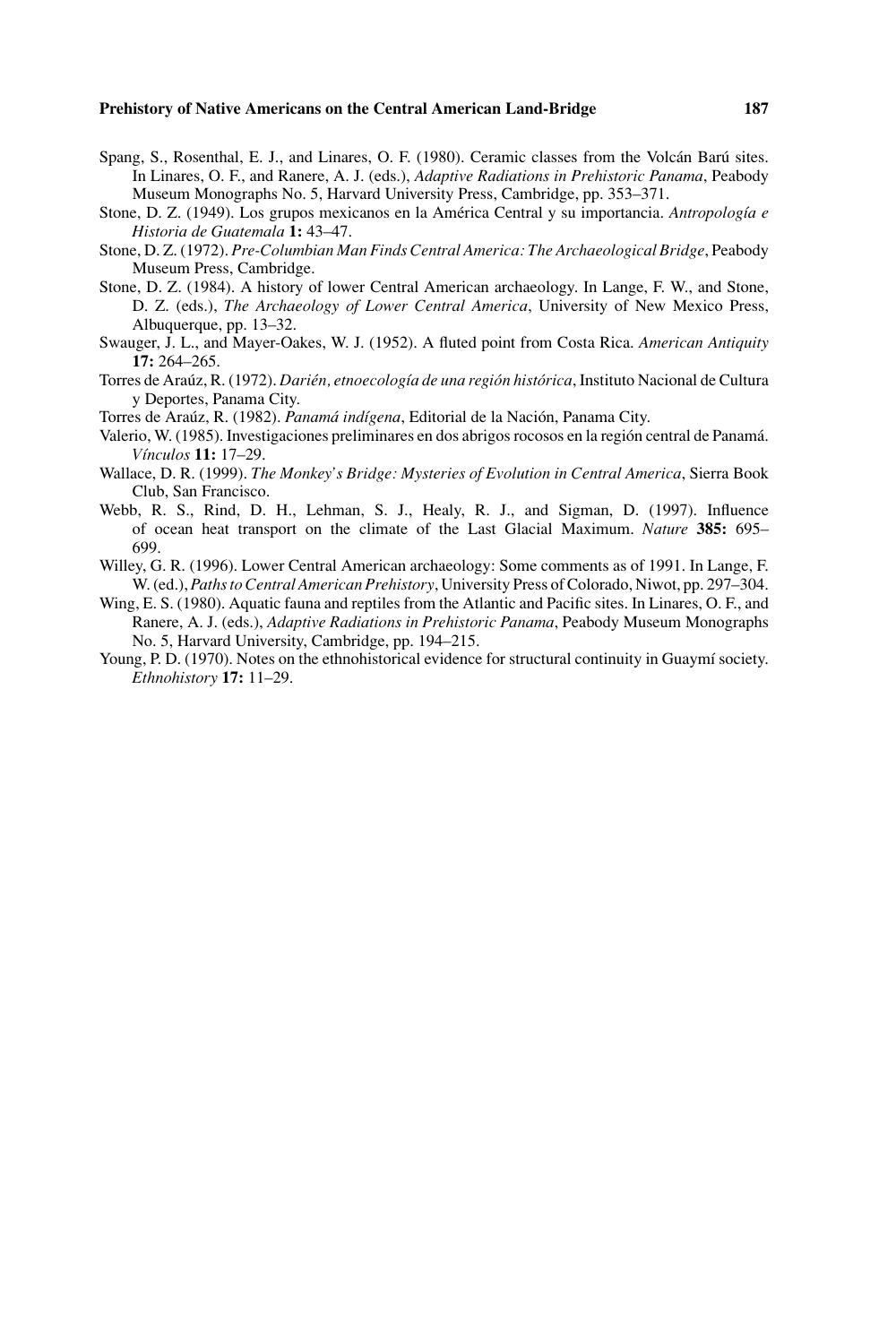Spang, S., Rosenthal, E. J., and Linares, O. F. (1980). Ceramic classes from the Volcán Barú sites. In Linares, O. F., and Ranere, A. J. (eds.), *Adaptive Radiations in Prehistoric Panama*, Peabody Museum Monographs No. 5, Harvard University Press, Cambridge, pp. 353–371.

Stone, D. Z. (1949). Los grupos mexicanos en la América Central y su importancia. *Antropología e Historia de Guatemala* **1:** 43–47.

Stone, D. Z. (1972). *Pre-Columbian Man Finds Central America: The Archaeological Bridge*, Peabody Museum Press, Cambridge.

Stone, D. Z. (1984). A history of lower Central American archaeology. In Lange, F. W., and Stone, D. Z. (eds.), *The Archaeology of Lower Central America*, University of New Mexico Press, Albuquerque, pp. 13–32.

Swauger, J. L., and Mayer-Oakes, W. J. (1952). A fluted point from Costa Rica. *American Antiquity* **17:** 264–265.

Torres de Araúz, R. (1972). *Darién, etnoecología de una región histórica*, Instituto Nacional de Cultura y Deportes, Panama City.

Torres de Araúz, R. (1982). *Panamá indígena*, Editorial de la Nación, Panama City.

Valerio, W. (1985). Investigaciones preliminares en dos abrigos rocosos en la región central de Panamá. *Vínculos* **11:** 17–29.

Wallace, D. R. (1999). *The Monkey's Bridge: Mysteries of Evolution in Central America*, Sierra Book Club, San Francisco.

Webb, R. S., Rind, D. H., Lehman, S. J., Healy, R. J., and Sigman, D. (1997). Influence of ocean heat transport on the climate of the Last Glacial Maximum. *Nature* **385:** 695–699.

Willey, G. R. (1996). Lower Central American archaeology: Some comments as of 1991. In Lange, F. W. (ed.), *Paths to Central American Prehistory*, University Press of Colorado, Niwot, pp. 297–304.

Wing, E. S. (1980). Aquatic fauna and reptiles from the Atlantic and Pacific sites. In Linares, O. F., and Ranere, A. J. (eds.), *Adaptive Radiations in Prehistoric Panama*, Peabody Museum Monographs No. 5, Harvard University, Cambridge, pp. 194–215.

Young, P. D. (1970). Notes on the ethnohistorical evidence for structural continuity in Guaymí society. *Ethnohistory* **17:** 11–29.